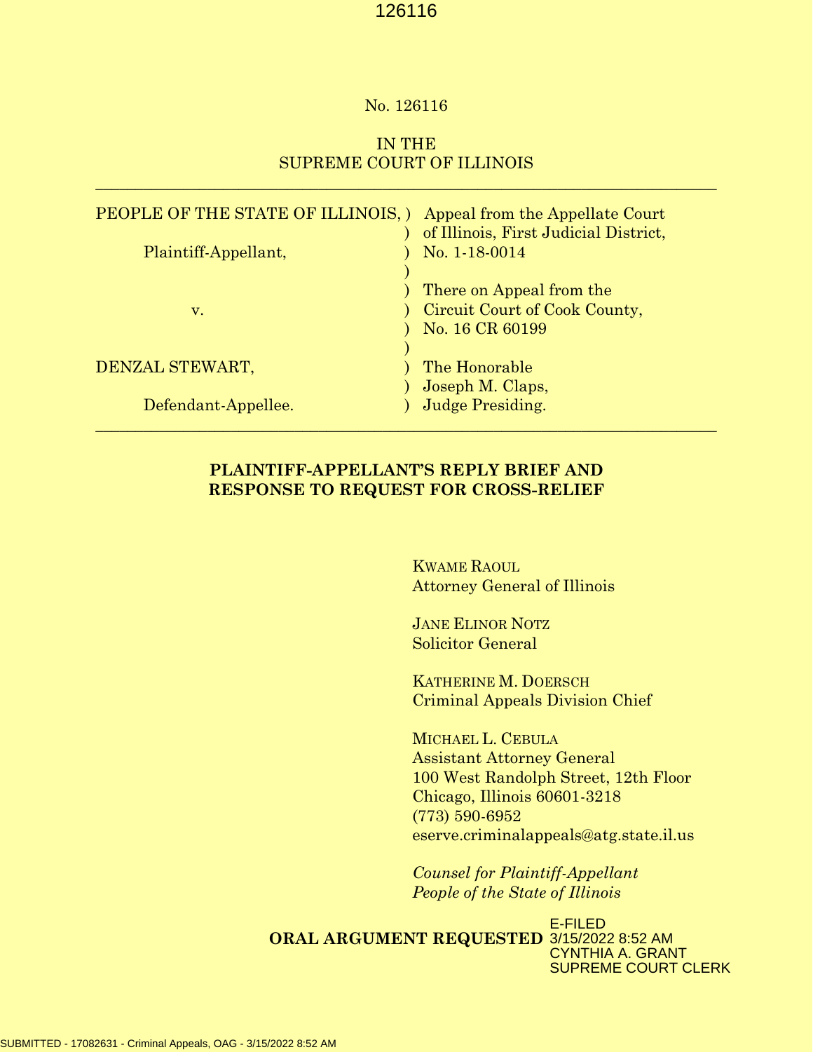No. 126116

IN THE
SUPREME COURT OF ILLINOIS

| | | |
|---|---|---|
| PEOPLE OF THE STATE OF ILLINOIS, | ) | Appeal from the Appellate Court |
| | ) | of Illinois, First Judicial District, |
| Plaintiff-Appellant, | ) | No. 1-18-0014 |
| | ) | |
| | ) | There on Appeal from the |
| v. | ) | Circuit Court of Cook County, |
| | ) | No. 16 CR 60199 |
| | ) | |
| DENZAL STEWART, | ) | The Honorable |
| | ) | Joseph M. Claps, |
| Defendant-Appellee. | ) | Judge Presiding. |

**PLAINTIFF-APPELLANT'S REPLY BRIEF AND RESPONSE TO REQUEST FOR CROSS-RELIEF**

KWAME RAOUL
Attorney General of Illinois

JANE ELINOR NOTZ
Solicitor General

KATHERINE M. DOERSCH
Criminal Appeals Division Chief

MICHAEL L. CEBULA
Assistant Attorney General
100 West Randolph Street, 12th Floor
Chicago, Illinois 60601-3218
(773) 590-6952
eserve.criminalappeals@atg.state.il.us

*Counsel for Plaintiff-Appellant People of the State of Illinois*

**ORAL ARGUMENT REQUESTED**

E-FILED
3/15/2022 8:52 AM
CYNTHIA A. GRANT
SUPREME COURT CLERK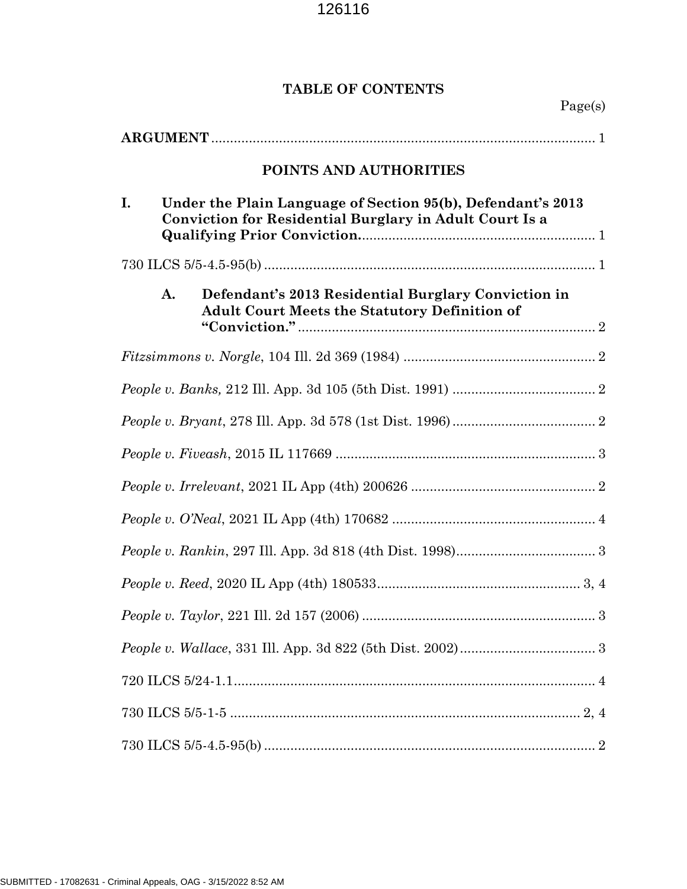# TABLE OF CONTENTS

Page(s)

**ARGUMENT** ........................................................................................................ 1

## POINTS AND AUTHORITIES

**I. Under the Plain Language of Section 95(b), Defendant's 2013 Conviction for Residential Burglary in Adult Court Is a Qualifying Prior Conviction.** ............................................................... 1

730 ILCS 5/5-4.5-95(b) ........................................................................................ 1

**A. Defendant's 2013 Residential Burglary Conviction in Adult Court Meets the Statutory Definition of "Conviction."** ............................................................................... 2

*Fitzsimmons v. Norgle*, 104 Ill. 2d 369 (1984) .................................................... 2

*People v. Banks,* 212 Ill. App. 3d 105 (5th Dist. 1991) ...................................... 2

*People v. Bryant*, 278 Ill. App. 3d 578 (1st Dist. 1996) ...................................... 2

*People v. Fiveash*, 2015 IL 117669 ...................................................................... 3

*People v. Irrelevant*, 2021 IL App (4th) 200626 .................................................. 2

*People v. O'Neal*, 2021 IL App (4th) 170682 ....................................................... 4

*People v. Rankin*, 297 Ill. App. 3d 818 (4th Dist. 1998)...................................... 3

*People v. Reed*, 2020 IL App (4th) 180533....................................................... 3, 4

*People v. Taylor*, 221 Ill. 2d 157 (2006) ............................................................... 3

*People v. Wallace*, 331 Ill. App. 3d 822 (5th Dist. 2002)..................................... 3

720 ILCS 5/24-1.1................................................................................................. 4

730 ILCS 5/5-1-5 ............................................................................................. 2, 4

730 ILCS 5/5-4.5-95(b) ........................................................................................ 2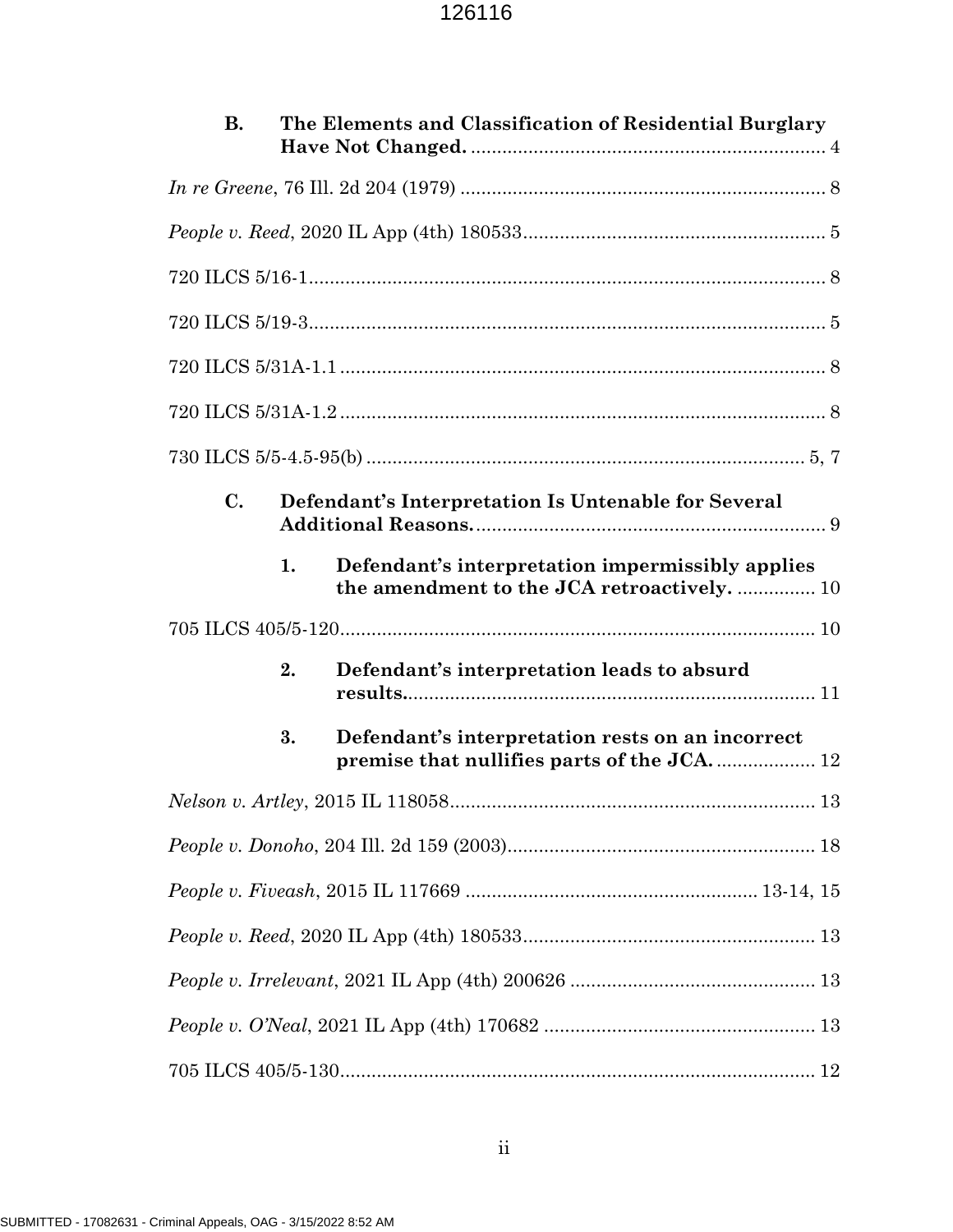**B. The Elements and Classification of Residential Burglary Have Not Changed.** .................................................................... 4

*In re Greene*, 76 Ill. 2d 204 (1979) ...................................................................... 8

*People v. Reed*, 2020 IL App (4th) 180533.......................................................... 5

720 ILCS 5/16-1.................................................................................................. 8

720 ILCS 5/19-3.................................................................................................. 5

720 ILCS 5/31A-1.1 ............................................................................................ 8

720 ILCS 5/31A-1.2 ............................................................................................ 8

730 ILCS 5/5-4.5-95(b) .................................................................................... 5, 7

**C. Defendant's Interpretation Is Untenable for Several Additional Reasons.** ................................................................... 9

**1. Defendant's interpretation impermissibly applies the amendment to the JCA retroactively.** ............... 10

705 ILCS 405/5-120.......................................................................................... 10

**2. Defendant's interpretation leads to absurd results.** .............................................................................. 11

**3. Defendant's interpretation rests on an incorrect premise that nullifies parts of the JCA.** ................... 12

*Nelson v. Artley*, 2015 IL 118058...................................................................... 13

*People v. Donoho*, 204 Ill. 2d 159 (2003)........................................................... 18

*People v. Fiveash*, 2015 IL 117669 ....................................................... 13-14, 15

*People v. Reed*, 2020 IL App (4th) 180533........................................................ 13

*People v. Irrelevant*, 2021 IL App (4th) 200626 ............................................... 13

*People v. O'Neal*, 2021 IL App (4th) 170682 .................................................... 13

705 ILCS 405/5-130.......................................................................................... 12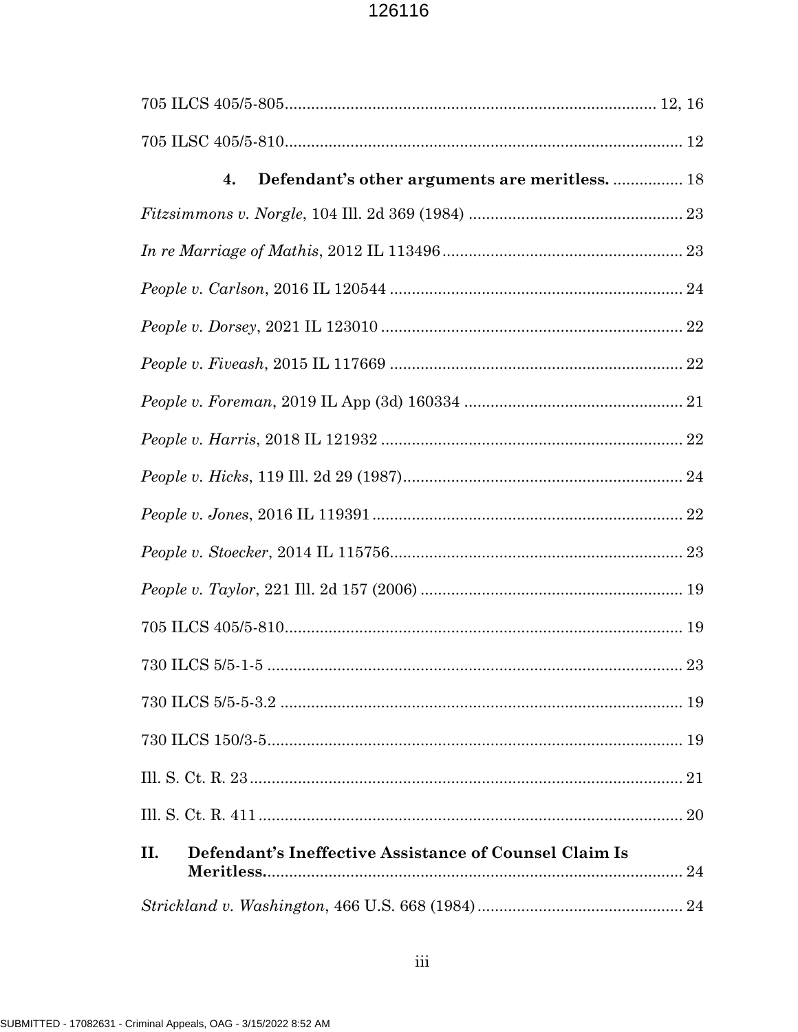705 ILCS 405/5-805 .................................................................................... 12, 16

705 ILSC 405/5-810 .......................................................................................... 12

**4. Defendant's other arguments are meritless.** ................ 18

*Fitzsimmons v. Norgle*, 104 Ill. 2d 369 (1984) ................................................. 23

*In re Marriage of Mathis*, 2012 IL 113496 ....................................................... 23

*People v. Carlson*, 2016 IL 120544 .................................................................. 24

*People v. Dorsey*, 2021 IL 123010 ..................................................................... 22

*People v. Fiveash*, 2015 IL 117669 .................................................................. 22

*People v. Foreman*, 2019 IL App (3d) 160334 .................................................. 21

*People v. Harris*, 2018 IL 121932 ..................................................................... 22

*People v. Hicks*, 119 Ill. 2d 29 (1987) ................................................................ 24

*People v. Jones*, 2016 IL 119391 ....................................................................... 22

*People v. Stoecker*, 2014 IL 115756 ................................................................... 23

*People v. Taylor*, 221 Ill. 2d 157 (2006) ............................................................ 19

705 ILCS 405/5-810 ........................................................................................... 19

730 ILCS 5/5-1-5 ............................................................................................... 23

730 ILCS 5/5-5-3.2 ............................................................................................ 19

730 ILCS 150/3-5 ............................................................................................... 19

Ill. S. Ct. R. 23 ................................................................................................... 21

Ill. S. Ct. R. 411 ................................................................................................. 20

**II. Defendant's Ineffective Assistance of Counsel Claim Is Meritless.** ................................................................................ 24

*Strickland v. Washington*, 466 U.S. 668 (1984) ............................................... 24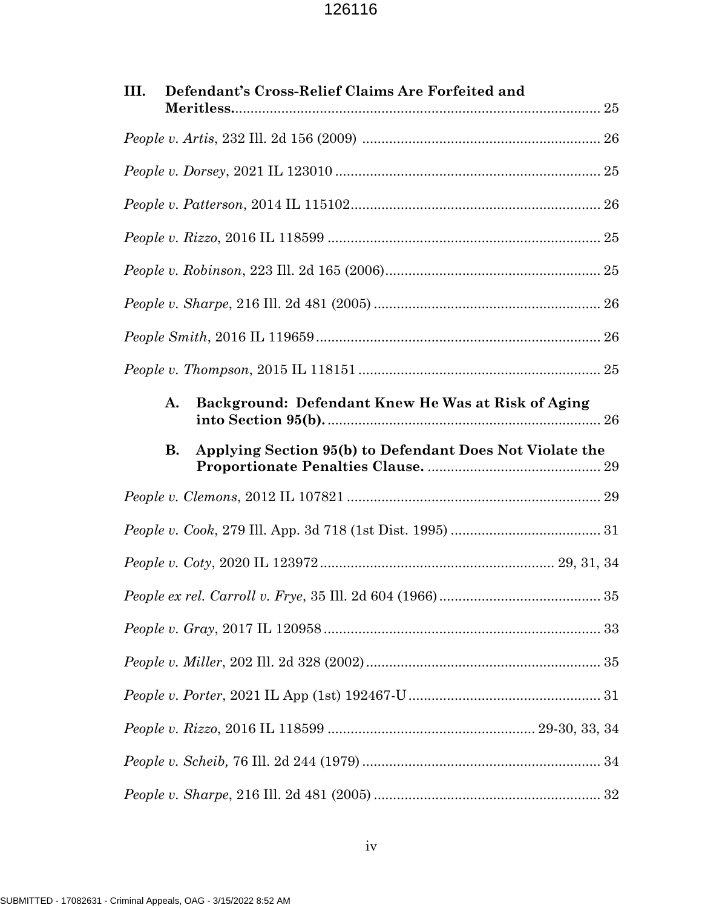**III. Defendant's Cross-Relief Claims Are Forfeited and Meritless.** ..... 25

*People v. Artis*, 232 Ill. 2d 156 (2009) ..... 26

*People v. Dorsey*, 2021 IL 123010 ..... 25

*People v. Patterson*, 2014 IL 115102 ..... 26

*People v. Rizzo*, 2016 IL 118599 ..... 25

*People v. Robinson*, 223 Ill. 2d 165 (2006) ..... 25

*People v. Sharpe*, 216 Ill. 2d 481 (2005) ..... 26

*People Smith*, 2016 IL 119659 ..... 26

*People v. Thompson*, 2015 IL 118151 ..... 25

**A. Background: Defendant Knew He Was at Risk of Aging into Section 95(b).** ..... 26

**B. Applying Section 95(b) to Defendant Does Not Violate the Proportionate Penalties Clause.** ..... 29

*People v. Clemons*, 2012 IL 107821 ..... 29

*People v. Cook*, 279 Ill. App. 3d 718 (1st Dist. 1995) ..... 31

*People v. Coty*, 2020 IL 123972 ..... 29, 31, 34

*People ex rel. Carroll v. Frye*, 35 Ill. 2d 604 (1966) ..... 35

*People v. Gray*, 2017 IL 120958 ..... 33

*People v. Miller*, 202 Ill. 2d 328 (2002) ..... 35

*People v. Porter*, 2021 IL App (1st) 192467-U ..... 31

*People v. Rizzo*, 2016 IL 118599 ..... 29-30, 33, 34

*People v. Scheib,* 76 Ill. 2d 244 (1979) ..... 34

*People v. Sharpe*, 216 Ill. 2d 481 (2005) ..... 32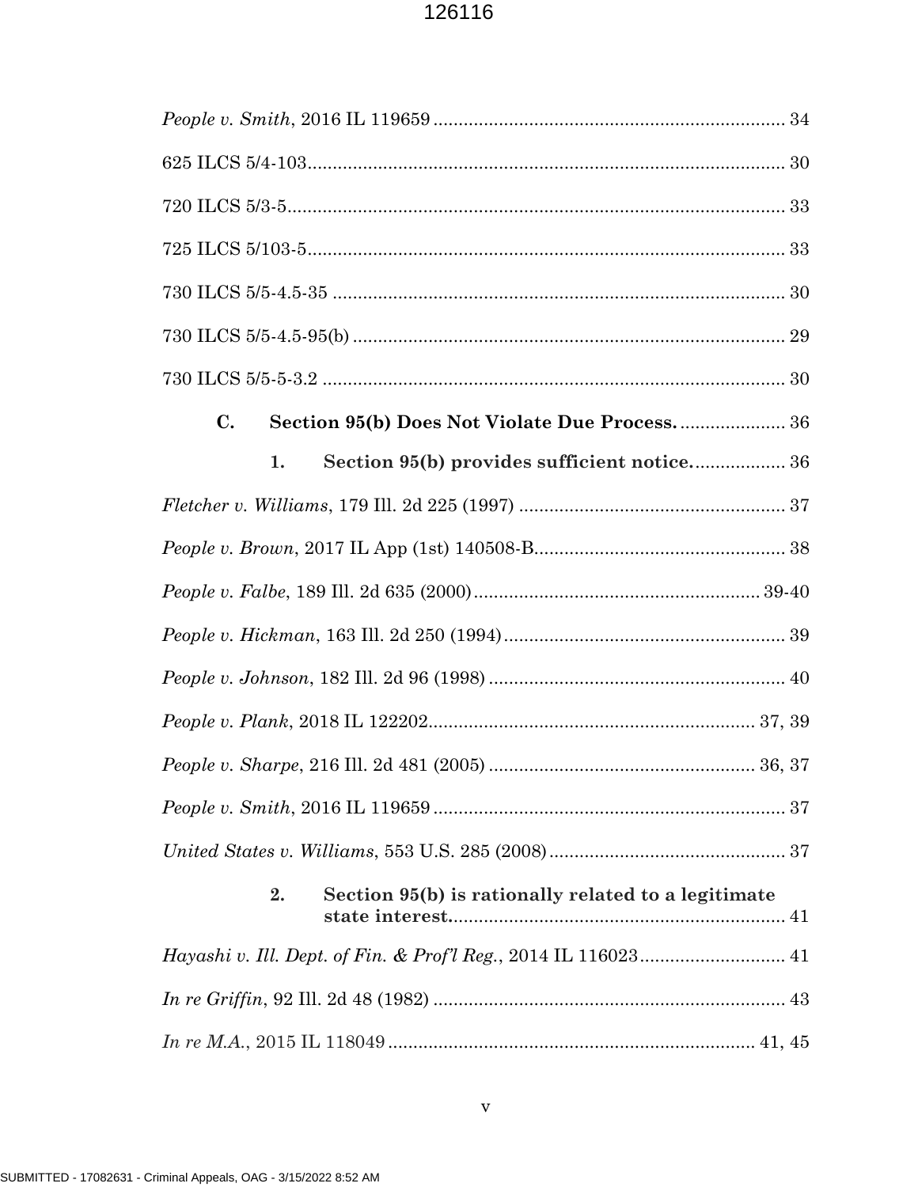*People v. Smith*, 2016 IL 119659 ..................................................................... 34

625 ILCS 5/4-103.............................................................................................. 30

720 ILCS 5/3-5.................................................................................................. 33

725 ILCS 5/103-5.............................................................................................. 33

730 ILCS 5/5-4.5-35 ......................................................................................... 30

730 ILCS 5/5-4.5-95(b) ..................................................................................... 29

730 ILCS 5/5-5-3.2 ........................................................................................... 30

**C. Section 95(b) Does Not Violate Due Process.** .................... 36

**1. Section 95(b) provides sufficient notice.** .................. 36

*Fletcher v. Williams*, 179 Ill. 2d 225 (1997) .................................................... 37

*People v. Brown*, 2017 IL App (1st) 140508-B................................................. 38

*People v. Falbe*, 189 Ill. 2d 635 (2000)......................................................... 39-40

*People v. Hickman*, 163 Ill. 2d 250 (1994)........................................................ 39

*People v. Johnson*, 182 Ill. 2d 96 (1998) .......................................................... 40

*People v. Plank*, 2018 IL 122202................................................................. 37, 39

*People v. Sharpe*, 216 Ill. 2d 481 (2005) .................................................... 36, 37

*People v. Smith*, 2016 IL 119659 ..................................................................... 37

*United States v. Williams*, 553 U.S. 285 (2008) .............................................. 37

**2. Section 95(b) is rationally related to a legitimate state interest.** .................................................................. 41

*Hayashi v. Ill. Dept. of Fin. & Prof'l Reg.*, 2014 IL 116023............................ 41

*In re Griffin*, 92 Ill. 2d 48 (1982) ..................................................................... 43

*In re M.A.*, 2015 IL 118049 ........................................................................ 41, 45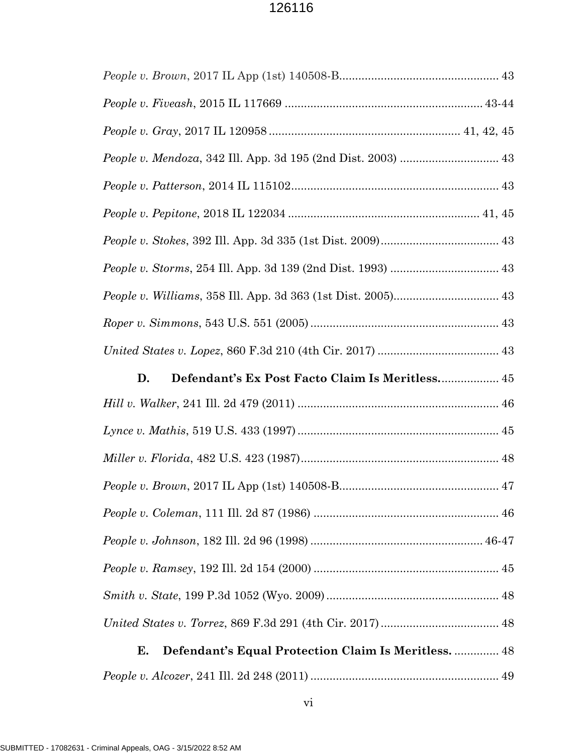*People v. Brown*, 2017 IL App (1st) 140508-B.................................................. 43

*People v. Fiveash*, 2015 IL 117669 .............................................................. 43-44

*People v. Gray*, 2017 IL 120958 ........................................................... 41, 42, 45

*People v. Mendoza*, 342 Ill. App. 3d 195 (2nd Dist. 2003) ............................... 43

*People v. Patterson*, 2014 IL 115102................................................................. 43

*People v. Pepitone*, 2018 IL 122034 ........................................................... 41, 45

*People v. Stokes*, 392 Ill. App. 3d 335 (1st Dist. 2009)..................................... 43

*People v. Storms*, 254 Ill. App. 3d 139 (2nd Dist. 1993) .................................. 43

*People v. Williams*, 358 Ill. App. 3d 363 (1st Dist. 2005)................................. 43

*Roper v. Simmons*, 543 U.S. 551 (2005) ........................................................... 43

*United States v. Lopez*, 860 F.3d 210 (4th Cir. 2017) ...................................... 43

**D. Defendant's Ex Post Facto Claim Is Meritless.**.................. 45

*Hill v. Walker*, 241 Ill. 2d 479 (2011) ............................................................... 46

*Lynce v. Mathis*, 519 U.S. 433 (1997) ............................................................... 45

*Miller v. Florida*, 482 U.S. 423 (1987)............................................................. 48

*People v. Brown*, 2017 IL App (1st) 140508-B.................................................. 47

*People v. Coleman*, 111 Ill. 2d 87 (1986) .......................................................... 46

*People v. Johnson*, 182 Ill. 2d 96 (1998) ....................................................... 46-47

*People v. Ramsey*, 192 Ill. 2d 154 (2000) .......................................................... 45

*Smith v. State*, 199 P.3d 1052 (Wyo. 2009)...................................................... 48

*United States v. Torrez*, 869 F.3d 291 (4th Cir. 2017)..................................... 48

**E. Defendant's Equal Protection Claim Is Meritless.** .............. 48

*People v. Alcozer*, 241 Ill. 2d 248 (2011) .......................................................... 49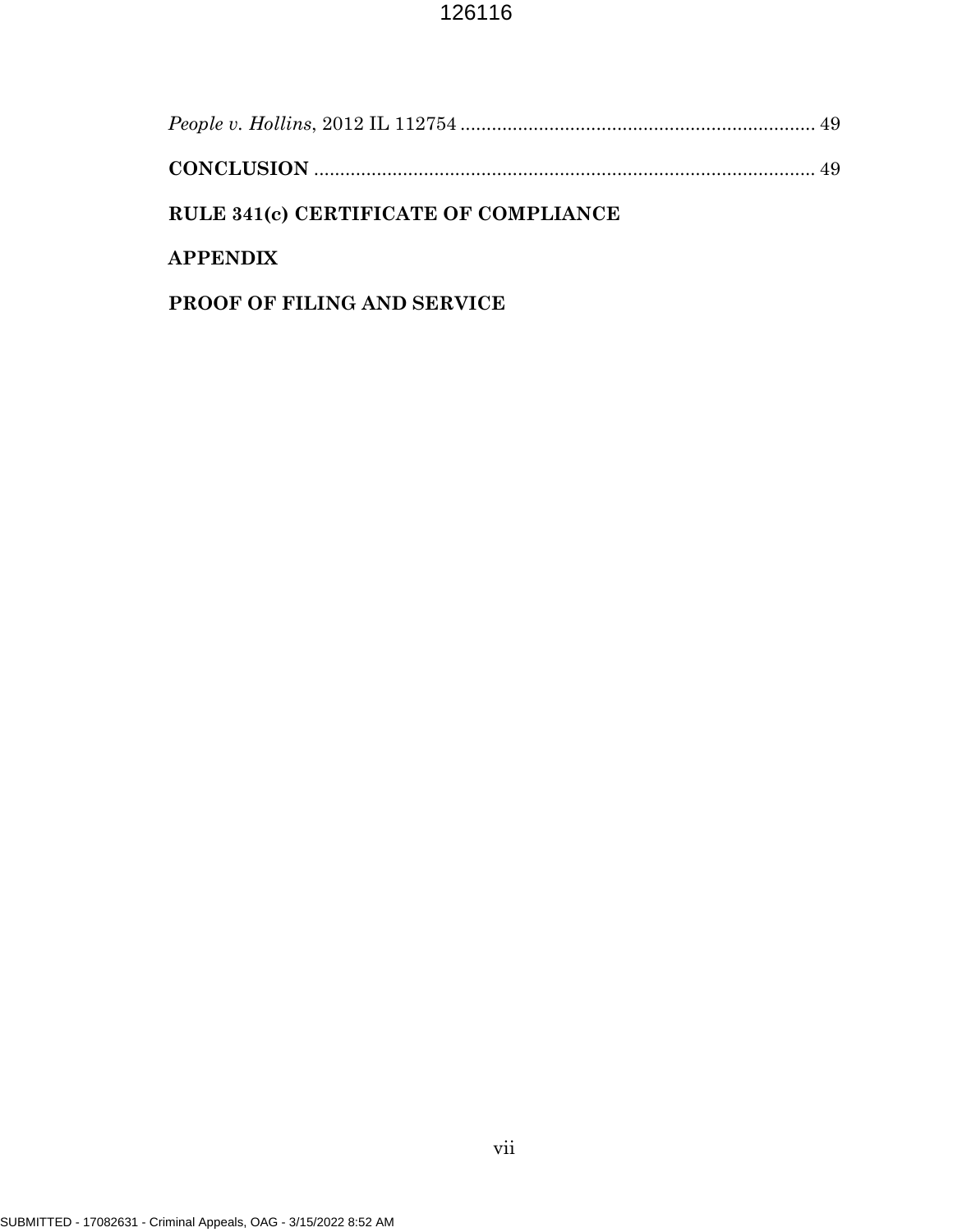*People v. Hollins*, 2012 IL 112754 .................................................................... 49

**CONCLUSION** ................................................................................................ 49

**RULE 341(c) CERTIFICATE OF COMPLIANCE**

**APPENDIX**

**PROOF OF FILING AND SERVICE**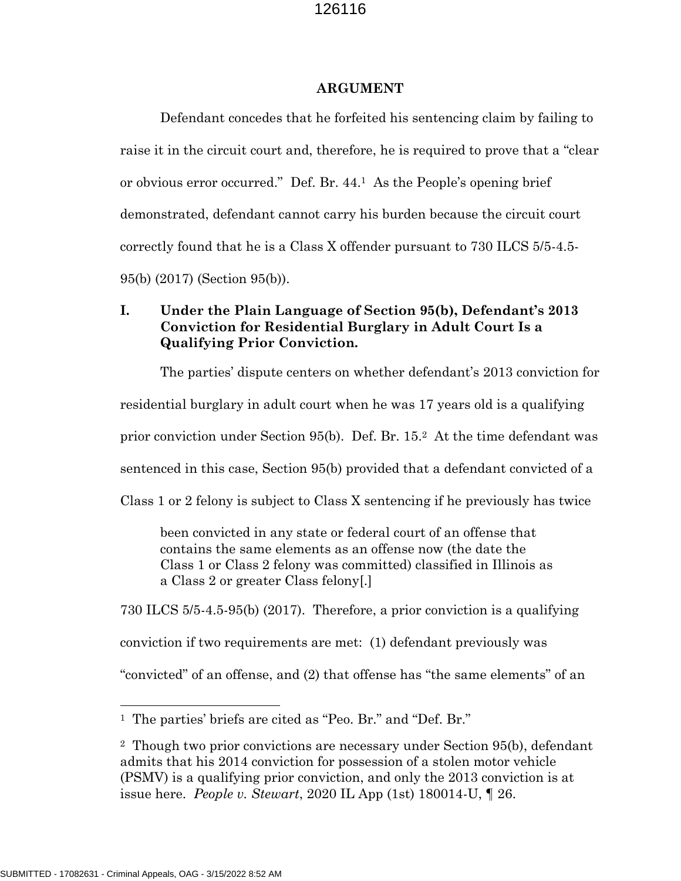## ARGUMENT

Defendant concedes that he forfeited his sentencing claim by failing to raise it in the circuit court and, therefore, he is required to prove that a "clear or obvious error occurred." Def. Br. 44.[1] As the People's opening brief demonstrated, defendant cannot carry his burden because the circuit court correctly found that he is a Class X offender pursuant to 730 ILCS 5/5-4.5-95(b) (2017) (Section 95(b)).

### I. Under the Plain Language of Section 95(b), Defendant's 2013 Conviction for Residential Burglary in Adult Court Is a Qualifying Prior Conviction.

The parties' dispute centers on whether defendant's 2013 conviction for residential burglary in adult court when he was 17 years old is a qualifying prior conviction under Section 95(b). Def. Br. 15.[2] At the time defendant was sentenced in this case, Section 95(b) provided that a defendant convicted of a Class 1 or 2 felony is subject to Class X sentencing if he previously has twice

> been convicted in any state or federal court of an offense that contains the same elements as an offense now (the date the Class 1 or Class 2 felony was committed) classified in Illinois as a Class 2 or greater Class felony[.]

730 ILCS 5/5-4.5-95(b) (2017). Therefore, a prior conviction is a qualifying conviction if two requirements are met: (1) defendant previously was "convicted" of an offense, and (2) that offense has "the same elements" of an

---

[1] The parties' briefs are cited as "Peo. Br." and "Def. Br."

[2] Though two prior convictions are necessary under Section 95(b), defendant admits that his 2014 conviction for possession of a stolen motor vehicle (PSMV) is a qualifying prior conviction, and only the 2013 conviction is at issue here. *People v. Stewart*, 2020 IL App (1st) 180014-U, ¶ 26.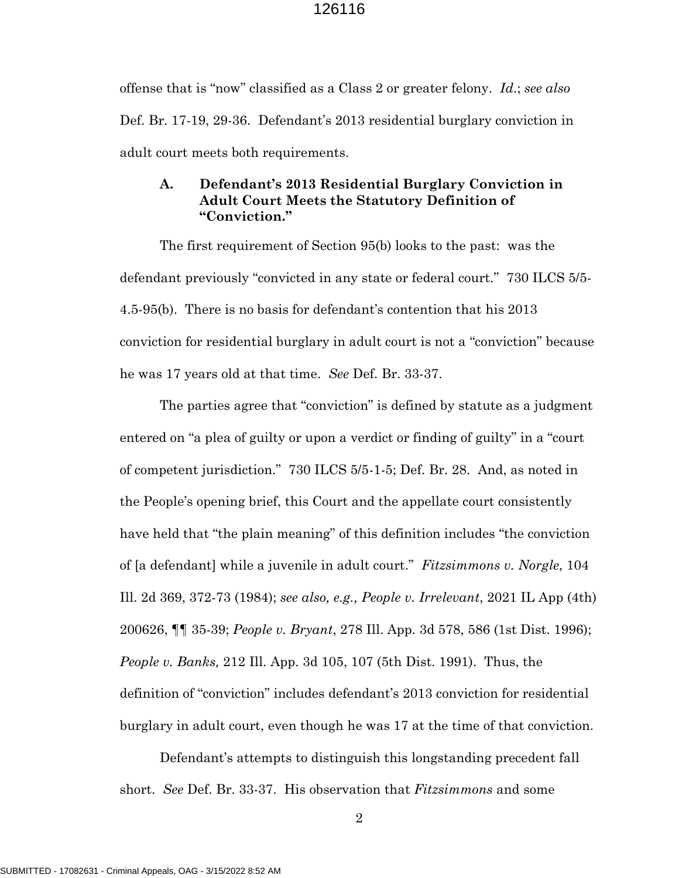offense that is "now" classified as a Class 2 or greater felony. *Id*.; *see also* Def. Br. 17-19, 29-36. Defendant's 2013 residential burglary conviction in adult court meets both requirements.

### A. Defendant's 2013 Residential Burglary Conviction in Adult Court Meets the Statutory Definition of "Conviction."

The first requirement of Section 95(b) looks to the past: was the defendant previously "convicted in any state or federal court." 730 ILCS 5/5-4.5-95(b). There is no basis for defendant's contention that his 2013 conviction for residential burglary in adult court is not a "conviction" because he was 17 years old at that time. *See* Def. Br. 33-37.

The parties agree that "conviction" is defined by statute as a judgment entered on "a plea of guilty or upon a verdict or finding of guilty" in a "court of competent jurisdiction." 730 ILCS 5/5-1-5; Def. Br. 28. And, as noted in the People's opening brief, this Court and the appellate court consistently have held that "the plain meaning" of this definition includes "the conviction of [a defendant] while a juvenile in adult court." *Fitzsimmons v. Norgle*, 104 Ill. 2d 369, 372-73 (1984); *see also, e.g., People v. Irrelevant*, 2021 IL App (4th) 200626, ¶¶ 35-39; *People v. Bryant*, 278 Ill. App. 3d 578, 586 (1st Dist. 1996); *People v. Banks,* 212 Ill. App. 3d 105, 107 (5th Dist. 1991). Thus, the definition of "conviction" includes defendant's 2013 conviction for residential burglary in adult court, even though he was 17 at the time of that conviction.

Defendant's attempts to distinguish this longstanding precedent fall short. *See* Def. Br. 33-37. His observation that *Fitzsimmons* and some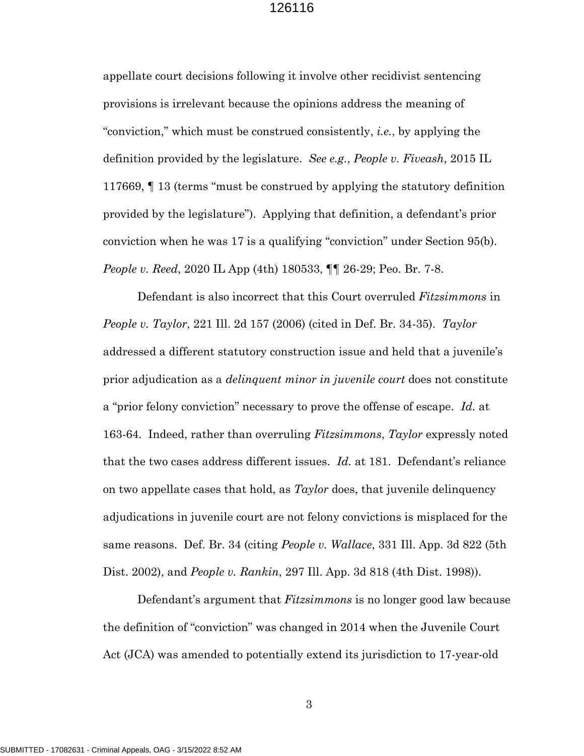appellate court decisions following it involve other recidivist sentencing provisions is irrelevant because the opinions address the meaning of "conviction," which must be construed consistently, *i.e.*, by applying the definition provided by the legislature. *See e.g.*, *People v. Fiveash*, 2015 IL 117669, ¶ 13 (terms "must be construed by applying the statutory definition provided by the legislature"). Applying that definition, a defendant's prior conviction when he was 17 is a qualifying "conviction" under Section 95(b). *People v. Reed*, 2020 IL App (4th) 180533, ¶¶ 26-29; Peo. Br. 7-8.

Defendant is also incorrect that this Court overruled *Fitzsimmons* in *People v. Taylor*, 221 Ill. 2d 157 (2006) (cited in Def. Br. 34-35). *Taylor* addressed a different statutory construction issue and held that a juvenile's prior adjudication as a *delinquent minor in juvenile court* does not constitute a "prior felony conviction" necessary to prove the offense of escape. *Id.* at 163-64. Indeed, rather than overruling *Fitzsimmons*, *Taylor* expressly noted that the two cases address different issues. *Id.* at 181. Defendant's reliance on two appellate cases that hold, as *Taylor* does, that juvenile delinquency adjudications in juvenile court are not felony convictions is misplaced for the same reasons. Def. Br. 34 (citing *People v. Wallace*, 331 Ill. App. 3d 822 (5th Dist. 2002), and *People v. Rankin*, 297 Ill. App. 3d 818 (4th Dist. 1998)).

Defendant's argument that *Fitzsimmons* is no longer good law because the definition of "conviction" was changed in 2014 when the Juvenile Court Act (JCA) was amended to potentially extend its jurisdiction to 17-year-old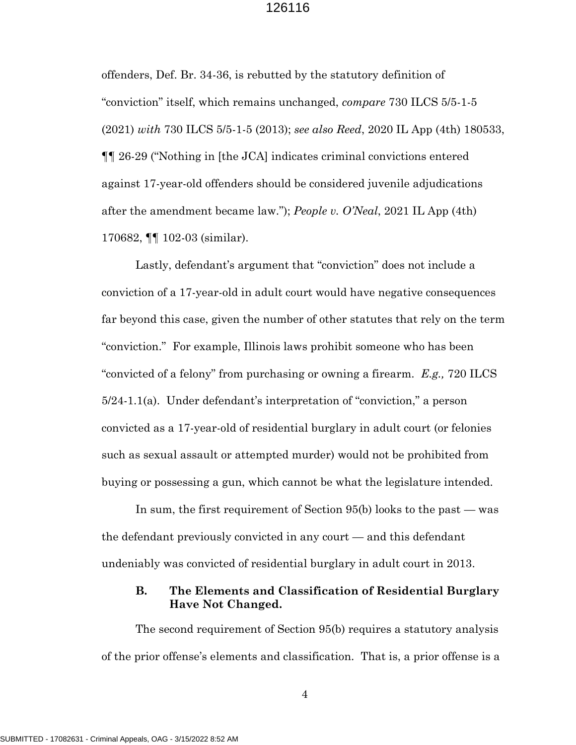offenders, Def. Br. 34-36, is rebutted by the statutory definition of "conviction" itself, which remains unchanged, *compare* 730 ILCS 5/5-1-5 (2021) *with* 730 ILCS 5/5-1-5 (2013); *see also Reed*, 2020 IL App (4th) 180533, ¶¶ 26-29 ("Nothing in [the JCA] indicates criminal convictions entered against 17-year-old offenders should be considered juvenile adjudications after the amendment became law."); *People v. O'Neal*, 2021 IL App (4th) 170682, ¶¶ 102-03 (similar).

Lastly, defendant's argument that "conviction" does not include a conviction of a 17-year-old in adult court would have negative consequences far beyond this case, given the number of other statutes that rely on the term "conviction." For example, Illinois laws prohibit someone who has been "convicted of a felony" from purchasing or owning a firearm. *E.g.,* 720 ILCS 5/24-1.1(a). Under defendant's interpretation of "conviction," a person convicted as a 17-year-old of residential burglary in adult court (or felonies such as sexual assault or attempted murder) would not be prohibited from buying or possessing a gun, which cannot be what the legislature intended.

In sum, the first requirement of Section 95(b) looks to the past — was the defendant previously convicted in any court — and this defendant undeniably was convicted of residential burglary in adult court in 2013.

### B. The Elements and Classification of Residential Burglary Have Not Changed.

The second requirement of Section 95(b) requires a statutory analysis of the prior offense's elements and classification. That is, a prior offense is a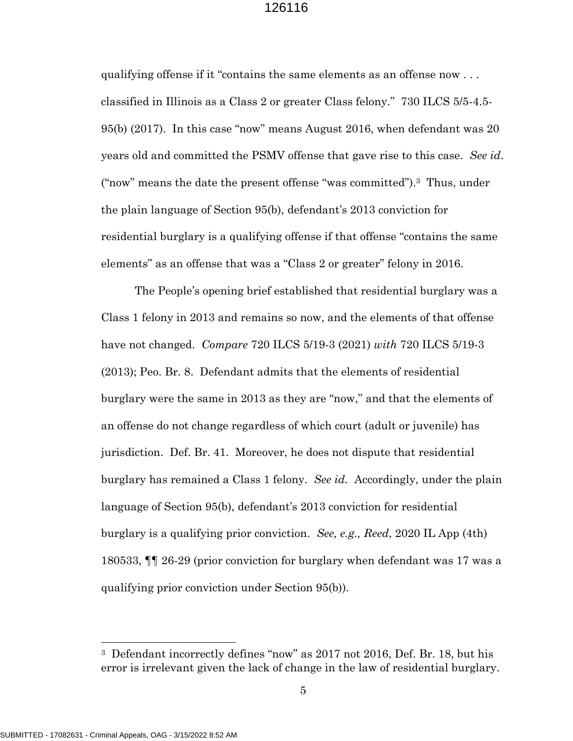qualifying offense if it "contains the same elements as an offense now . . . classified in Illinois as a Class 2 or greater Class felony." 730 ILCS 5/5-4.5-95(b) (2017). In this case "now" means August 2016, when defendant was 20 years old and committed the PSMV offense that gave rise to this case. *See id*. ("now" means the date the present offense "was committed").[3] Thus, under the plain language of Section 95(b), defendant's 2013 conviction for residential burglary is a qualifying offense if that offense "contains the same elements" as an offense that was a "Class 2 or greater" felony in 2016.

The People's opening brief established that residential burglary was a Class 1 felony in 2013 and remains so now, and the elements of that offense have not changed. *Compare* 720 ILCS 5/19-3 (2021) *with* 720 ILCS 5/19-3 (2013); Peo. Br. 8. Defendant admits that the elements of residential burglary were the same in 2013 as they are "now," and that the elements of an offense do not change regardless of which court (adult or juvenile) has jurisdiction. Def. Br. 41. Moreover, he does not dispute that residential burglary has remained a Class 1 felony. *See id.* Accordingly, under the plain language of Section 95(b), defendant's 2013 conviction for residential burglary is a qualifying prior conviction. *See, e.g., Reed*, 2020 IL App (4th) 180533, ¶¶ 26-29 (prior conviction for burglary when defendant was 17 was a qualifying prior conviction under Section 95(b)).

---

[3] Defendant incorrectly defines "now" as 2017 not 2016, Def. Br. 18, but his error is irrelevant given the lack of change in the law of residential burglary.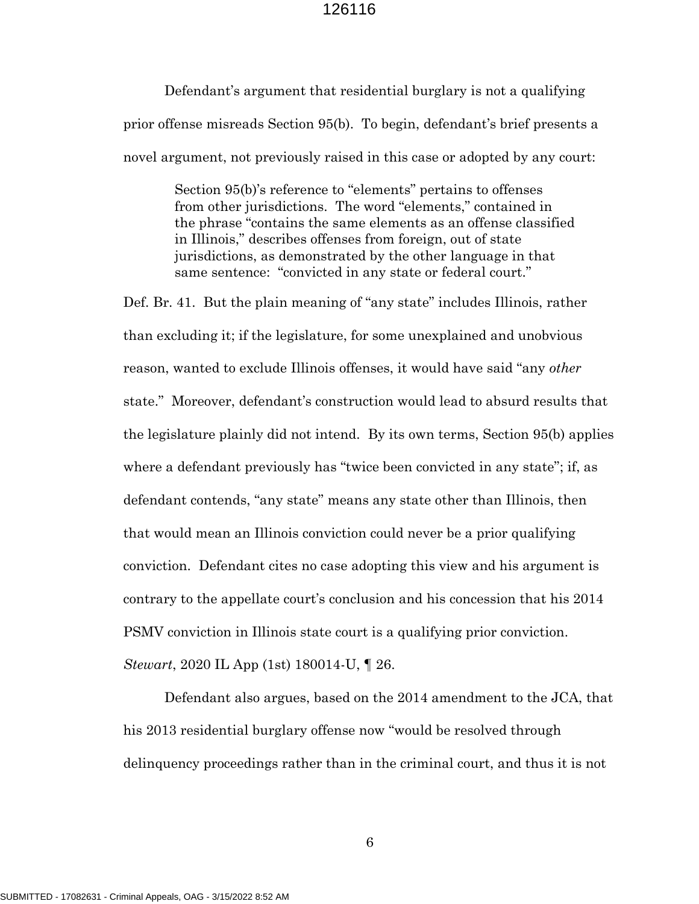Defendant's argument that residential burglary is not a qualifying prior offense misreads Section 95(b). To begin, defendant's brief presents a novel argument, not previously raised in this case or adopted by any court:

> Section 95(b)'s reference to "elements" pertains to offenses from other jurisdictions. The word "elements," contained in the phrase "contains the same elements as an offense classified in Illinois," describes offenses from foreign, out of state jurisdictions, as demonstrated by the other language in that same sentence: "convicted in any state or federal court."

Def. Br. 41. But the plain meaning of "any state" includes Illinois, rather than excluding it; if the legislature, for some unexplained and unobvious reason, wanted to exclude Illinois offenses, it would have said "any *other* state." Moreover, defendant's construction would lead to absurd results that the legislature plainly did not intend. By its own terms, Section 95(b) applies where a defendant previously has "twice been convicted in any state"; if, as defendant contends, "any state" means any state other than Illinois, then that would mean an Illinois conviction could never be a prior qualifying conviction. Defendant cites no case adopting this view and his argument is contrary to the appellate court's conclusion and his concession that his 2014 PSMV conviction in Illinois state court is a qualifying prior conviction. *Stewart*, 2020 IL App (1st) 180014-U, ¶ 26.

Defendant also argues, based on the 2014 amendment to the JCA, that his 2013 residential burglary offense now "would be resolved through delinquency proceedings rather than in the criminal court, and thus it is not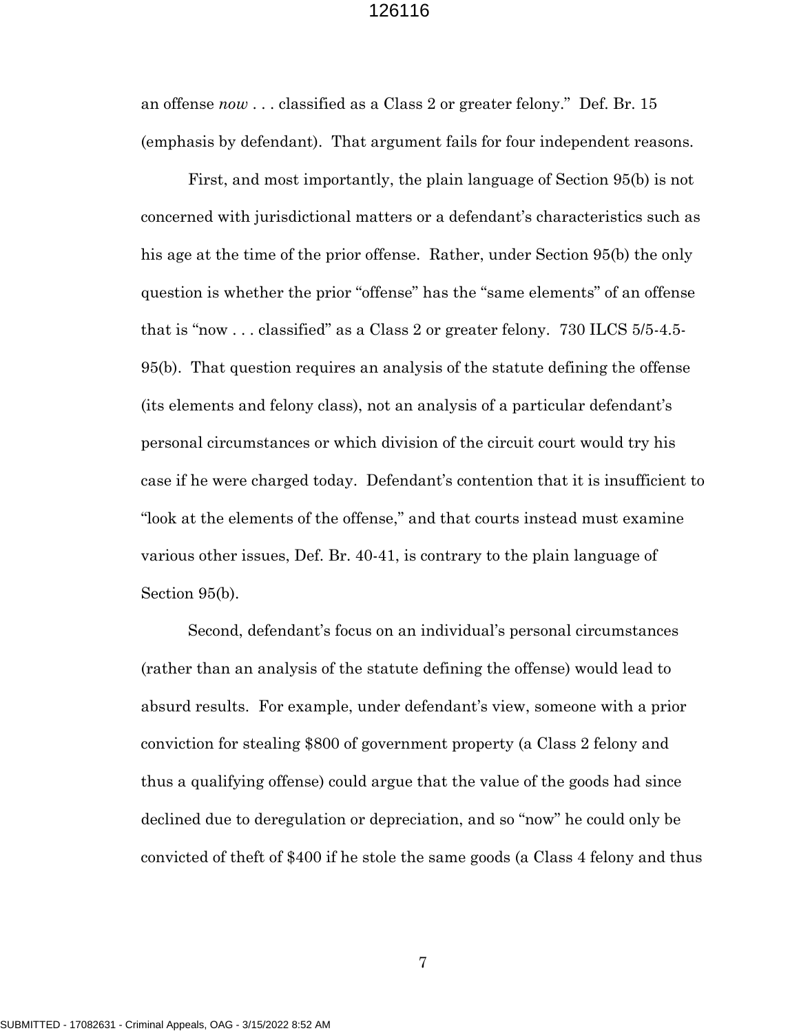an offense *now* . . . classified as a Class 2 or greater felony." Def. Br. 15 (emphasis by defendant). That argument fails for four independent reasons.

First, and most importantly, the plain language of Section 95(b) is not concerned with jurisdictional matters or a defendant's characteristics such as his age at the time of the prior offense. Rather, under Section 95(b) the only question is whether the prior "offense" has the "same elements" of an offense that is "now . . . classified" as a Class 2 or greater felony. 730 ILCS 5/5-4.5-95(b). That question requires an analysis of the statute defining the offense (its elements and felony class), not an analysis of a particular defendant's personal circumstances or which division of the circuit court would try his case if he were charged today. Defendant's contention that it is insufficient to "look at the elements of the offense," and that courts instead must examine various other issues, Def. Br. 40-41, is contrary to the plain language of Section 95(b).

Second, defendant's focus on an individual's personal circumstances (rather than an analysis of the statute defining the offense) would lead to absurd results. For example, under defendant's view, someone with a prior conviction for stealing $800 of government property (a Class 2 felony and thus a qualifying offense) could argue that the value of the goods had since declined due to deregulation or depreciation, and so "now" he could only be convicted of theft of $400 if he stole the same goods (a Class 4 felony and thus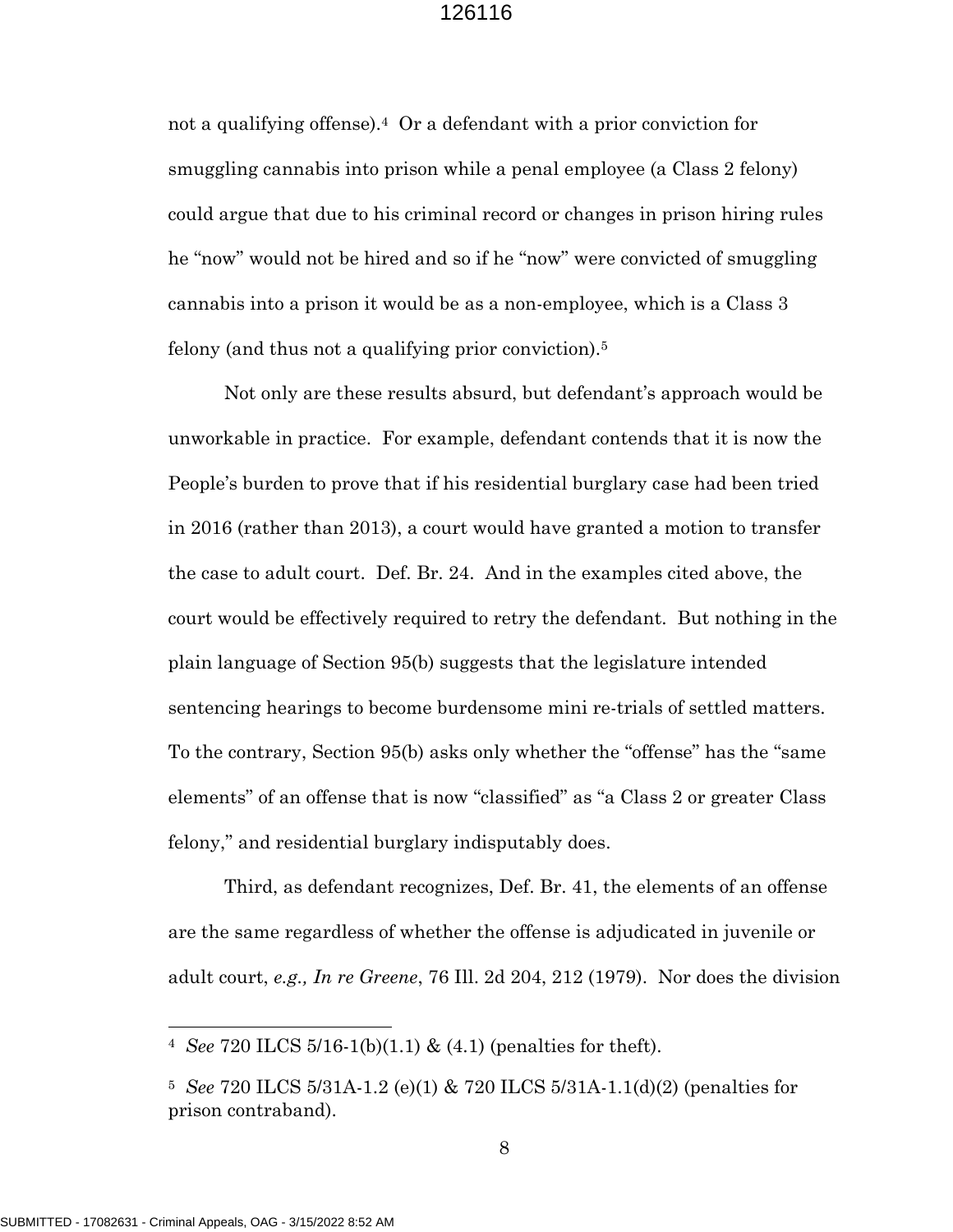not a qualifying offense).[4] Or a defendant with a prior conviction for smuggling cannabis into prison while a penal employee (a Class 2 felony) could argue that due to his criminal record or changes in prison hiring rules he "now" would not be hired and so if he "now" were convicted of smuggling cannabis into a prison it would be as a non-employee, which is a Class 3 felony (and thus not a qualifying prior conviction).[5]

Not only are these results absurd, but defendant's approach would be unworkable in practice. For example, defendant contends that it is now the People's burden to prove that if his residential burglary case had been tried in 2016 (rather than 2013), a court would have granted a motion to transfer the case to adult court. Def. Br. 24. And in the examples cited above, the court would be effectively required to retry the defendant. But nothing in the plain language of Section 95(b) suggests that the legislature intended sentencing hearings to become burdensome mini re-trials of settled matters. To the contrary, Section 95(b) asks only whether the "offense" has the "same elements" of an offense that is now "classified" as "a Class 2 or greater Class felony," and residential burglary indisputably does.

Third, as defendant recognizes, Def. Br. 41, the elements of an offense are the same regardless of whether the offense is adjudicated in juvenile or adult court, *e.g., In re Greene*, 76 Ill. 2d 204, 212 (1979). Nor does the division

---

[4] *See* 720 ILCS 5/16-1(b)(1.1) & (4.1) (penalties for theft).

[5] *See* 720 ILCS 5/31A-1.2 (e)(1) & 720 ILCS 5/31A-1.1(d)(2) (penalties for prison contraband).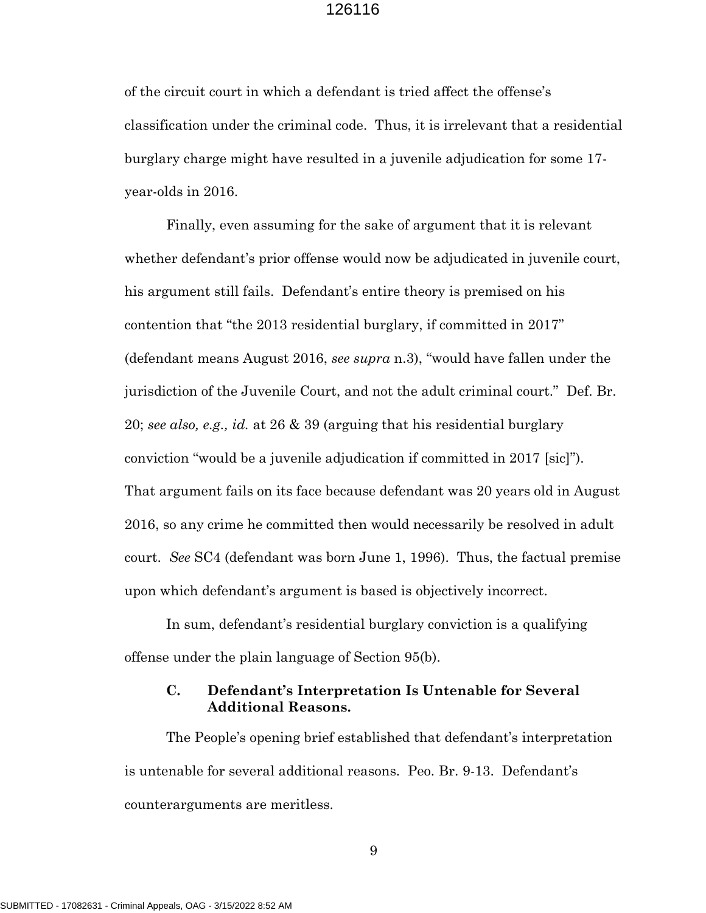of the circuit court in which a defendant is tried affect the offense's classification under the criminal code. Thus, it is irrelevant that a residential burglary charge might have resulted in a juvenile adjudication for some 17-year-olds in 2016.

Finally, even assuming for the sake of argument that it is relevant whether defendant's prior offense would now be adjudicated in juvenile court, his argument still fails. Defendant's entire theory is premised on his contention that "the 2013 residential burglary, if committed in 2017" (defendant means August 2016, *see supra* n.3), "would have fallen under the jurisdiction of the Juvenile Court, and not the adult criminal court." Def. Br. 20; *see also, e.g., id.* at 26 & 39 (arguing that his residential burglary conviction "would be a juvenile adjudication if committed in 2017 [sic]"). That argument fails on its face because defendant was 20 years old in August 2016, so any crime he committed then would necessarily be resolved in adult court. *See* SC4 (defendant was born June 1, 1996). Thus, the factual premise upon which defendant's argument is based is objectively incorrect.

In sum, defendant's residential burglary conviction is a qualifying offense under the plain language of Section 95(b).

### C. Defendant's Interpretation Is Untenable for Several Additional Reasons.

The People's opening brief established that defendant's interpretation is untenable for several additional reasons. Peo. Br. 9-13. Defendant's counterarguments are meritless.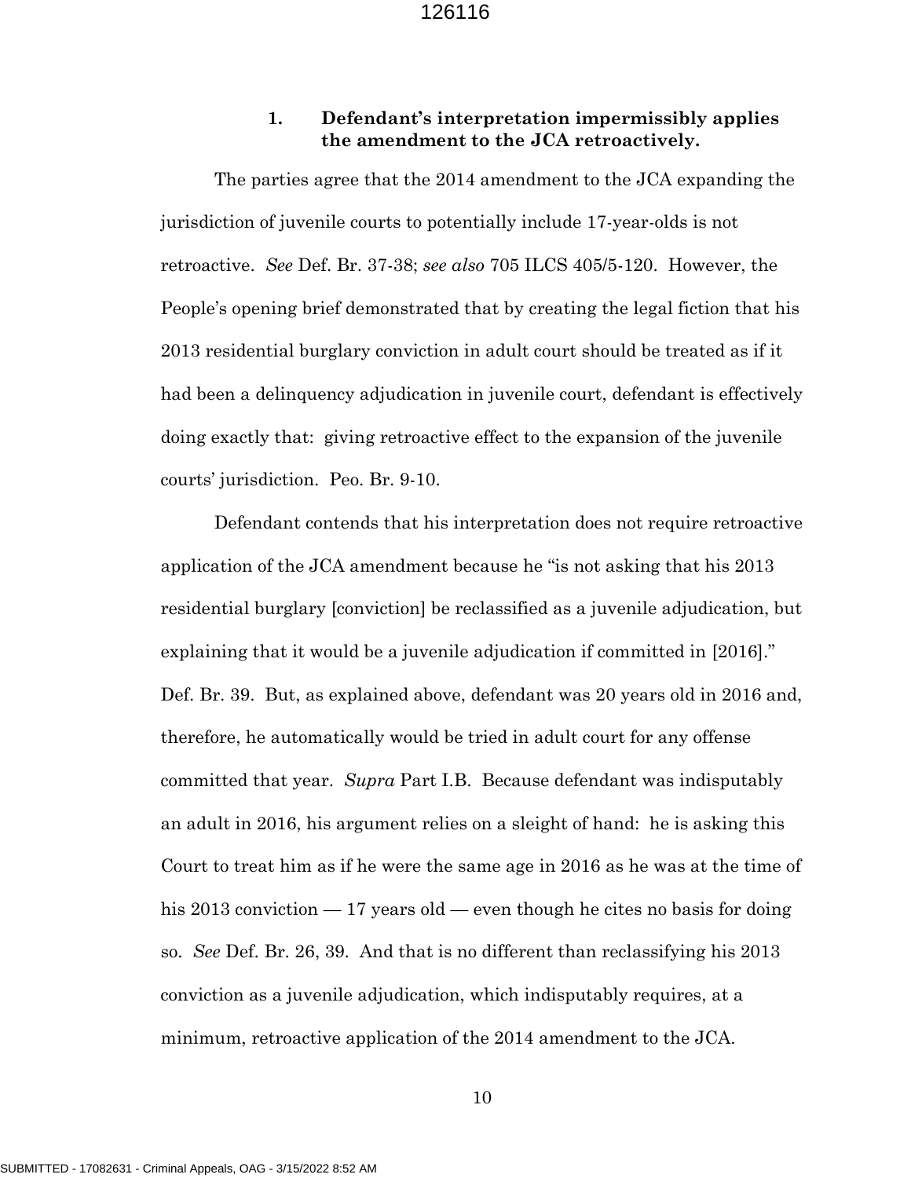### 1. Defendant's interpretation impermissibly applies the amendment to the JCA retroactively.

The parties agree that the 2014 amendment to the JCA expanding the jurisdiction of juvenile courts to potentially include 17-year-olds is not retroactive. *See* Def. Br. 37-38; *see also* 705 ILCS 405/5-120. However, the People's opening brief demonstrated that by creating the legal fiction that his 2013 residential burglary conviction in adult court should be treated as if it had been a delinquency adjudication in juvenile court, defendant is effectively doing exactly that: giving retroactive effect to the expansion of the juvenile courts' jurisdiction. Peo. Br. 9-10.

Defendant contends that his interpretation does not require retroactive application of the JCA amendment because he "is not asking that his 2013 residential burglary [conviction] be reclassified as a juvenile adjudication, but explaining that it would be a juvenile adjudication if committed in [2016]." Def. Br. 39. But, as explained above, defendant was 20 years old in 2016 and, therefore, he automatically would be tried in adult court for any offense committed that year. *Supra* Part I.B. Because defendant was indisputably an adult in 2016, his argument relies on a sleight of hand: he is asking this Court to treat him as if he were the same age in 2016 as he was at the time of his 2013 conviction — 17 years old — even though he cites no basis for doing so. *See* Def. Br. 26, 39. And that is no different than reclassifying his 2013 conviction as a juvenile adjudication, which indisputably requires, at a minimum, retroactive application of the 2014 amendment to the JCA.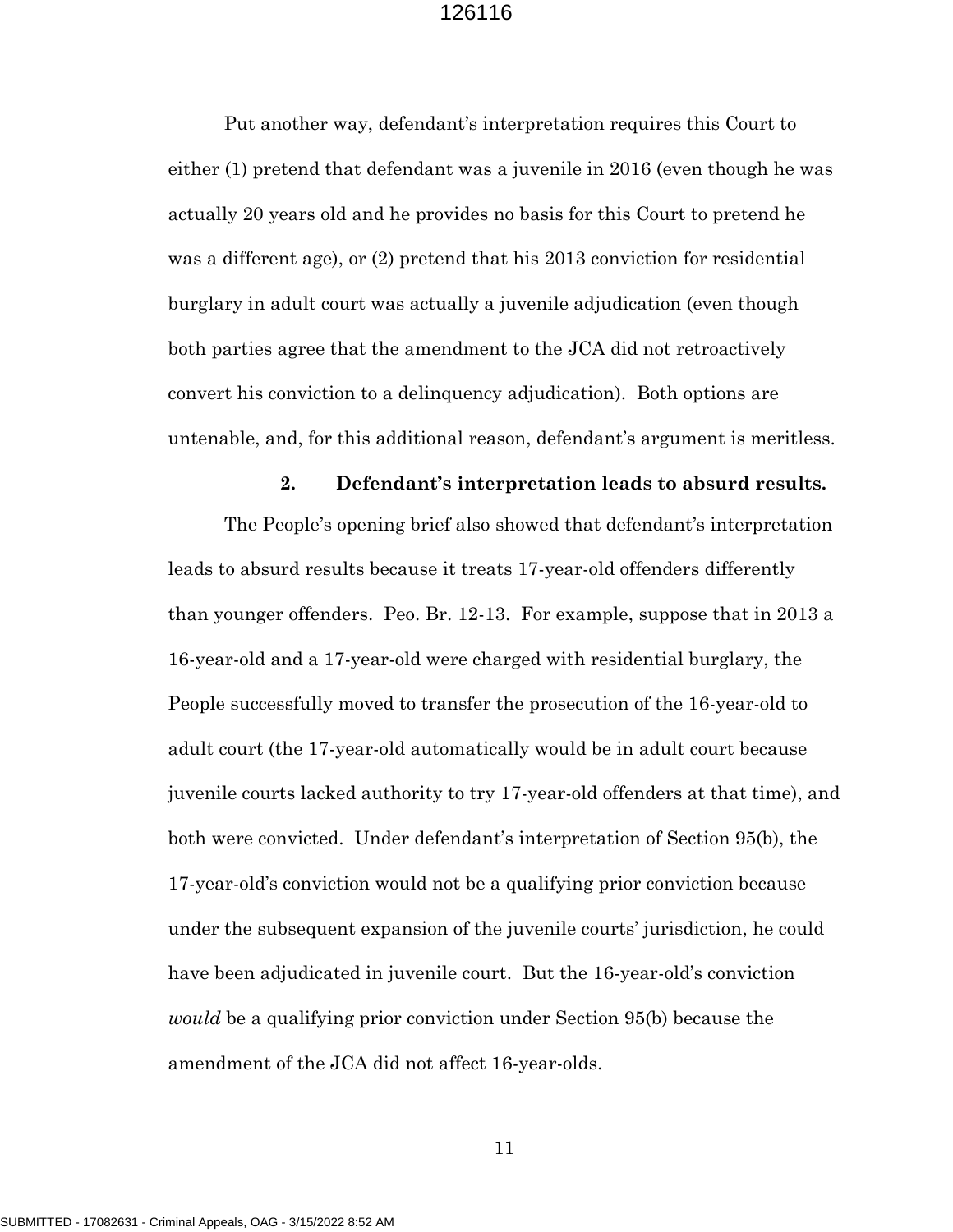Put another way, defendant's interpretation requires this Court to either (1) pretend that defendant was a juvenile in 2016 (even though he was actually 20 years old and he provides no basis for this Court to pretend he was a different age), or (2) pretend that his 2013 conviction for residential burglary in adult court was actually a juvenile adjudication (even though both parties agree that the amendment to the JCA did not retroactively convert his conviction to a delinquency adjudication). Both options are untenable, and, for this additional reason, defendant's argument is meritless.

### 2. Defendant's interpretation leads to absurd results.

The People's opening brief also showed that defendant's interpretation leads to absurd results because it treats 17-year-old offenders differently than younger offenders. Peo. Br. 12-13. For example, suppose that in 2013 a 16-year-old and a 17-year-old were charged with residential burglary, the People successfully moved to transfer the prosecution of the 16-year-old to adult court (the 17-year-old automatically would be in adult court because juvenile courts lacked authority to try 17-year-old offenders at that time), and both were convicted. Under defendant's interpretation of Section 95(b), the 17-year-old's conviction would not be a qualifying prior conviction because under the subsequent expansion of the juvenile courts' jurisdiction, he could have been adjudicated in juvenile court. But the 16-year-old's conviction *would* be a qualifying prior conviction under Section 95(b) because the amendment of the JCA did not affect 16-year-olds.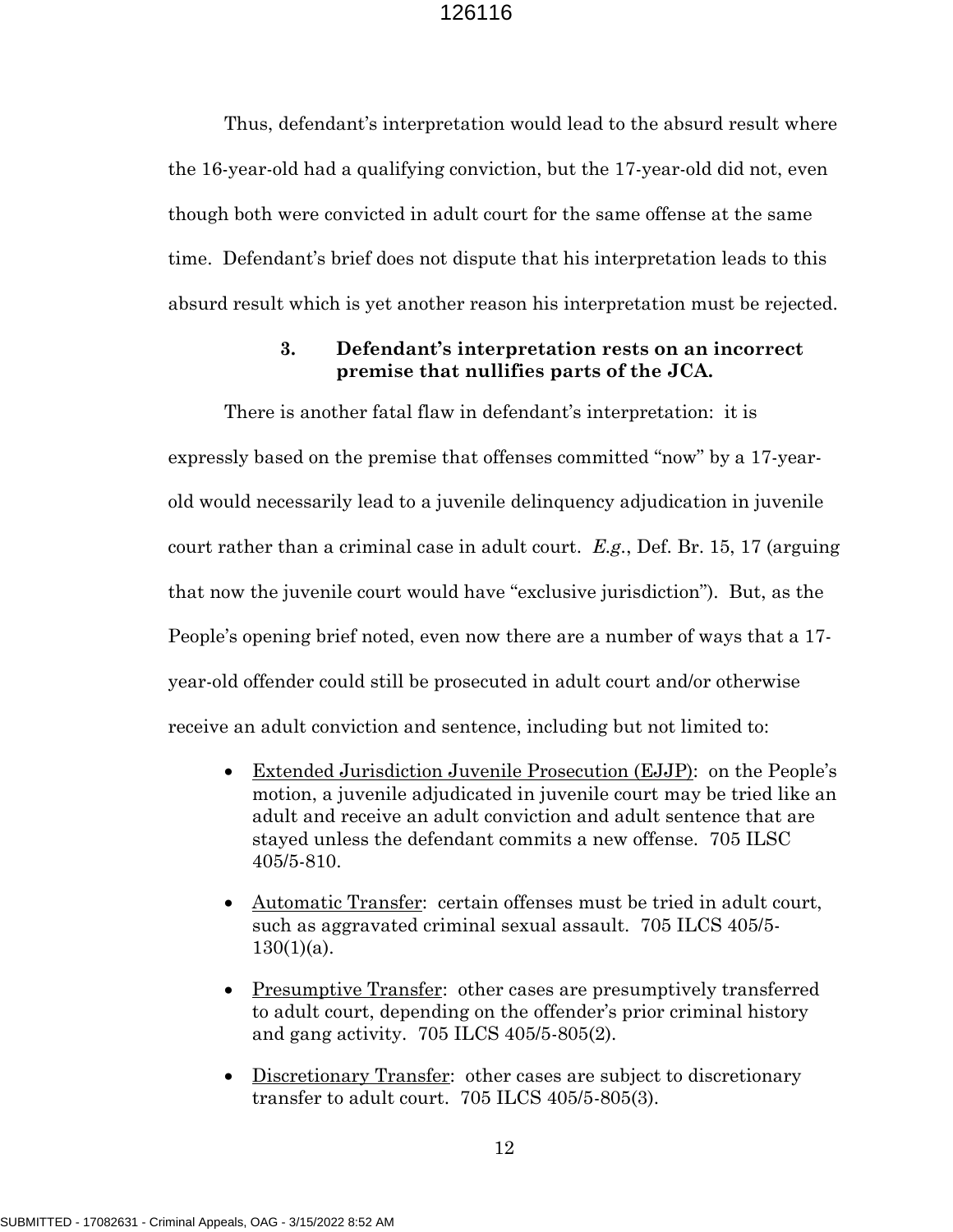Thus, defendant's interpretation would lead to the absurd result where the 16-year-old had a qualifying conviction, but the 17-year-old did not, even though both were convicted in adult court for the same offense at the same time. Defendant's brief does not dispute that his interpretation leads to this absurd result which is yet another reason his interpretation must be rejected.

### 3. Defendant's interpretation rests on an incorrect premise that nullifies parts of the JCA.

There is another fatal flaw in defendant's interpretation: it is expressly based on the premise that offenses committed "now" by a 17-year-old would necessarily lead to a juvenile delinquency adjudication in juvenile court rather than a criminal case in adult court. *E.g.*, Def. Br. 15, 17 (arguing that now the juvenile court would have "exclusive jurisdiction"). But, as the People's opening brief noted, even now there are a number of ways that a 17-year-old offender could still be prosecuted in adult court and/or otherwise receive an adult conviction and sentence, including but not limited to:

- <u>Extended Jurisdiction Juvenile Prosecution (EJJP)</u>: on the People's motion, a juvenile adjudicated in juvenile court may be tried like an adult and receive an adult conviction and adult sentence that are stayed unless the defendant commits a new offense. 705 ILSC 405/5-810.
- <u>Automatic Transfer</u>: certain offenses must be tried in adult court, such as aggravated criminal sexual assault. 705 ILCS 405/5-130(1)(a).
- <u>Presumptive Transfer</u>: other cases are presumptively transferred to adult court, depending on the offender's prior criminal history and gang activity. 705 ILCS 405/5-805(2).
- <u>Discretionary Transfer</u>: other cases are subject to discretionary transfer to adult court. 705 ILCS 405/5-805(3).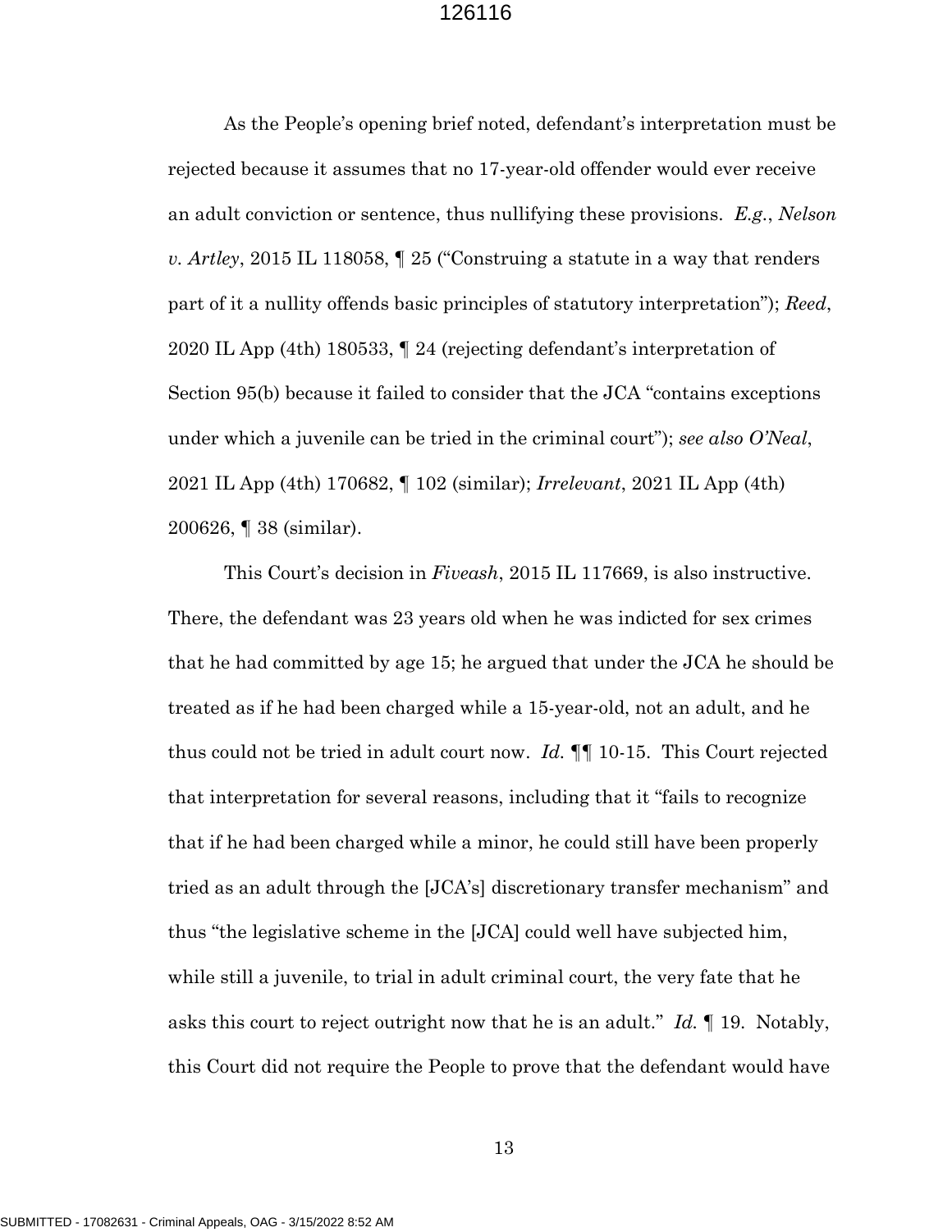As the People's opening brief noted, defendant's interpretation must be rejected because it assumes that no 17-year-old offender would ever receive an adult conviction or sentence, thus nullifying these provisions. *E.g.*, *Nelson v. Artley*, 2015 IL 118058, ¶ 25 ("Construing a statute in a way that renders part of it a nullity offends basic principles of statutory interpretation"); *Reed*, 2020 IL App (4th) 180533, ¶ 24 (rejecting defendant's interpretation of Section 95(b) because it failed to consider that the JCA "contains exceptions under which a juvenile can be tried in the criminal court"); *see also O'Neal*, 2021 IL App (4th) 170682, ¶ 102 (similar); *Irrelevant*, 2021 IL App (4th) 200626, ¶ 38 (similar).

This Court's decision in *Fiveash*, 2015 IL 117669, is also instructive. There, the defendant was 23 years old when he was indicted for sex crimes that he had committed by age 15; he argued that under the JCA he should be treated as if he had been charged while a 15-year-old, not an adult, and he thus could not be tried in adult court now. *Id.* ¶¶ 10-15. This Court rejected that interpretation for several reasons, including that it "fails to recognize that if he had been charged while a minor, he could still have been properly tried as an adult through the [JCA's] discretionary transfer mechanism" and thus "the legislative scheme in the [JCA] could well have subjected him, while still a juvenile, to trial in adult criminal court, the very fate that he asks this court to reject outright now that he is an adult." *Id.* ¶ 19. Notably, this Court did not require the People to prove that the defendant would have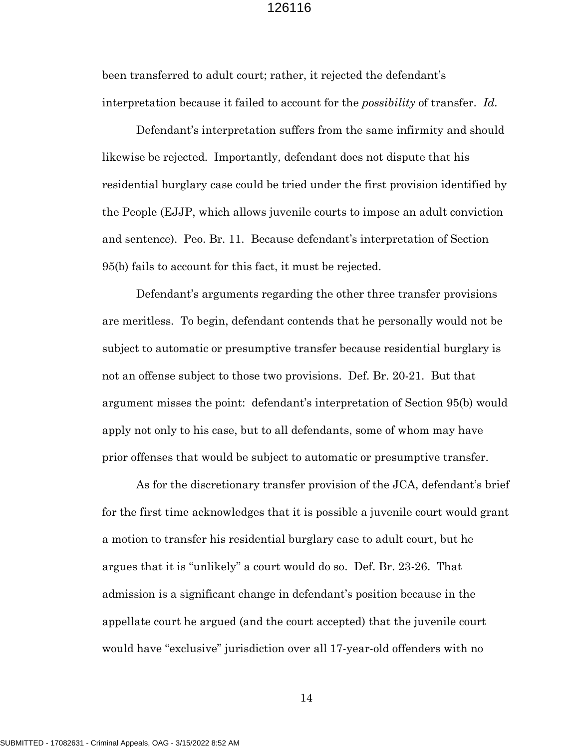been transferred to adult court; rather, it rejected the defendant's interpretation because it failed to account for the *possibility* of transfer. *Id.*

Defendant's interpretation suffers from the same infirmity and should likewise be rejected. Importantly, defendant does not dispute that his residential burglary case could be tried under the first provision identified by the People (EJJP, which allows juvenile courts to impose an adult conviction and sentence). Peo. Br. 11. Because defendant's interpretation of Section 95(b) fails to account for this fact, it must be rejected.

Defendant's arguments regarding the other three transfer provisions are meritless. To begin, defendant contends that he personally would not be subject to automatic or presumptive transfer because residential burglary is not an offense subject to those two provisions. Def. Br. 20-21. But that argument misses the point: defendant's interpretation of Section 95(b) would apply not only to his case, but to all defendants, some of whom may have prior offenses that would be subject to automatic or presumptive transfer.

As for the discretionary transfer provision of the JCA, defendant's brief for the first time acknowledges that it is possible a juvenile court would grant a motion to transfer his residential burglary case to adult court, but he argues that it is "unlikely" a court would do so. Def. Br. 23-26. That admission is a significant change in defendant's position because in the appellate court he argued (and the court accepted) that the juvenile court would have "exclusive" jurisdiction over all 17-year-old offenders with no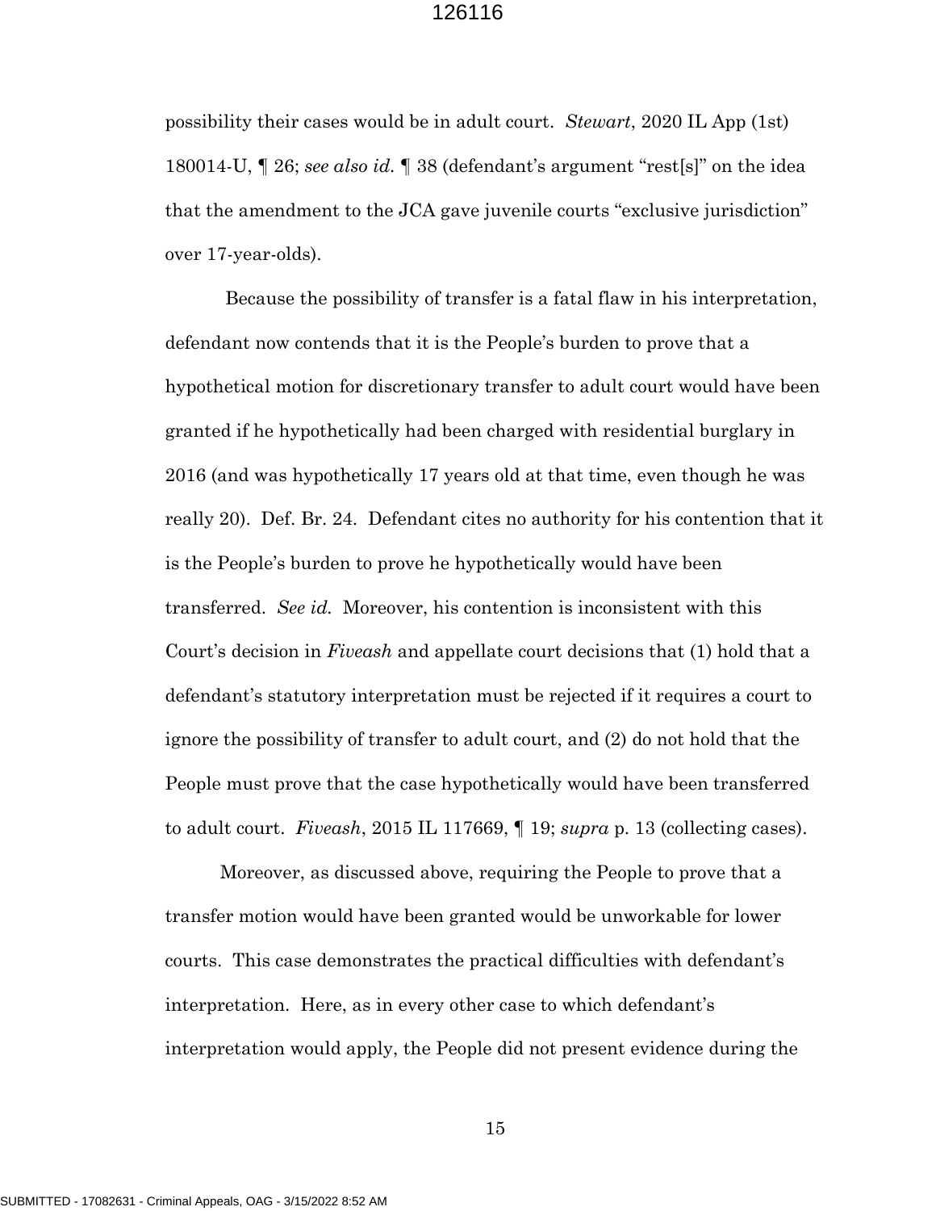possibility their cases would be in adult court. *Stewart*, 2020 IL App (1st) 180014-U, ¶ 26; *see also id.* ¶ 38 (defendant's argument "rest[s]" on the idea that the amendment to the JCA gave juvenile courts "exclusive jurisdiction" over 17-year-olds).

Because the possibility of transfer is a fatal flaw in his interpretation, defendant now contends that it is the People's burden to prove that a hypothetical motion for discretionary transfer to adult court would have been granted if he hypothetically had been charged with residential burglary in 2016 (and was hypothetically 17 years old at that time, even though he was really 20). Def. Br. 24. Defendant cites no authority for his contention that it is the People's burden to prove he hypothetically would have been transferred. *See id.* Moreover, his contention is inconsistent with this Court's decision in *Fiveash* and appellate court decisions that (1) hold that a defendant's statutory interpretation must be rejected if it requires a court to ignore the possibility of transfer to adult court, and (2) do not hold that the People must prove that the case hypothetically would have been transferred to adult court. *Fiveash*, 2015 IL 117669, ¶ 19; *supra* p. 13 (collecting cases).

Moreover, as discussed above, requiring the People to prove that a transfer motion would have been granted would be unworkable for lower courts. This case demonstrates the practical difficulties with defendant's interpretation. Here, as in every other case to which defendant's interpretation would apply, the People did not present evidence during the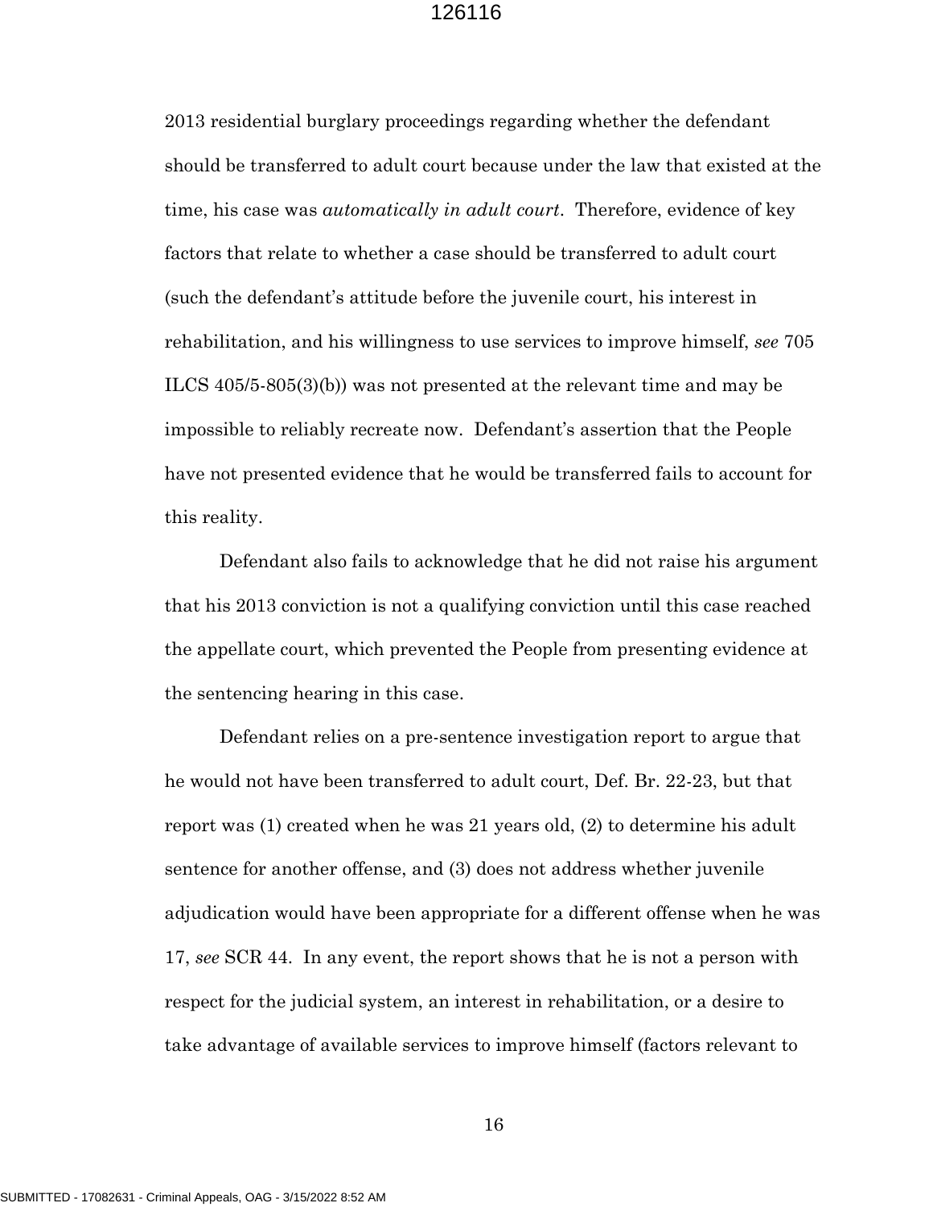2013 residential burglary proceedings regarding whether the defendant should be transferred to adult court because under the law that existed at the time, his case was *automatically in adult court*. Therefore, evidence of key factors that relate to whether a case should be transferred to adult court (such the defendant's attitude before the juvenile court, his interest in rehabilitation, and his willingness to use services to improve himself, *see* 705 ILCS 405/5-805(3)(b)) was not presented at the relevant time and may be impossible to reliably recreate now. Defendant's assertion that the People have not presented evidence that he would be transferred fails to account for this reality.

Defendant also fails to acknowledge that he did not raise his argument that his 2013 conviction is not a qualifying conviction until this case reached the appellate court, which prevented the People from presenting evidence at the sentencing hearing in this case.

Defendant relies on a pre-sentence investigation report to argue that he would not have been transferred to adult court, Def. Br. 22-23, but that report was (1) created when he was 21 years old, (2) to determine his adult sentence for another offense, and (3) does not address whether juvenile adjudication would have been appropriate for a different offense when he was 17, *see* SCR 44. In any event, the report shows that he is not a person with respect for the judicial system, an interest in rehabilitation, or a desire to take advantage of available services to improve himself (factors relevant to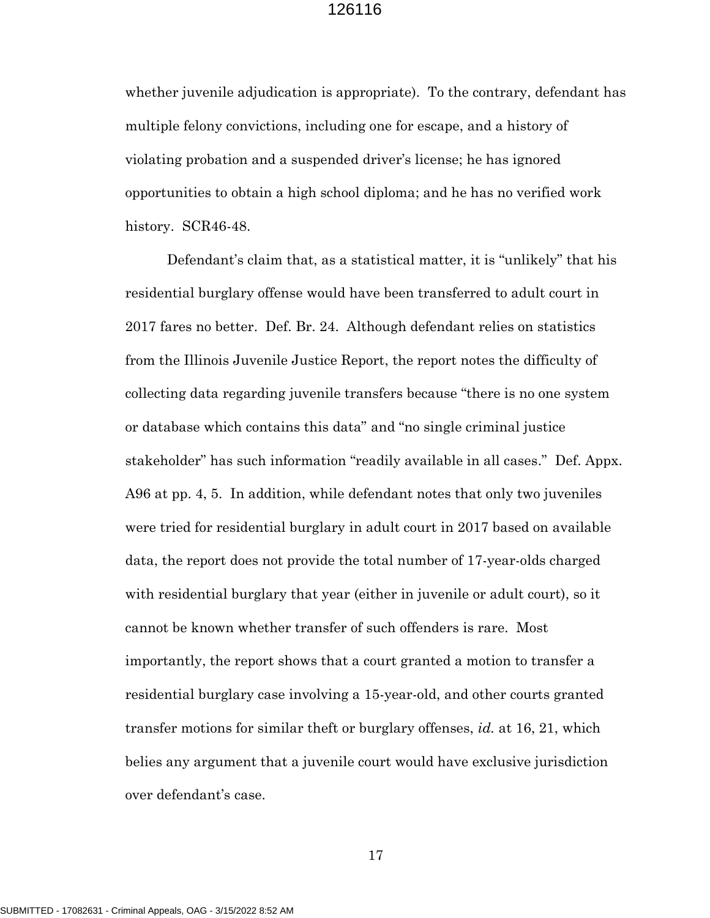whether juvenile adjudication is appropriate). To the contrary, defendant has multiple felony convictions, including one for escape, and a history of violating probation and a suspended driver's license; he has ignored opportunities to obtain a high school diploma; and he has no verified work history. SCR46-48.

Defendant's claim that, as a statistical matter, it is "unlikely" that his residential burglary offense would have been transferred to adult court in 2017 fares no better. Def. Br. 24. Although defendant relies on statistics from the Illinois Juvenile Justice Report, the report notes the difficulty of collecting data regarding juvenile transfers because "there is no one system or database which contains this data" and "no single criminal justice stakeholder" has such information "readily available in all cases." Def. Appx. A96 at pp. 4, 5. In addition, while defendant notes that only two juveniles were tried for residential burglary in adult court in 2017 based on available data, the report does not provide the total number of 17-year-olds charged with residential burglary that year (either in juvenile or adult court), so it cannot be known whether transfer of such offenders is rare. Most importantly, the report shows that a court granted a motion to transfer a residential burglary case involving a 15-year-old, and other courts granted transfer motions for similar theft or burglary offenses, *id.* at 16, 21, which belies any argument that a juvenile court would have exclusive jurisdiction over defendant's case.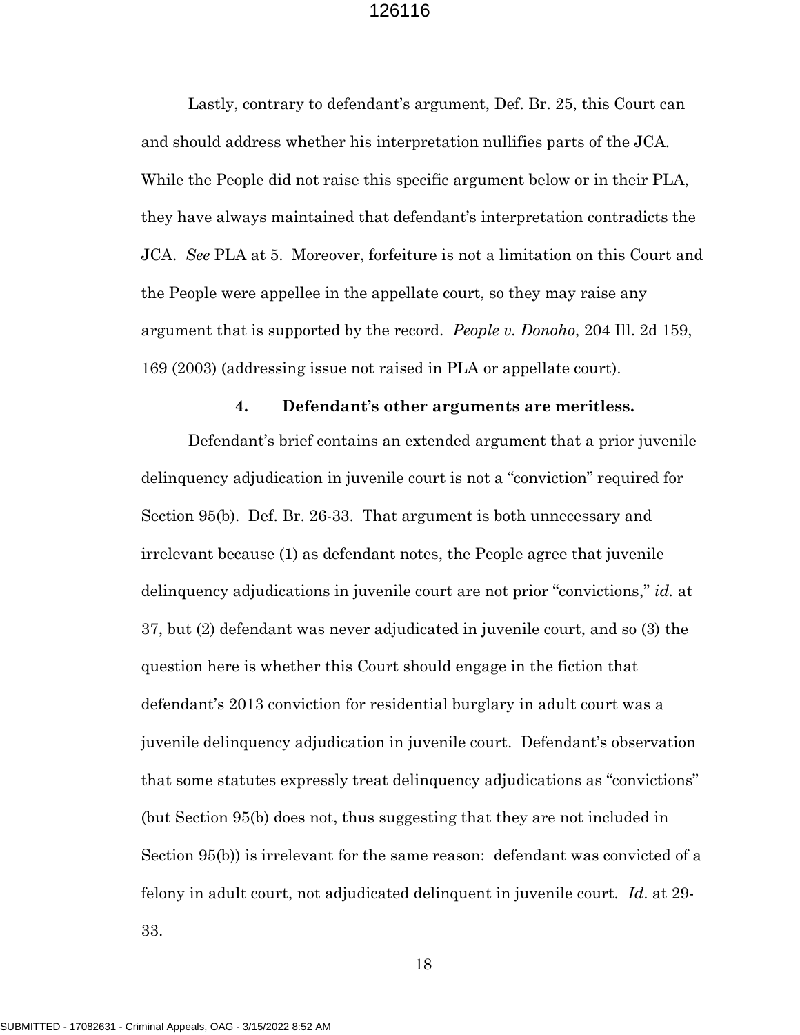Lastly, contrary to defendant's argument, Def. Br. 25, this Court can and should address whether his interpretation nullifies parts of the JCA. While the People did not raise this specific argument below or in their PLA, they have always maintained that defendant's interpretation contradicts the JCA. *See* PLA at 5. Moreover, forfeiture is not a limitation on this Court and the People were appellee in the appellate court, so they may raise any argument that is supported by the record. *People v. Donoho*, 204 Ill. 2d 159, 169 (2003) (addressing issue not raised in PLA or appellate court).

#### 4. Defendant's other arguments are meritless.

Defendant's brief contains an extended argument that a prior juvenile delinquency adjudication in juvenile court is not a "conviction" required for Section 95(b). Def. Br. 26-33. That argument is both unnecessary and irrelevant because (1) as defendant notes, the People agree that juvenile delinquency adjudications in juvenile court are not prior "convictions," *id.* at 37, but (2) defendant was never adjudicated in juvenile court, and so (3) the question here is whether this Court should engage in the fiction that defendant's 2013 conviction for residential burglary in adult court was a juvenile delinquency adjudication in juvenile court. Defendant's observation that some statutes expressly treat delinquency adjudications as "convictions" (but Section 95(b) does not, thus suggesting that they are not included in Section 95(b)) is irrelevant for the same reason: defendant was convicted of a felony in adult court, not adjudicated delinquent in juvenile court. *Id.* at 29-33.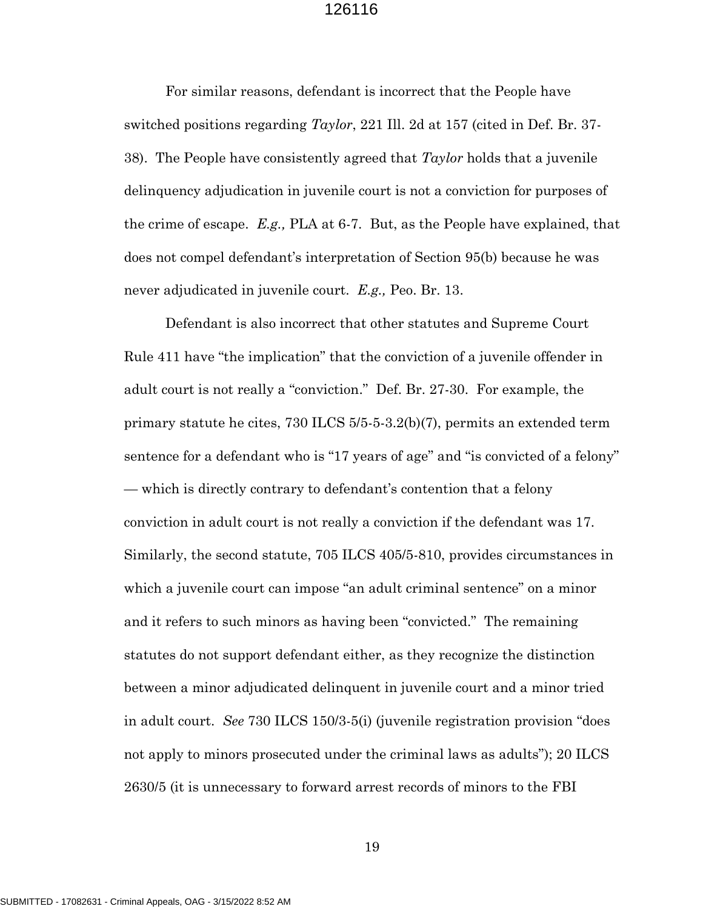For similar reasons, defendant is incorrect that the People have switched positions regarding *Taylor*, 221 Ill. 2d at 157 (cited in Def. Br. 37-38). The People have consistently agreed that *Taylor* holds that a juvenile delinquency adjudication in juvenile court is not a conviction for purposes of the crime of escape. *E.g.,* PLA at 6-7. But, as the People have explained, that does not compel defendant's interpretation of Section 95(b) because he was never adjudicated in juvenile court. *E.g.,* Peo. Br. 13.

Defendant is also incorrect that other statutes and Supreme Court Rule 411 have "the implication" that the conviction of a juvenile offender in adult court is not really a "conviction." Def. Br. 27-30. For example, the primary statute he cites, 730 ILCS 5/5-5-3.2(b)(7), permits an extended term sentence for a defendant who is "17 years of age" and "is convicted of a felony" — which is directly contrary to defendant's contention that a felony conviction in adult court is not really a conviction if the defendant was 17. Similarly, the second statute, 705 ILCS 405/5-810, provides circumstances in which a juvenile court can impose "an adult criminal sentence" on a minor and it refers to such minors as having been "convicted." The remaining statutes do not support defendant either, as they recognize the distinction between a minor adjudicated delinquent in juvenile court and a minor tried in adult court. *See* 730 ILCS 150/3-5(i) (juvenile registration provision "does not apply to minors prosecuted under the criminal laws as adults"); 20 ILCS 2630/5 (it is unnecessary to forward arrest records of minors to the FBI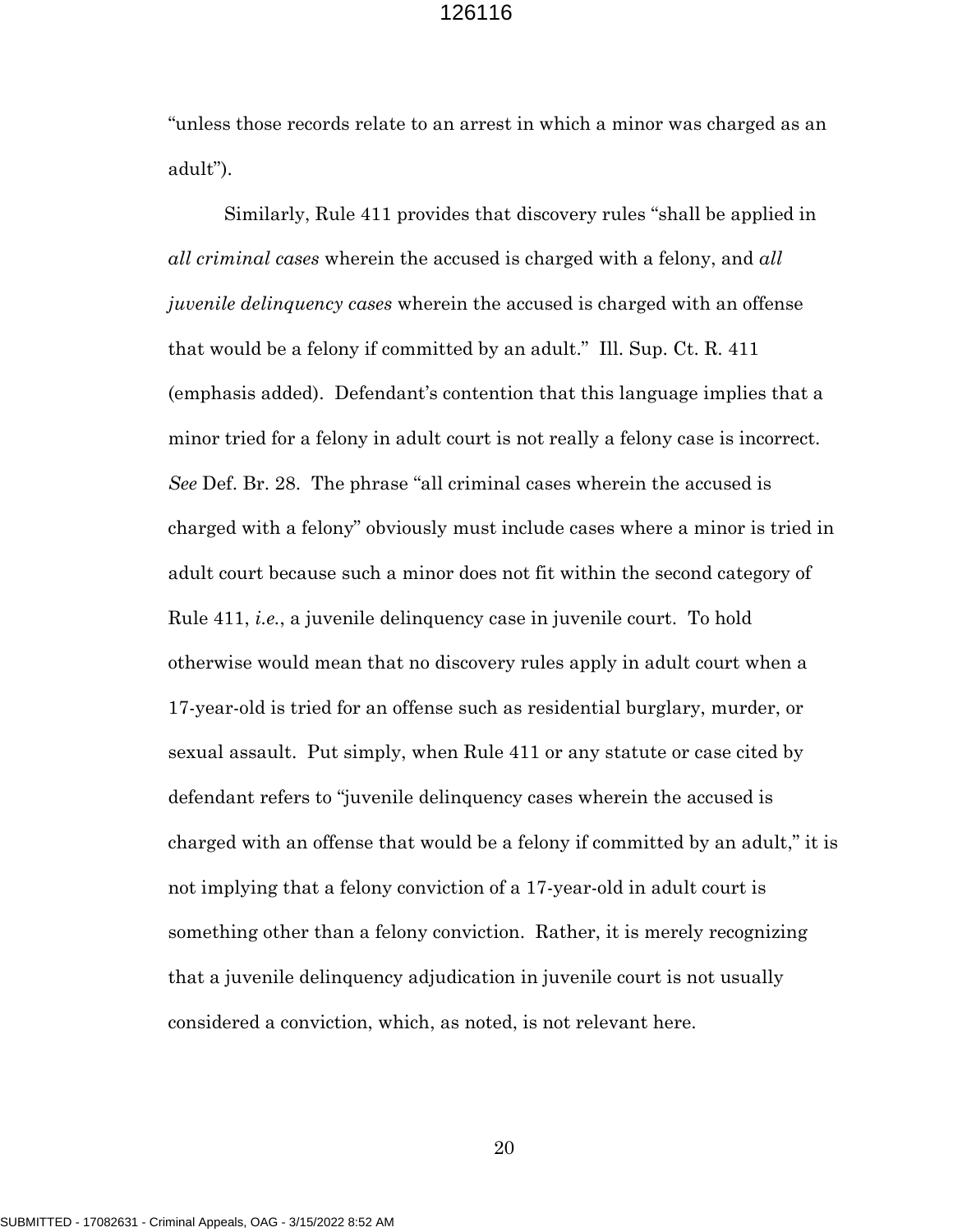"unless those records relate to an arrest in which a minor was charged as an adult").

Similarly, Rule 411 provides that discovery rules "shall be applied in *all criminal cases* wherein the accused is charged with a felony, and *all juvenile delinquency cases* wherein the accused is charged with an offense that would be a felony if committed by an adult." Ill. Sup. Ct. R. 411 (emphasis added). Defendant's contention that this language implies that a minor tried for a felony in adult court is not really a felony case is incorrect. *See* Def. Br. 28. The phrase "all criminal cases wherein the accused is charged with a felony" obviously must include cases where a minor is tried in adult court because such a minor does not fit within the second category of Rule 411, *i.e.*, a juvenile delinquency case in juvenile court. To hold otherwise would mean that no discovery rules apply in adult court when a 17-year-old is tried for an offense such as residential burglary, murder, or sexual assault. Put simply, when Rule 411 or any statute or case cited by defendant refers to "juvenile delinquency cases wherein the accused is charged with an offense that would be a felony if committed by an adult," it is not implying that a felony conviction of a 17-year-old in adult court is something other than a felony conviction. Rather, it is merely recognizing that a juvenile delinquency adjudication in juvenile court is not usually considered a conviction, which, as noted, is not relevant here.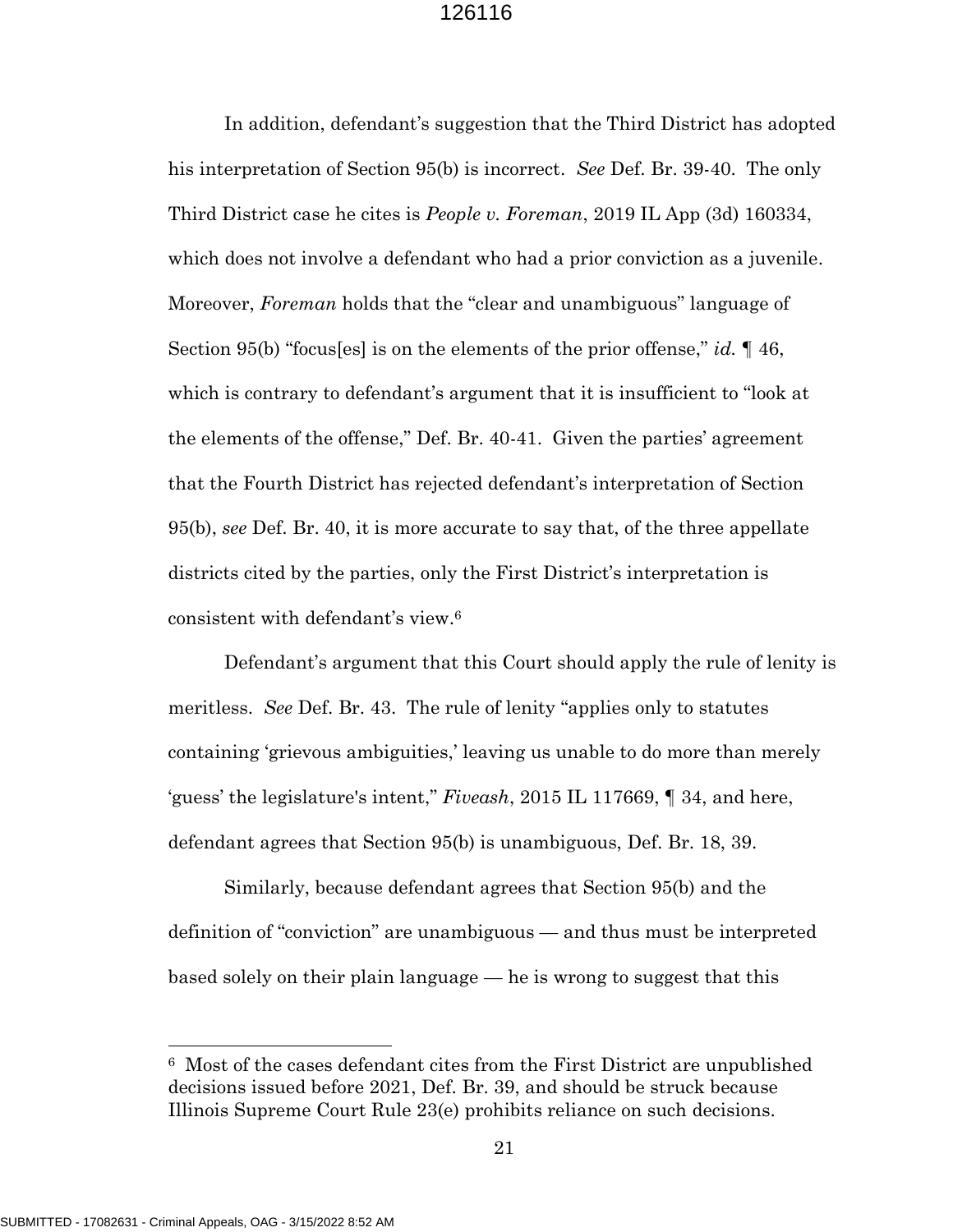In addition, defendant's suggestion that the Third District has adopted his interpretation of Section 95(b) is incorrect. *See* Def. Br. 39-40. The only Third District case he cites is *People v. Foreman*, 2019 IL App (3d) 160334, which does not involve a defendant who had a prior conviction as a juvenile. Moreover, *Foreman* holds that the "clear and unambiguous" language of Section 95(b) "focus[es] is on the elements of the prior offense," *id.* ¶ 46, which is contrary to defendant's argument that it is insufficient to "look at the elements of the offense," Def. Br. 40-41. Given the parties' agreement that the Fourth District has rejected defendant's interpretation of Section 95(b), *see* Def. Br. 40, it is more accurate to say that, of the three appellate districts cited by the parties, only the First District's interpretation is consistent with defendant's view.[6]

Defendant's argument that this Court should apply the rule of lenity is meritless. *See* Def. Br. 43. The rule of lenity "applies only to statutes containing 'grievous ambiguities,' leaving us unable to do more than merely 'guess' the legislature's intent," *Fiveash*, 2015 IL 117669, ¶ 34, and here, defendant agrees that Section 95(b) is unambiguous, Def. Br. 18, 39.

Similarly, because defendant agrees that Section 95(b) and the definition of "conviction" are unambiguous — and thus must be interpreted based solely on their plain language — he is wrong to suggest that this

---

[6] Most of the cases defendant cites from the First District are unpublished decisions issued before 2021, Def. Br. 39, and should be struck because Illinois Supreme Court Rule 23(e) prohibits reliance on such decisions.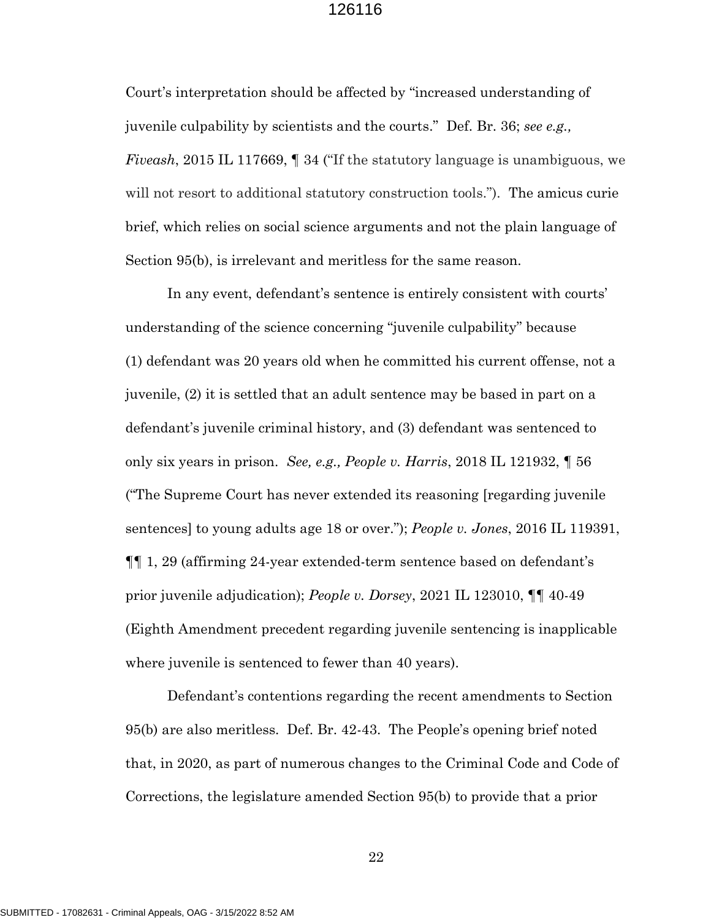Court's interpretation should be affected by "increased understanding of juvenile culpability by scientists and the courts." Def. Br. 36; *see e.g., Fiveash*, 2015 IL 117669, ¶ 34 ("If the statutory language is unambiguous, we will not resort to additional statutory construction tools."). The amicus curie brief, which relies on social science arguments and not the plain language of Section 95(b), is irrelevant and meritless for the same reason.

In any event, defendant's sentence is entirely consistent with courts' understanding of the science concerning "juvenile culpability" because (1) defendant was 20 years old when he committed his current offense, not a juvenile, (2) it is settled that an adult sentence may be based in part on a defendant's juvenile criminal history, and (3) defendant was sentenced to only six years in prison. *See, e.g., People v. Harris*, 2018 IL 121932, ¶ 56 ("The Supreme Court has never extended its reasoning [regarding juvenile sentences] to young adults age 18 or over."); *People v. Jones*, 2016 IL 119391, ¶¶ 1, 29 (affirming 24-year extended-term sentence based on defendant's prior juvenile adjudication); *People v. Dorsey*, 2021 IL 123010, ¶¶ 40-49 (Eighth Amendment precedent regarding juvenile sentencing is inapplicable where juvenile is sentenced to fewer than 40 years).

Defendant's contentions regarding the recent amendments to Section 95(b) are also meritless. Def. Br. 42-43. The People's opening brief noted that, in 2020, as part of numerous changes to the Criminal Code and Code of Corrections, the legislature amended Section 95(b) to provide that a prior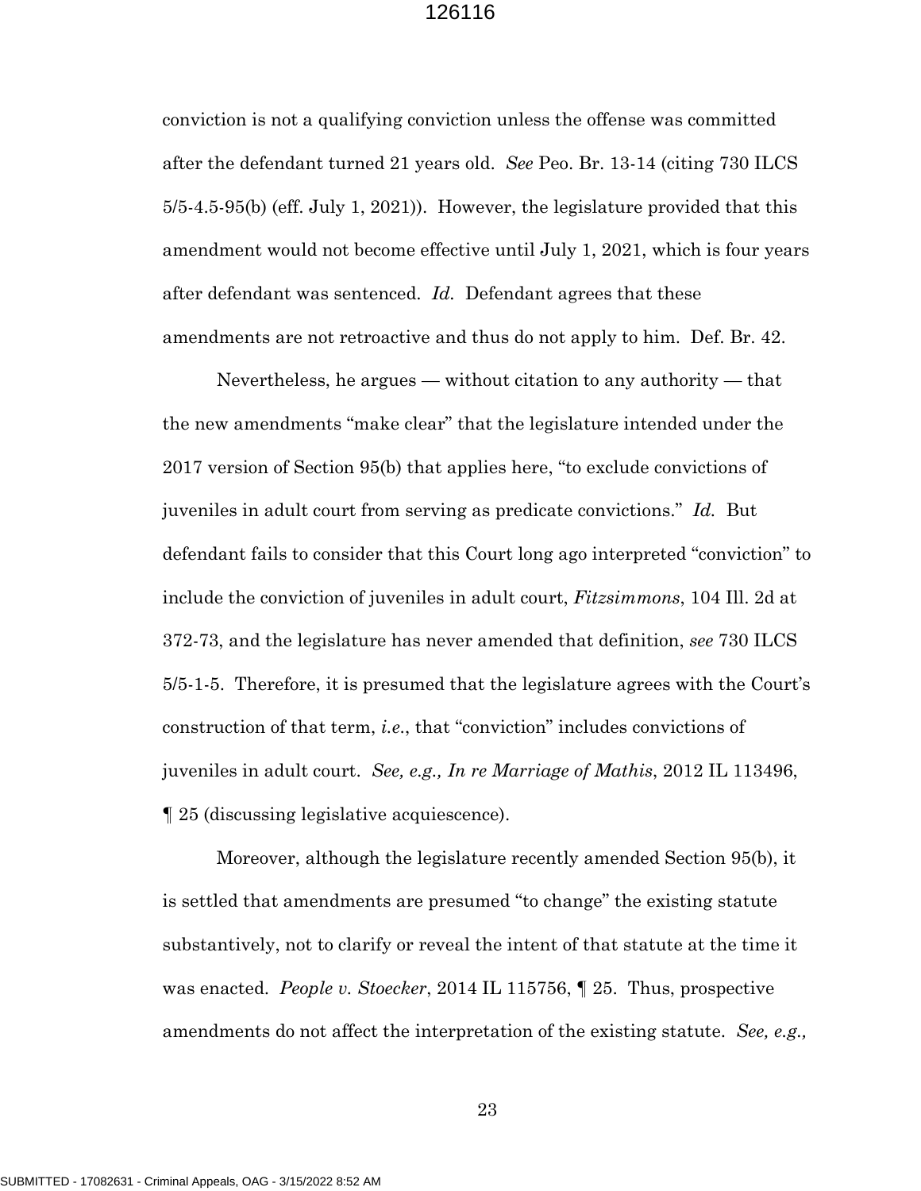conviction is not a qualifying conviction unless the offense was committed after the defendant turned 21 years old. *See* Peo. Br. 13-14 (citing 730 ILCS 5/5-4.5-95(b) (eff. July 1, 2021)). However, the legislature provided that this amendment would not become effective until July 1, 2021, which is four years after defendant was sentenced. *Id.* Defendant agrees that these amendments are not retroactive and thus do not apply to him. Def. Br. 42.

Nevertheless, he argues — without citation to any authority — that the new amendments "make clear" that the legislature intended under the 2017 version of Section 95(b) that applies here, "to exclude convictions of juveniles in adult court from serving as predicate convictions." *Id.* But defendant fails to consider that this Court long ago interpreted "conviction" to include the conviction of juveniles in adult court, *Fitzsimmons*, 104 Ill. 2d at 372-73, and the legislature has never amended that definition, *see* 730 ILCS 5/5-1-5. Therefore, it is presumed that the legislature agrees with the Court's construction of that term, *i.e.*, that "conviction" includes convictions of juveniles in adult court. *See, e.g., In re Marriage of Mathis*, 2012 IL 113496, ¶ 25 (discussing legislative acquiescence).

Moreover, although the legislature recently amended Section 95(b), it is settled that amendments are presumed "to change" the existing statute substantively, not to clarify or reveal the intent of that statute at the time it was enacted. *People v. Stoecker*, 2014 IL 115756, ¶ 25. Thus, prospective amendments do not affect the interpretation of the existing statute. *See, e.g.,*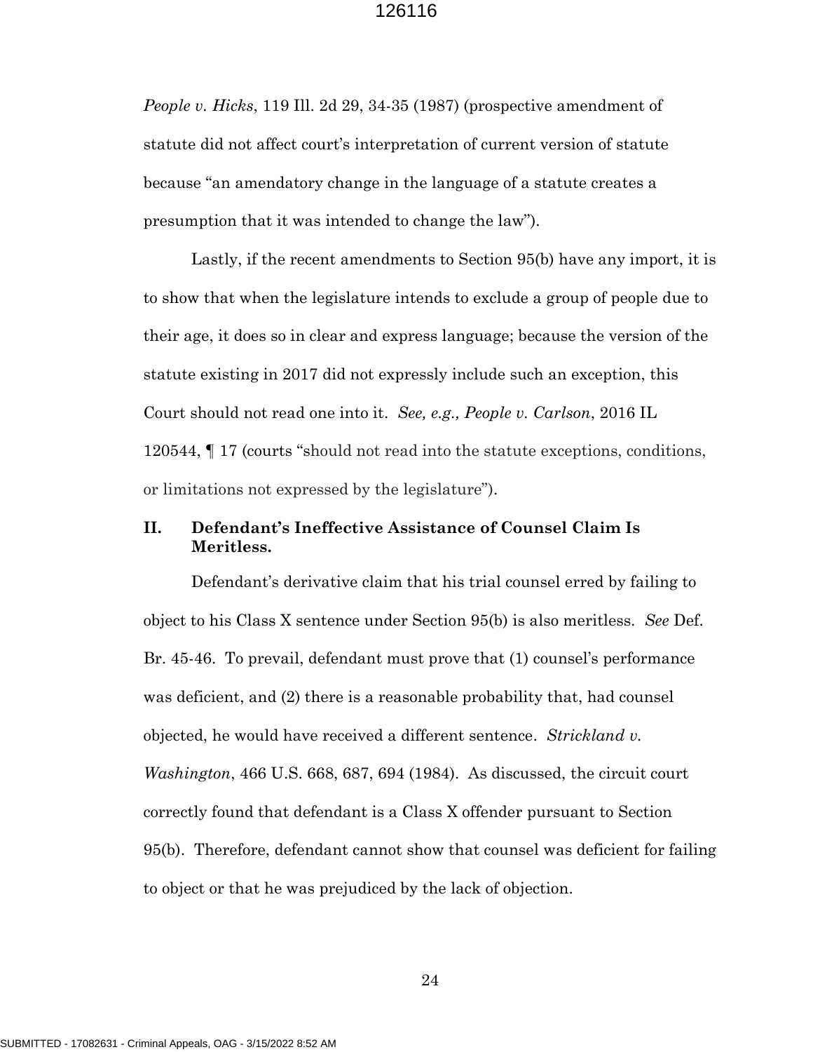*People v. Hicks*, 119 Ill. 2d 29, 34-35 (1987) (prospective amendment of statute did not affect court's interpretation of current version of statute because "an amendatory change in the language of a statute creates a presumption that it was intended to change the law").

Lastly, if the recent amendments to Section 95(b) have any import, it is to show that when the legislature intends to exclude a group of people due to their age, it does so in clear and express language; because the version of the statute existing in 2017 did not expressly include such an exception, this Court should not read one into it. *See, e.g., People v. Carlson*, 2016 IL 120544, ¶ 17 (courts "should not read into the statute exceptions, conditions, or limitations not expressed by the legislature").

## II. Defendant's Ineffective Assistance of Counsel Claim Is Meritless.

Defendant's derivative claim that his trial counsel erred by failing to object to his Class X sentence under Section 95(b) is also meritless. *See* Def. Br. 45-46. To prevail, defendant must prove that (1) counsel's performance was deficient, and (2) there is a reasonable probability that, had counsel objected, he would have received a different sentence. *Strickland v. Washington*, 466 U.S. 668, 687, 694 (1984). As discussed, the circuit court correctly found that defendant is a Class X offender pursuant to Section 95(b). Therefore, defendant cannot show that counsel was deficient for failing to object or that he was prejudiced by the lack of objection.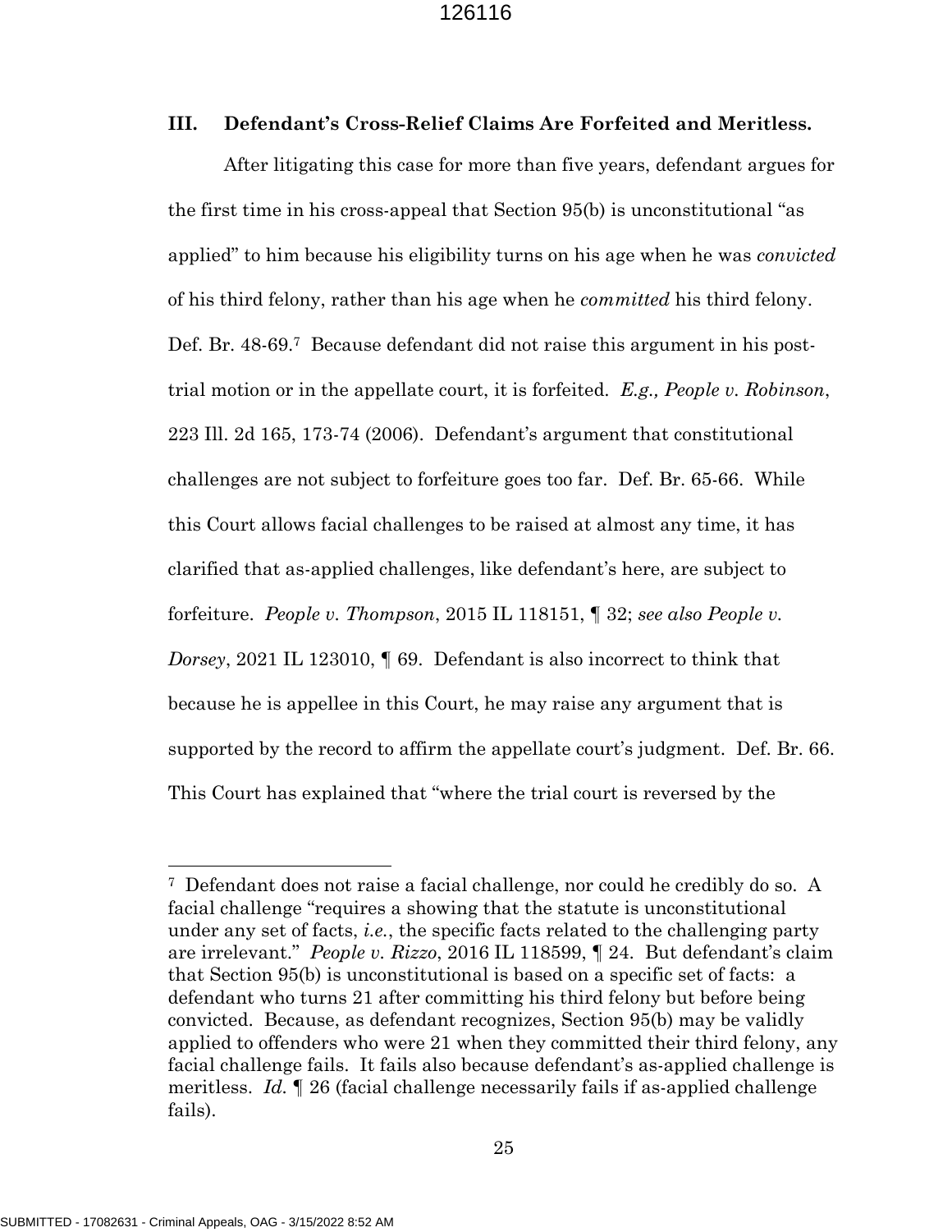## III. Defendant's Cross-Relief Claims Are Forfeited and Meritless.

After litigating this case for more than five years, defendant argues for the first time in his cross-appeal that Section 95(b) is unconstitutional "as applied" to him because his eligibility turns on his age when he was *convicted* of his third felony, rather than his age when he *committed* his third felony. Def. Br. 48-69.[7] Because defendant did not raise this argument in his post-trial motion or in the appellate court, it is forfeited. *E.g., People v. Robinson*, 223 Ill. 2d 165, 173-74 (2006). Defendant's argument that constitutional challenges are not subject to forfeiture goes too far. Def. Br. 65-66. While this Court allows facial challenges to be raised at almost any time, it has clarified that as-applied challenges, like defendant's here, are subject to forfeiture. *People v. Thompson*, 2015 IL 118151, ¶ 32; *see also People v. Dorsey*, 2021 IL 123010, ¶ 69. Defendant is also incorrect to think that because he is appellee in this Court, he may raise any argument that is supported by the record to affirm the appellate court's judgment. Def. Br. 66. This Court has explained that "where the trial court is reversed by the

---

[7] Defendant does not raise a facial challenge, nor could he credibly do so. A facial challenge "requires a showing that the statute is unconstitutional under any set of facts, *i.e.*, the specific facts related to the challenging party are irrelevant." *People v. Rizzo*, 2016 IL 118599, ¶ 24. But defendant's claim that Section 95(b) is unconstitutional is based on a specific set of facts: a defendant who turns 21 after committing his third felony but before being convicted. Because, as defendant recognizes, Section 95(b) may be validly applied to offenders who were 21 when they committed their third felony, any facial challenge fails. It fails also because defendant's as-applied challenge is meritless. *Id.* ¶ 26 (facial challenge necessarily fails if as-applied challenge fails).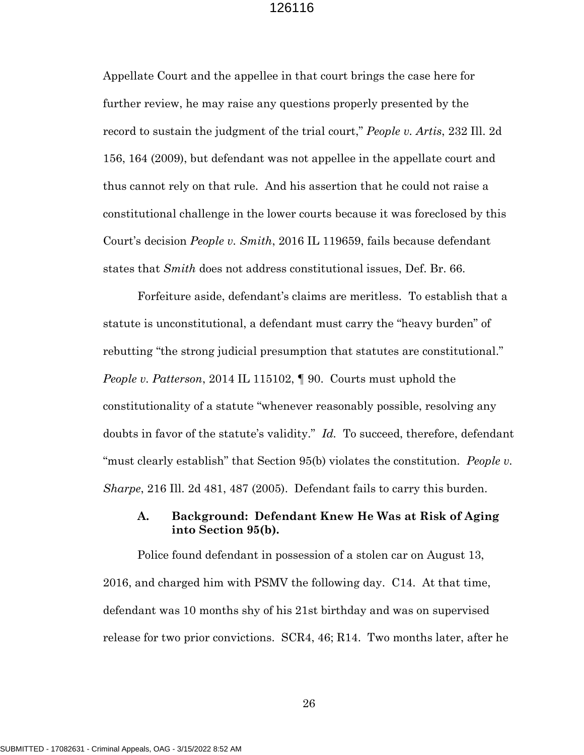Appellate Court and the appellee in that court brings the case here for further review, he may raise any questions properly presented by the record to sustain the judgment of the trial court," *People v. Artis*, 232 Ill. 2d 156, 164 (2009), but defendant was not appellee in the appellate court and thus cannot rely on that rule. And his assertion that he could not raise a constitutional challenge in the lower courts because it was foreclosed by this Court's decision *People v. Smith*, 2016 IL 119659, fails because defendant states that *Smith* does not address constitutional issues, Def. Br. 66.

Forfeiture aside, defendant's claims are meritless. To establish that a statute is unconstitutional, a defendant must carry the "heavy burden" of rebutting "the strong judicial presumption that statutes are constitutional." *People v. Patterson*, 2014 IL 115102, ¶ 90. Courts must uphold the constitutionality of a statute "whenever reasonably possible, resolving any doubts in favor of the statute's validity." *Id.* To succeed, therefore, defendant "must clearly establish" that Section 95(b) violates the constitution. *People v. Sharpe*, 216 Ill. 2d 481, 487 (2005). Defendant fails to carry this burden.

### A. Background: Defendant Knew He Was at Risk of Aging into Section 95(b).

Police found defendant in possession of a stolen car on August 13, 2016, and charged him with PSMV the following day. C14. At that time, defendant was 10 months shy of his 21st birthday and was on supervised release for two prior convictions. SCR4, 46; R14. Two months later, after he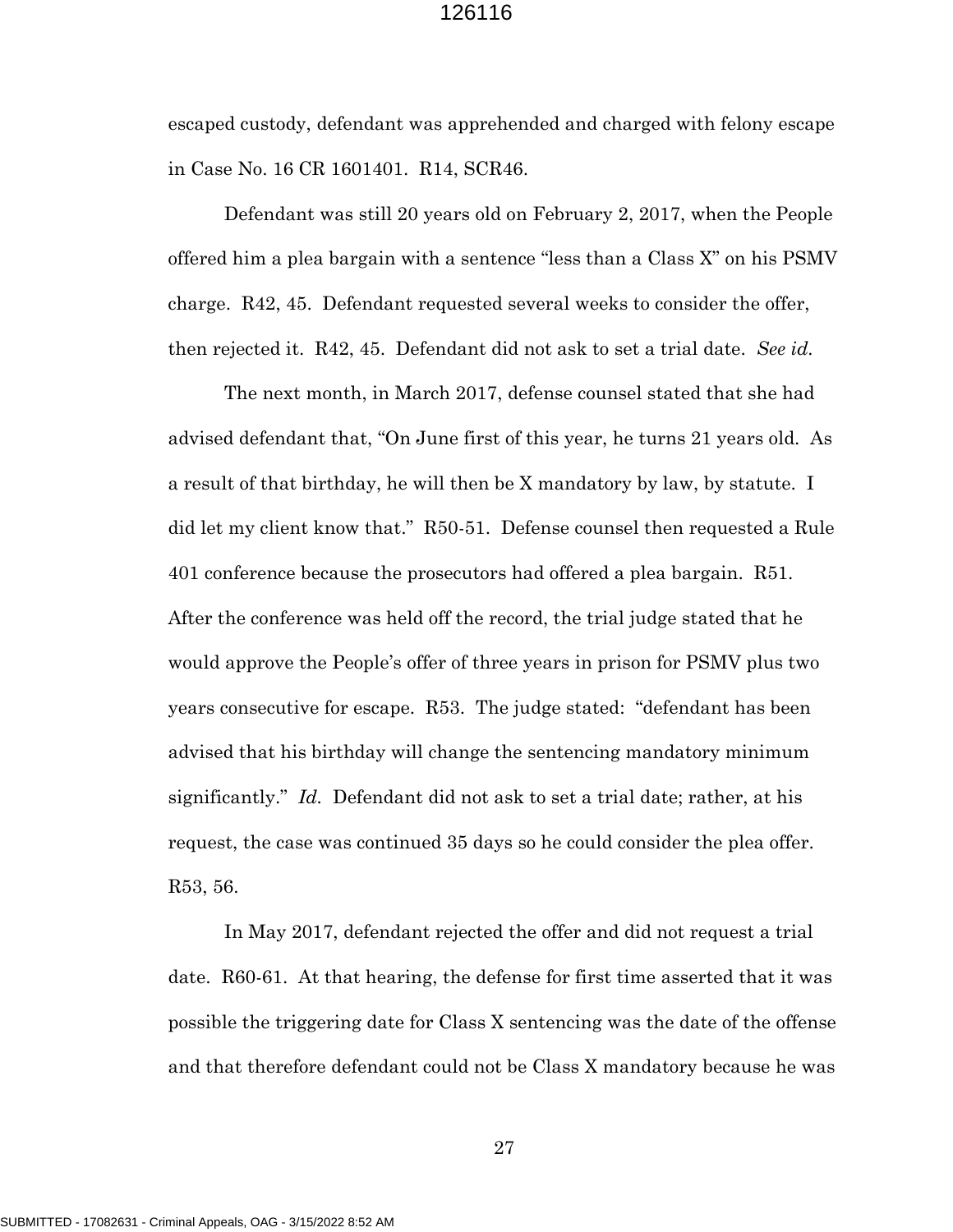escaped custody, defendant was apprehended and charged with felony escape in Case No. 16 CR 1601401. R14, SCR46.

Defendant was still 20 years old on February 2, 2017, when the People offered him a plea bargain with a sentence "less than a Class X" on his PSMV charge. R42, 45. Defendant requested several weeks to consider the offer, then rejected it. R42, 45. Defendant did not ask to set a trial date. *See id.*

The next month, in March 2017, defense counsel stated that she had advised defendant that, "On June first of this year, he turns 21 years old. As a result of that birthday, he will then be X mandatory by law, by statute. I did let my client know that." R50-51. Defense counsel then requested a Rule 401 conference because the prosecutors had offered a plea bargain. R51. After the conference was held off the record, the trial judge stated that he would approve the People's offer of three years in prison for PSMV plus two years consecutive for escape. R53. The judge stated: "defendant has been advised that his birthday will change the sentencing mandatory minimum significantly." *Id.* Defendant did not ask to set a trial date; rather, at his request, the case was continued 35 days so he could consider the plea offer. R53, 56.

In May 2017, defendant rejected the offer and did not request a trial date. R60-61. At that hearing, the defense for first time asserted that it was possible the triggering date for Class X sentencing was the date of the offense and that therefore defendant could not be Class X mandatory because he was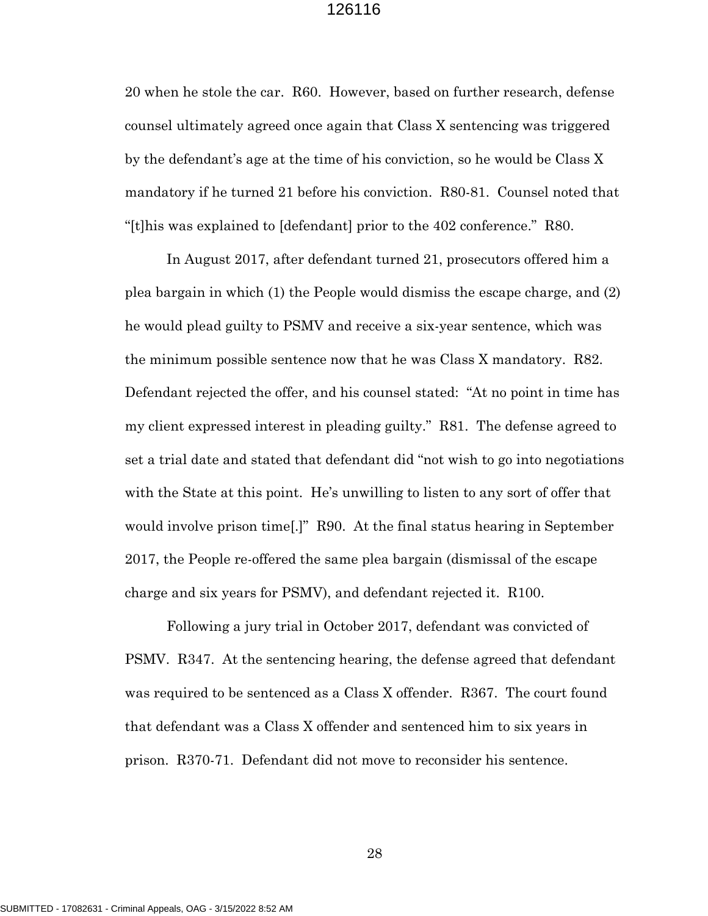20 when he stole the car. R60. However, based on further research, defense counsel ultimately agreed once again that Class X sentencing was triggered by the defendant's age at the time of his conviction, so he would be Class X mandatory if he turned 21 before his conviction. R80-81. Counsel noted that "[t]his was explained to [defendant] prior to the 402 conference." R80.

In August 2017, after defendant turned 21, prosecutors offered him a plea bargain in which (1) the People would dismiss the escape charge, and (2) he would plead guilty to PSMV and receive a six-year sentence, which was the minimum possible sentence now that he was Class X mandatory. R82. Defendant rejected the offer, and his counsel stated: "At no point in time has my client expressed interest in pleading guilty." R81. The defense agreed to set a trial date and stated that defendant did "not wish to go into negotiations with the State at this point. He's unwilling to listen to any sort of offer that would involve prison time[.]" R90. At the final status hearing in September 2017, the People re-offered the same plea bargain (dismissal of the escape charge and six years for PSMV), and defendant rejected it. R100.

Following a jury trial in October 2017, defendant was convicted of PSMV. R347. At the sentencing hearing, the defense agreed that defendant was required to be sentenced as a Class X offender. R367. The court found that defendant was a Class X offender and sentenced him to six years in prison. R370-71. Defendant did not move to reconsider his sentence.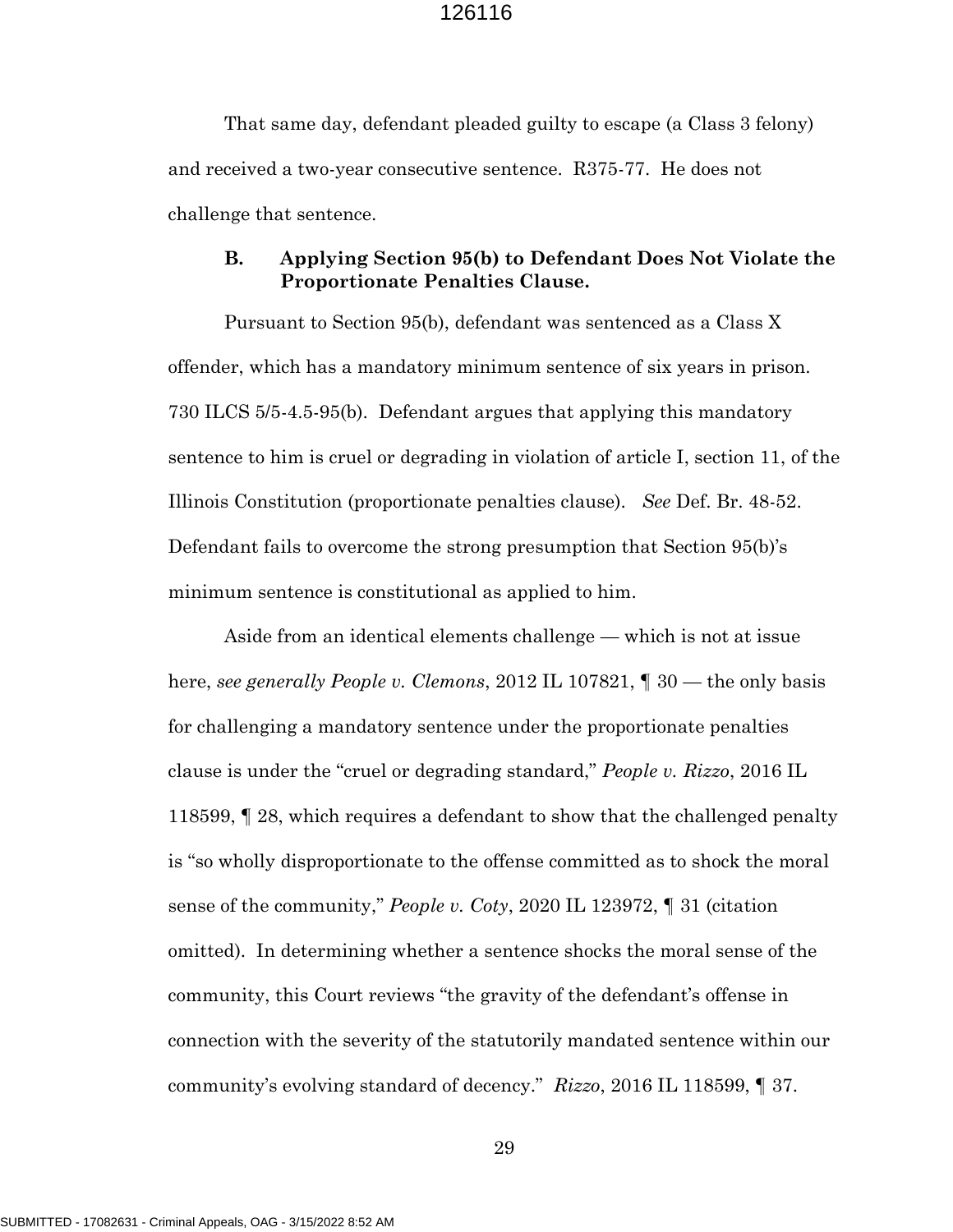That same day, defendant pleaded guilty to escape (a Class 3 felony) and received a two-year consecutive sentence. R375-77. He does not challenge that sentence.

### B. Applying Section 95(b) to Defendant Does Not Violate the Proportionate Penalties Clause.

Pursuant to Section 95(b), defendant was sentenced as a Class X offender, which has a mandatory minimum sentence of six years in prison. 730 ILCS 5/5-4.5-95(b). Defendant argues that applying this mandatory sentence to him is cruel or degrading in violation of article I, section 11, of the Illinois Constitution (proportionate penalties clause). *See* Def. Br. 48-52. Defendant fails to overcome the strong presumption that Section 95(b)'s minimum sentence is constitutional as applied to him.

Aside from an identical elements challenge — which is not at issue here, *see generally People v. Clemons*, 2012 IL 107821, ¶ 30 — the only basis for challenging a mandatory sentence under the proportionate penalties clause is under the "cruel or degrading standard," *People v. Rizzo*, 2016 IL 118599, ¶ 28, which requires a defendant to show that the challenged penalty is "so wholly disproportionate to the offense committed as to shock the moral sense of the community," *People v. Coty*, 2020 IL 123972, ¶ 31 (citation omitted). In determining whether a sentence shocks the moral sense of the community, this Court reviews "the gravity of the defendant's offense in connection with the severity of the statutorily mandated sentence within our community's evolving standard of decency." *Rizzo*, 2016 IL 118599, ¶ 37.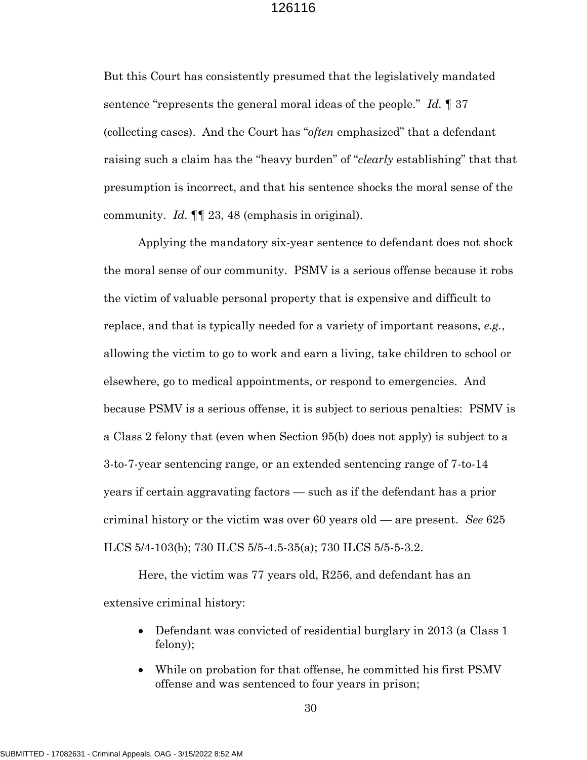But this Court has consistently presumed that the legislatively mandated sentence "represents the general moral ideas of the people." *Id.* ¶ 37 (collecting cases). And the Court has "*often* emphasized" that a defendant raising such a claim has the "heavy burden" of "*clearly* establishing" that that presumption is incorrect, and that his sentence shocks the moral sense of the community. *Id.* ¶¶ 23, 48 (emphasis in original).

Applying the mandatory six-year sentence to defendant does not shock the moral sense of our community. PSMV is a serious offense because it robs the victim of valuable personal property that is expensive and difficult to replace, and that is typically needed for a variety of important reasons, *e.g.*, allowing the victim to go to work and earn a living, take children to school or elsewhere, go to medical appointments, or respond to emergencies. And because PSMV is a serious offense, it is subject to serious penalties: PSMV is a Class 2 felony that (even when Section 95(b) does not apply) is subject to a 3-to-7-year sentencing range, or an extended sentencing range of 7-to-14 years if certain aggravating factors — such as if the defendant has a prior criminal history or the victim was over 60 years old — are present. *See* 625 ILCS 5/4-103(b); 730 ILCS 5/5-4.5-35(a); 730 ILCS 5/5-5-3.2.

Here, the victim was 77 years old, R256, and defendant has an extensive criminal history:

- Defendant was convicted of residential burglary in 2013 (a Class 1 felony);
- While on probation for that offense, he committed his first PSMV offense and was sentenced to four years in prison;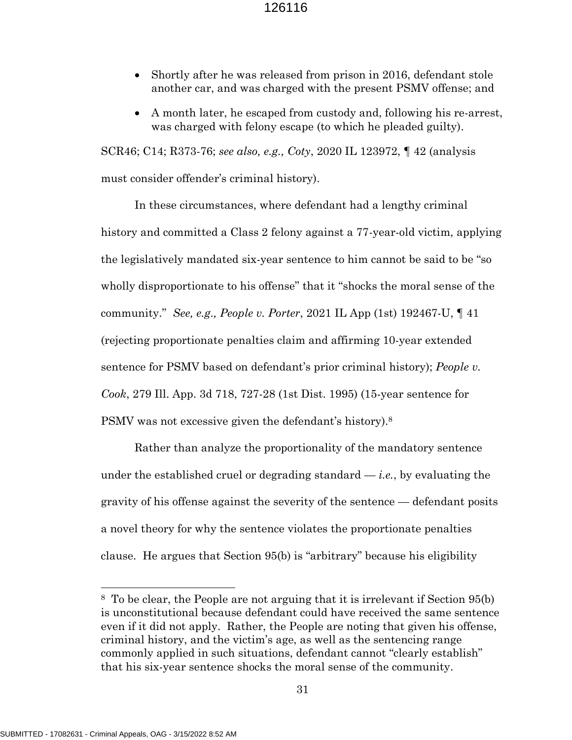- Shortly after he was released from prison in 2016, defendant stole another car, and was charged with the present PSMV offense; and
- A month later, he escaped from custody and, following his re-arrest, was charged with felony escape (to which he pleaded guilty).

SCR46; C14; R373-76; *see also, e.g., Coty*, 2020 IL 123972, ¶ 42 (analysis must consider offender's criminal history).

In these circumstances, where defendant had a lengthy criminal history and committed a Class 2 felony against a 77-year-old victim, applying the legislatively mandated six-year sentence to him cannot be said to be "so wholly disproportionate to his offense" that it "shocks the moral sense of the community." *See, e.g., People v. Porter*, 2021 IL App (1st) 192467-U, ¶ 41 (rejecting proportionate penalties claim and affirming 10-year extended sentence for PSMV based on defendant's prior criminal history); *People v. Cook*, 279 Ill. App. 3d 718, 727-28 (1st Dist. 1995) (15-year sentence for PSMV was not excessive given the defendant's history).[8]

Rather than analyze the proportionality of the mandatory sentence under the established cruel or degrading standard — *i.e.*, by evaluating the gravity of his offense against the severity of the sentence — defendant posits a novel theory for why the sentence violates the proportionate penalties clause. He argues that Section 95(b) is "arbitrary" because his eligibility

---

[8] To be clear, the People are not arguing that it is irrelevant if Section 95(b) is unconstitutional because defendant could have received the same sentence even if it did not apply. Rather, the People are noting that given his offense, criminal history, and the victim's age, as well as the sentencing range commonly applied in such situations, defendant cannot "clearly establish" that his six-year sentence shocks the moral sense of the community.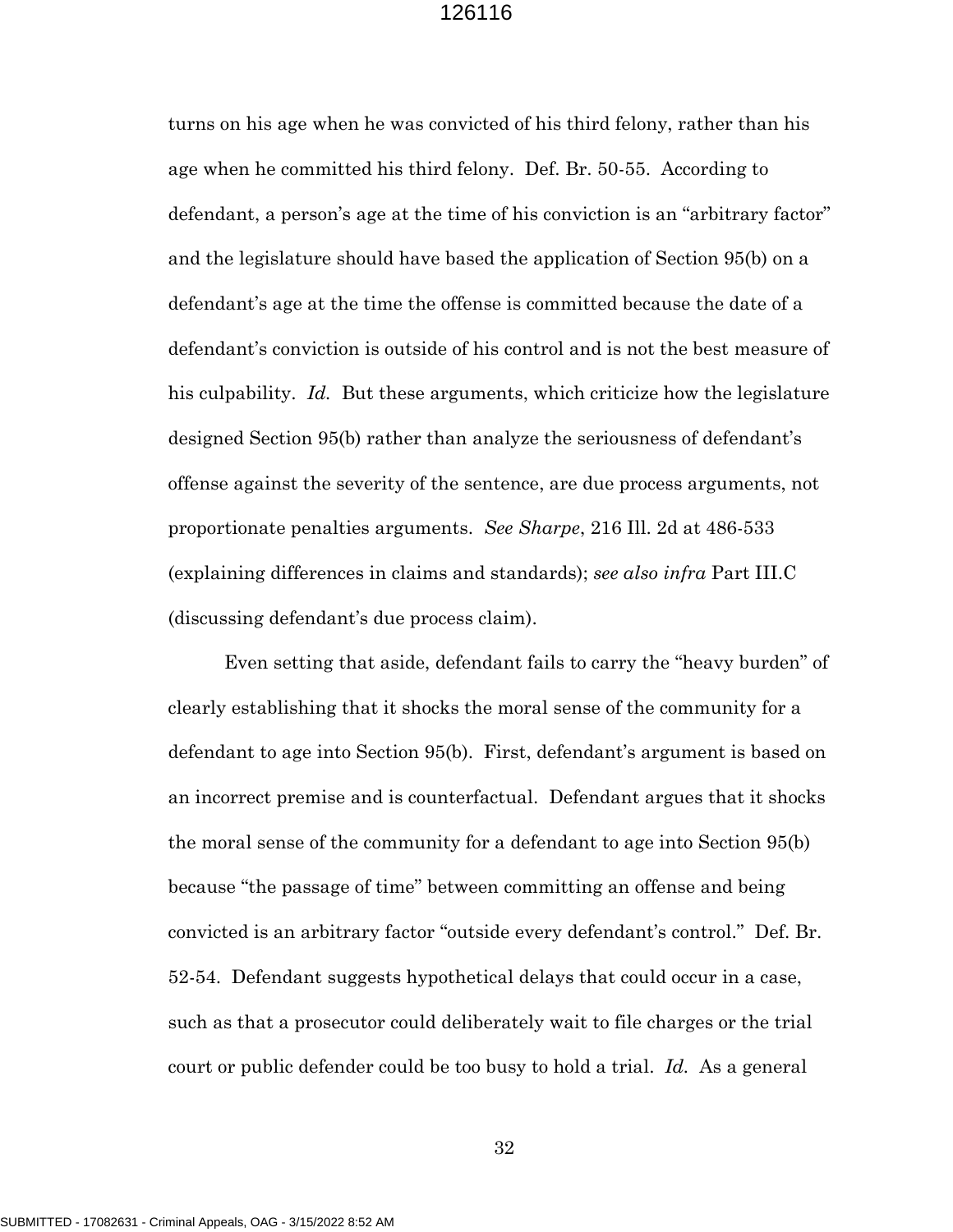turns on his age when he was convicted of his third felony, rather than his age when he committed his third felony. Def. Br. 50-55. According to defendant, a person's age at the time of his conviction is an "arbitrary factor" and the legislature should have based the application of Section 95(b) on a defendant's age at the time the offense is committed because the date of a defendant's conviction is outside of his control and is not the best measure of his culpability. *Id.* But these arguments, which criticize how the legislature designed Section 95(b) rather than analyze the seriousness of defendant's offense against the severity of the sentence, are due process arguments, not proportionate penalties arguments. *See Sharpe*, 216 Ill. 2d at 486-533 (explaining differences in claims and standards); *see also infra* Part III.C (discussing defendant's due process claim).

Even setting that aside, defendant fails to carry the "heavy burden" of clearly establishing that it shocks the moral sense of the community for a defendant to age into Section 95(b). First, defendant's argument is based on an incorrect premise and is counterfactual. Defendant argues that it shocks the moral sense of the community for a defendant to age into Section 95(b) because "the passage of time" between committing an offense and being convicted is an arbitrary factor "outside every defendant's control." Def. Br. 52-54. Defendant suggests hypothetical delays that could occur in a case, such as that a prosecutor could deliberately wait to file charges or the trial court or public defender could be too busy to hold a trial. *Id.* As a general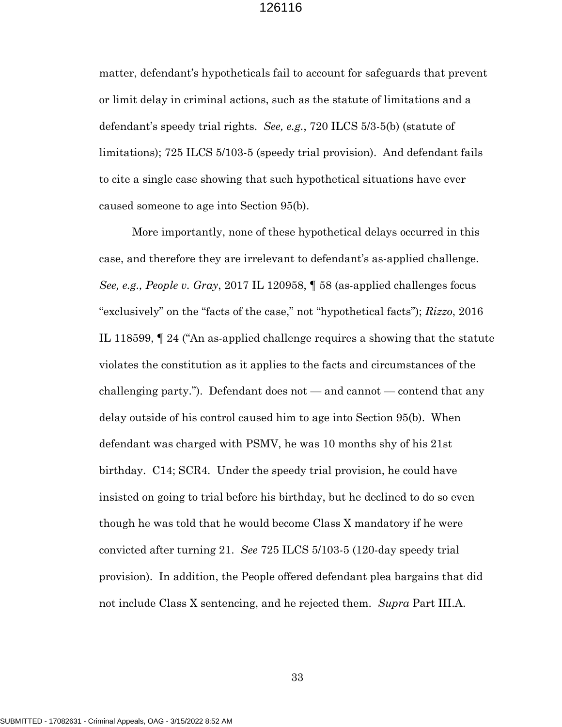matter, defendant's hypotheticals fail to account for safeguards that prevent or limit delay in criminal actions, such as the statute of limitations and a defendant's speedy trial rights. *See, e.g.*, 720 ILCS 5/3-5(b) (statute of limitations); 725 ILCS 5/103-5 (speedy trial provision). And defendant fails to cite a single case showing that such hypothetical situations have ever caused someone to age into Section 95(b).

More importantly, none of these hypothetical delays occurred in this case, and therefore they are irrelevant to defendant's as-applied challenge. *See, e.g., People v. Gray*, 2017 IL 120958, ¶ 58 (as-applied challenges focus "exclusively" on the "facts of the case," not "hypothetical facts"); *Rizzo*, 2016 IL 118599, ¶ 24 ("An as-applied challenge requires a showing that the statute violates the constitution as it applies to the facts and circumstances of the challenging party."). Defendant does not — and cannot — contend that any delay outside of his control caused him to age into Section 95(b). When defendant was charged with PSMV, he was 10 months shy of his 21st birthday. C14; SCR4. Under the speedy trial provision, he could have insisted on going to trial before his birthday, but he declined to do so even though he was told that he would become Class X mandatory if he were convicted after turning 21. *See* 725 ILCS 5/103-5 (120-day speedy trial provision). In addition, the People offered defendant plea bargains that did not include Class X sentencing, and he rejected them. *Supra* Part III.A.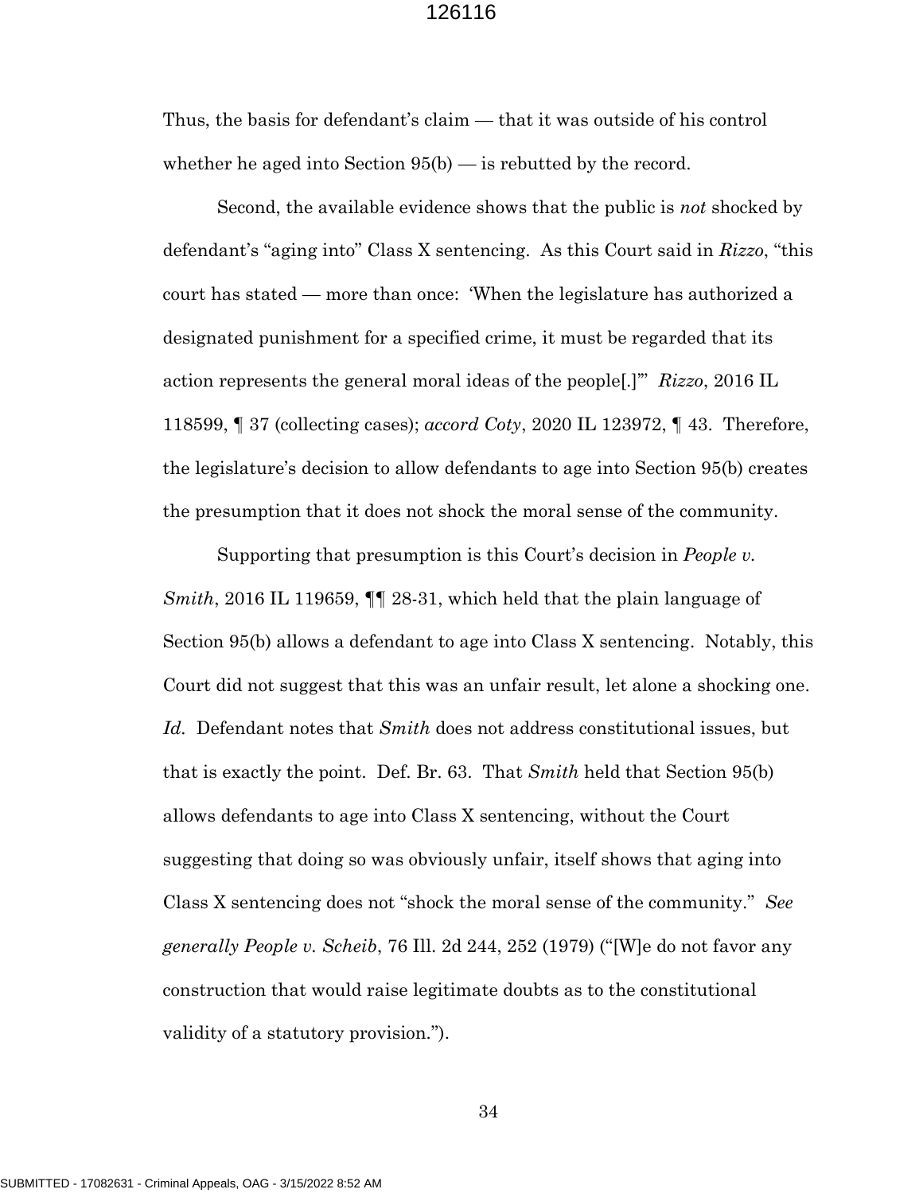Thus, the basis for defendant's claim — that it was outside of his control whether he aged into Section 95(b) — is rebutted by the record.

Second, the available evidence shows that the public is *not* shocked by defendant's "aging into" Class X sentencing. As this Court said in *Rizzo*, "this court has stated — more than once: 'When the legislature has authorized a designated punishment for a specified crime, it must be regarded that its action represents the general moral ideas of the people[.]'" *Rizzo*, 2016 IL 118599, ¶ 37 (collecting cases); *accord Coty*, 2020 IL 123972, ¶ 43. Therefore, the legislature's decision to allow defendants to age into Section 95(b) creates the presumption that it does not shock the moral sense of the community.

Supporting that presumption is this Court's decision in *People v. Smith*, 2016 IL 119659, ¶¶ 28-31, which held that the plain language of Section 95(b) allows a defendant to age into Class X sentencing. Notably, this Court did not suggest that this was an unfair result, let alone a shocking one. *Id.* Defendant notes that *Smith* does not address constitutional issues, but that is exactly the point. Def. Br. 63. That *Smith* held that Section 95(b) allows defendants to age into Class X sentencing, without the Court suggesting that doing so was obviously unfair, itself shows that aging into Class X sentencing does not "shock the moral sense of the community." *See generally People v. Scheib*, 76 Ill. 2d 244, 252 (1979) ("[W]e do not favor any construction that would raise legitimate doubts as to the constitutional validity of a statutory provision.").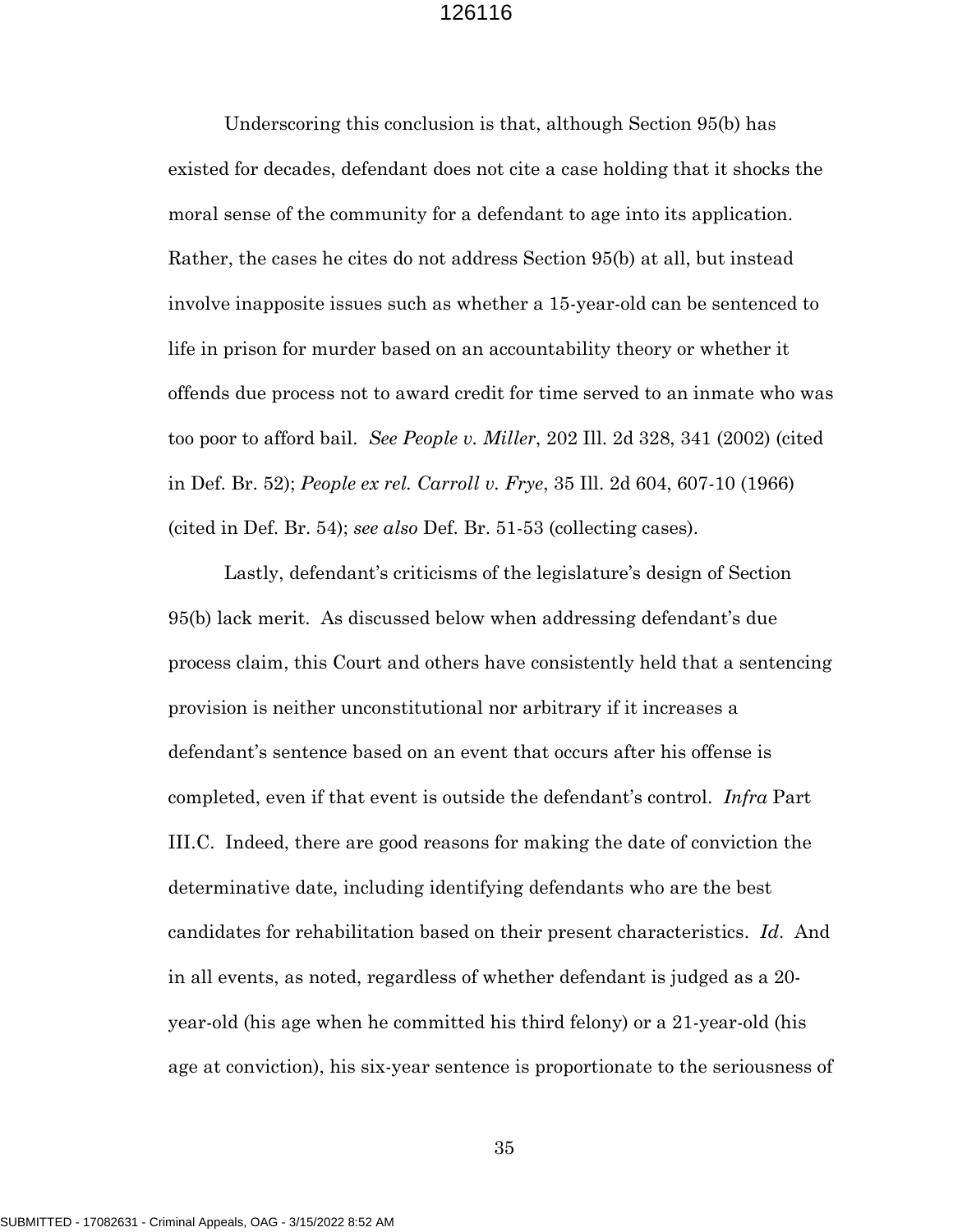Underscoring this conclusion is that, although Section 95(b) has existed for decades, defendant does not cite a case holding that it shocks the moral sense of the community for a defendant to age into its application. Rather, the cases he cites do not address Section 95(b) at all, but instead involve inapposite issues such as whether a 15-year-old can be sentenced to life in prison for murder based on an accountability theory or whether it offends due process not to award credit for time served to an inmate who was too poor to afford bail. *See People v. Miller*, 202 Ill. 2d 328, 341 (2002) (cited in Def. Br. 52); *People ex rel. Carroll v. Frye*, 35 Ill. 2d 604, 607-10 (1966) (cited in Def. Br. 54); *see also* Def. Br. 51-53 (collecting cases).

Lastly, defendant's criticisms of the legislature's design of Section 95(b) lack merit. As discussed below when addressing defendant's due process claim, this Court and others have consistently held that a sentencing provision is neither unconstitutional nor arbitrary if it increases a defendant's sentence based on an event that occurs after his offense is completed, even if that event is outside the defendant's control. *Infra* Part III.C. Indeed, there are good reasons for making the date of conviction the determinative date, including identifying defendants who are the best candidates for rehabilitation based on their present characteristics. *Id*. And in all events, as noted, regardless of whether defendant is judged as a 20-year-old (his age when he committed his third felony) or a 21-year-old (his age at conviction), his six-year sentence is proportionate to the seriousness of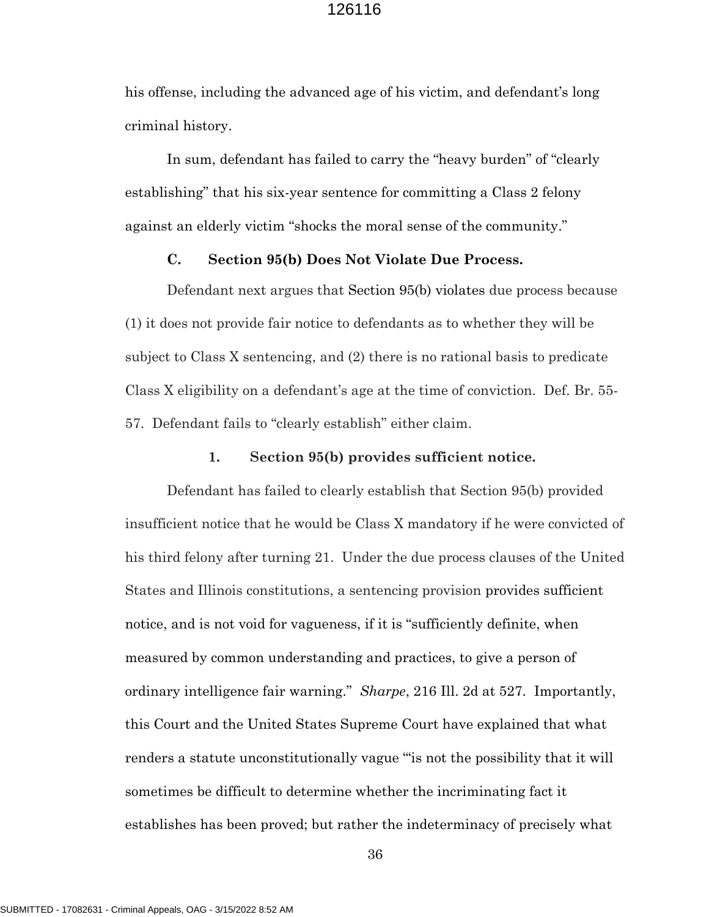his offense, including the advanced age of his victim, and defendant's long criminal history.

In sum, defendant has failed to carry the "heavy burden" of "clearly establishing" that his six-year sentence for committing a Class 2 felony against an elderly victim "shocks the moral sense of the community."

### C. Section 95(b) Does Not Violate Due Process.

Defendant next argues that Section 95(b) violates due process because (1) it does not provide fair notice to defendants as to whether they will be subject to Class X sentencing, and (2) there is no rational basis to predicate Class X eligibility on a defendant's age at the time of conviction. Def. Br. 55-57. Defendant fails to "clearly establish" either claim.

#### 1. Section 95(b) provides sufficient notice.

Defendant has failed to clearly establish that Section 95(b) provided insufficient notice that he would be Class X mandatory if he were convicted of his third felony after turning 21. Under the due process clauses of the United States and Illinois constitutions, a sentencing provision provides sufficient notice, and is not void for vagueness, if it is "sufficiently definite, when measured by common understanding and practices, to give a person of ordinary intelligence fair warning." *Sharpe*, 216 Ill. 2d at 527. Importantly, this Court and the United States Supreme Court have explained that what renders a statute unconstitutionally vague "'is not the possibility that it will sometimes be difficult to determine whether the incriminating fact it establishes has been proved; but rather the indeterminacy of precisely what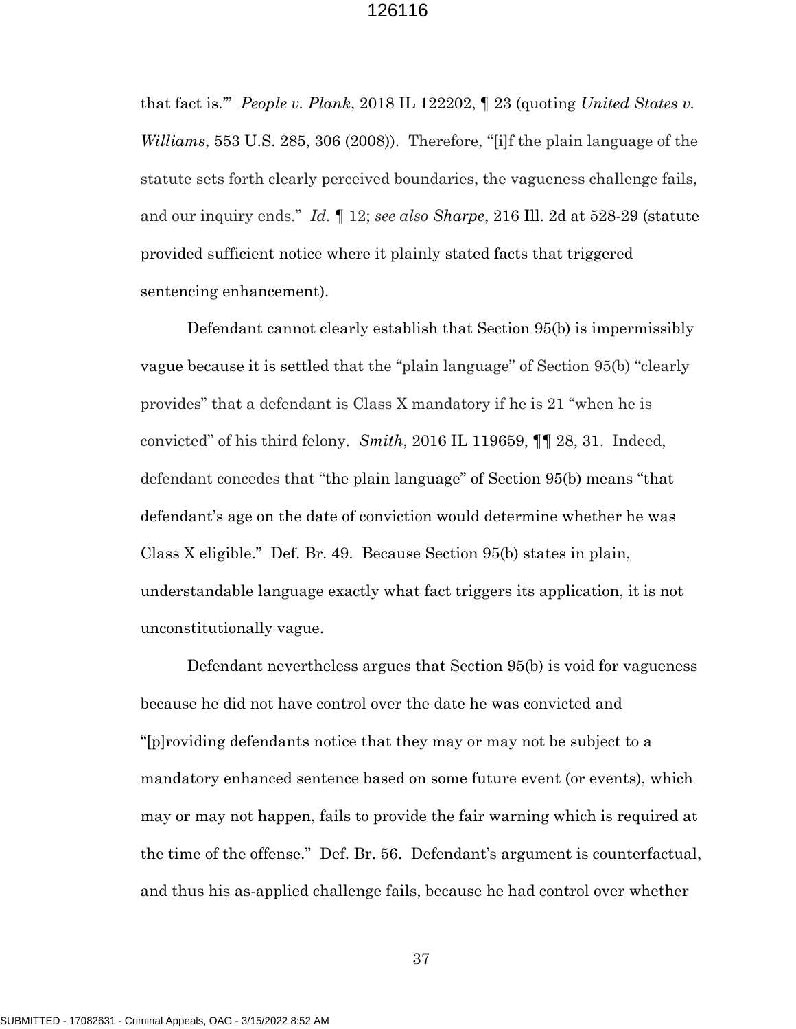that fact is.'" *People v. Plank*, 2018 IL 122202, ¶ 23 (quoting *United States v. Williams*, 553 U.S. 285, 306 (2008)). Therefore, "[i]f the plain language of the statute sets forth clearly perceived boundaries, the vagueness challenge fails, and our inquiry ends." *Id.* ¶ 12; *see also Sharpe*, 216 Ill. 2d at 528-29 (statute provided sufficient notice where it plainly stated facts that triggered sentencing enhancement).

Defendant cannot clearly establish that Section 95(b) is impermissibly vague because it is settled that the "plain language" of Section 95(b) "clearly provides" that a defendant is Class X mandatory if he is 21 "when he is convicted" of his third felony. *Smith*, 2016 IL 119659, ¶¶ 28, 31. Indeed, defendant concedes that "the plain language" of Section 95(b) means "that defendant's age on the date of conviction would determine whether he was Class X eligible." Def. Br. 49. Because Section 95(b) states in plain, understandable language exactly what fact triggers its application, it is not unconstitutionally vague.

Defendant nevertheless argues that Section 95(b) is void for vagueness because he did not have control over the date he was convicted and "[p]roviding defendants notice that they may or may not be subject to a mandatory enhanced sentence based on some future event (or events), which may or may not happen, fails to provide the fair warning which is required at the time of the offense." Def. Br. 56. Defendant's argument is counterfactual, and thus his as-applied challenge fails, because he had control over whether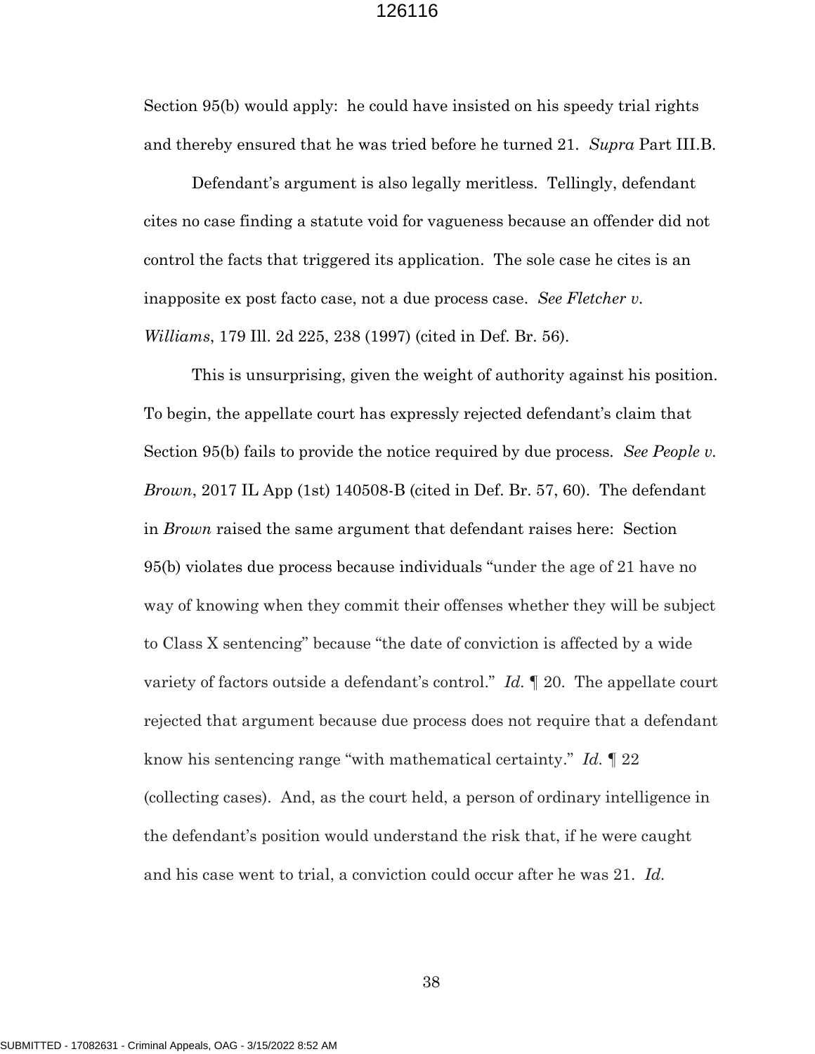Section 95(b) would apply: he could have insisted on his speedy trial rights and thereby ensured that he was tried before he turned 21. *Supra* Part III.B.

Defendant's argument is also legally meritless. Tellingly, defendant cites no case finding a statute void for vagueness because an offender did not control the facts that triggered its application. The sole case he cites is an inapposite ex post facto case, not a due process case. *See Fletcher v. Williams*, 179 Ill. 2d 225, 238 (1997) (cited in Def. Br. 56).

This is unsurprising, given the weight of authority against his position. To begin, the appellate court has expressly rejected defendant's claim that Section 95(b) fails to provide the notice required by due process. *See People v. Brown*, 2017 IL App (1st) 140508-B (cited in Def. Br. 57, 60). The defendant in *Brown* raised the same argument that defendant raises here: Section 95(b) violates due process because individuals "under the age of 21 have no way of knowing when they commit their offenses whether they will be subject to Class X sentencing" because "the date of conviction is affected by a wide variety of factors outside a defendant's control." *Id.* ¶ 20. The appellate court rejected that argument because due process does not require that a defendant know his sentencing range "with mathematical certainty." *Id.* ¶ 22 (collecting cases). And, as the court held, a person of ordinary intelligence in the defendant's position would understand the risk that, if he were caught and his case went to trial, a conviction could occur after he was 21. *Id.*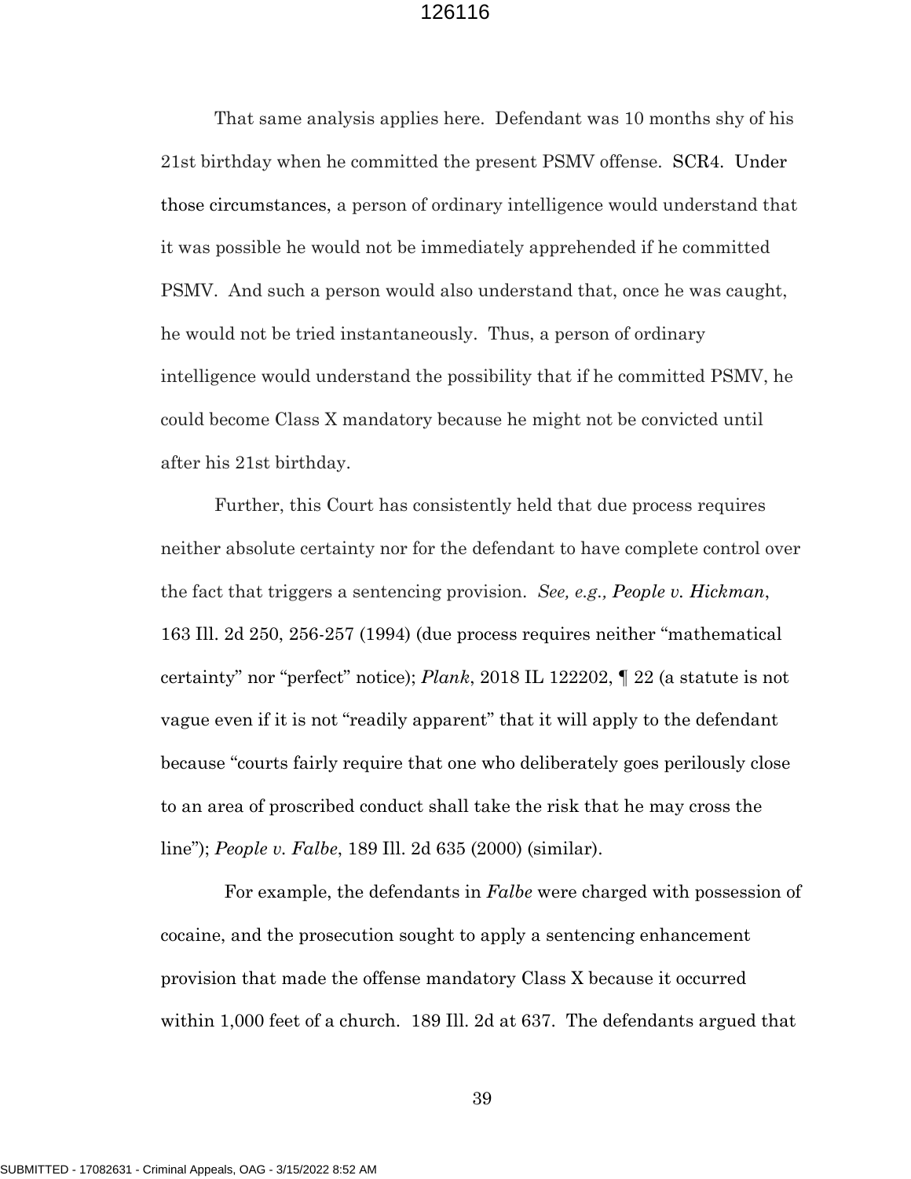That same analysis applies here. Defendant was 10 months shy of his 21st birthday when he committed the present PSMV offense. SCR4. Under those circumstances, a person of ordinary intelligence would understand that it was possible he would not be immediately apprehended if he committed PSMV. And such a person would also understand that, once he was caught, he would not be tried instantaneously. Thus, a person of ordinary intelligence would understand the possibility that if he committed PSMV, he could become Class X mandatory because he might not be convicted until after his 21st birthday.

Further, this Court has consistently held that due process requires neither absolute certainty nor for the defendant to have complete control over the fact that triggers a sentencing provision. *See, e.g.*, *People v. Hickman*, 163 Ill. 2d 250, 256-257 (1994) (due process requires neither "mathematical certainty" nor "perfect" notice); *Plank*, 2018 IL 122202, ¶ 22 (a statute is not vague even if it is not "readily apparent" that it will apply to the defendant because "courts fairly require that one who deliberately goes perilously close to an area of proscribed conduct shall take the risk that he may cross the line"); *People v. Falbe*, 189 Ill. 2d 635 (2000) (similar).

For example, the defendants in *Falbe* were charged with possession of cocaine, and the prosecution sought to apply a sentencing enhancement provision that made the offense mandatory Class X because it occurred within 1,000 feet of a church. 189 Ill. 2d at 637. The defendants argued that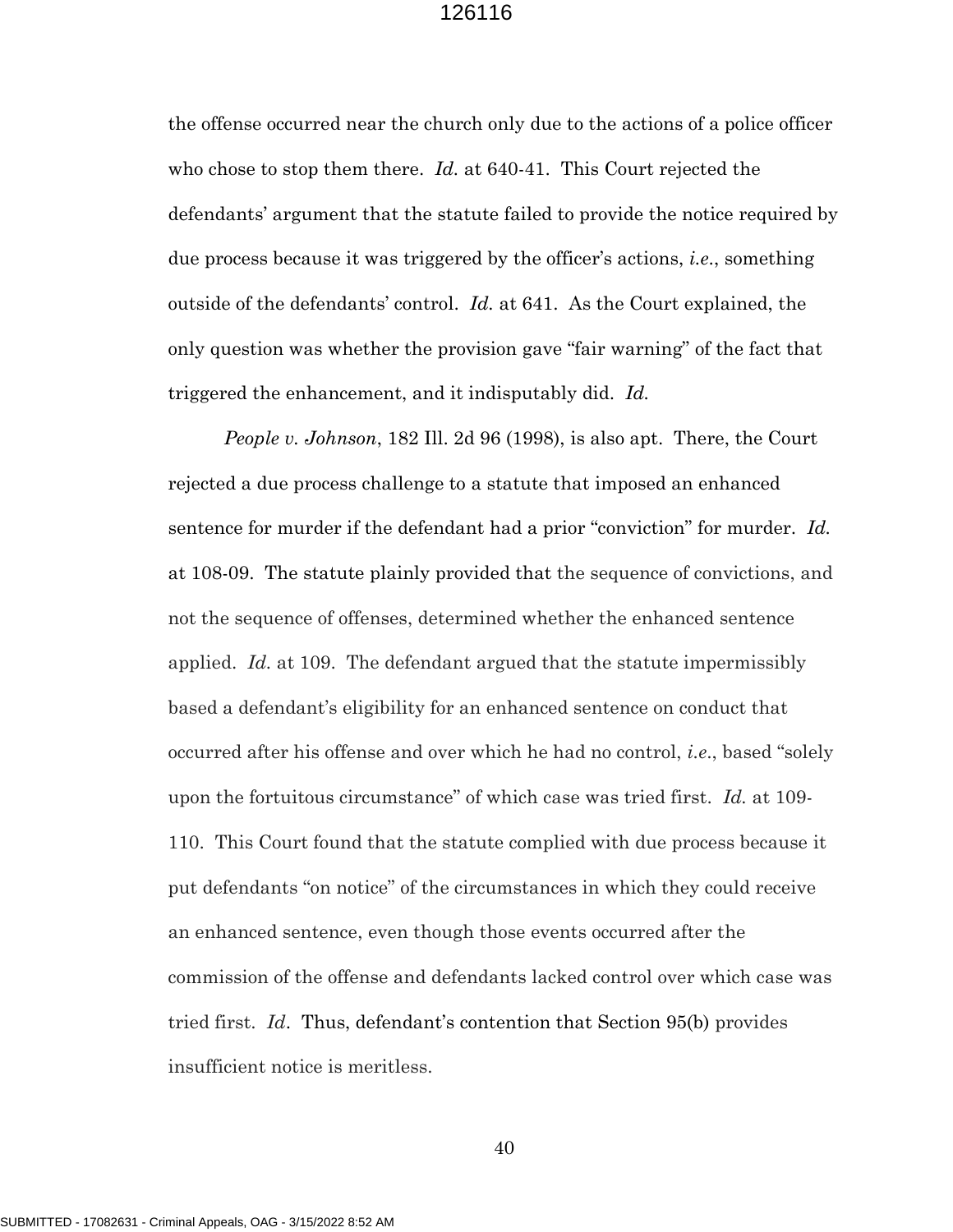the offense occurred near the church only due to the actions of a police officer who chose to stop them there. *Id.* at 640-41. This Court rejected the defendants' argument that the statute failed to provide the notice required by due process because it was triggered by the officer's actions, *i.e.*, something outside of the defendants' control. *Id.* at 641. As the Court explained, the only question was whether the provision gave "fair warning" of the fact that triggered the enhancement, and it indisputably did. *Id.*

*People v. Johnson*, 182 Ill. 2d 96 (1998), is also apt. There, the Court rejected a due process challenge to a statute that imposed an enhanced sentence for murder if the defendant had a prior "conviction" for murder. *Id.* at 108-09. The statute plainly provided that the sequence of convictions, and not the sequence of offenses, determined whether the enhanced sentence applied. *Id.* at 109. The defendant argued that the statute impermissibly based a defendant's eligibility for an enhanced sentence on conduct that occurred after his offense and over which he had no control, *i.e.*, based "solely upon the fortuitous circumstance" of which case was tried first. *Id.* at 109-110. This Court found that the statute complied with due process because it put defendants "on notice" of the circumstances in which they could receive an enhanced sentence, even though those events occurred after the commission of the offense and defendants lacked control over which case was tried first. *Id*. Thus, defendant's contention that Section 95(b) provides insufficient notice is meritless.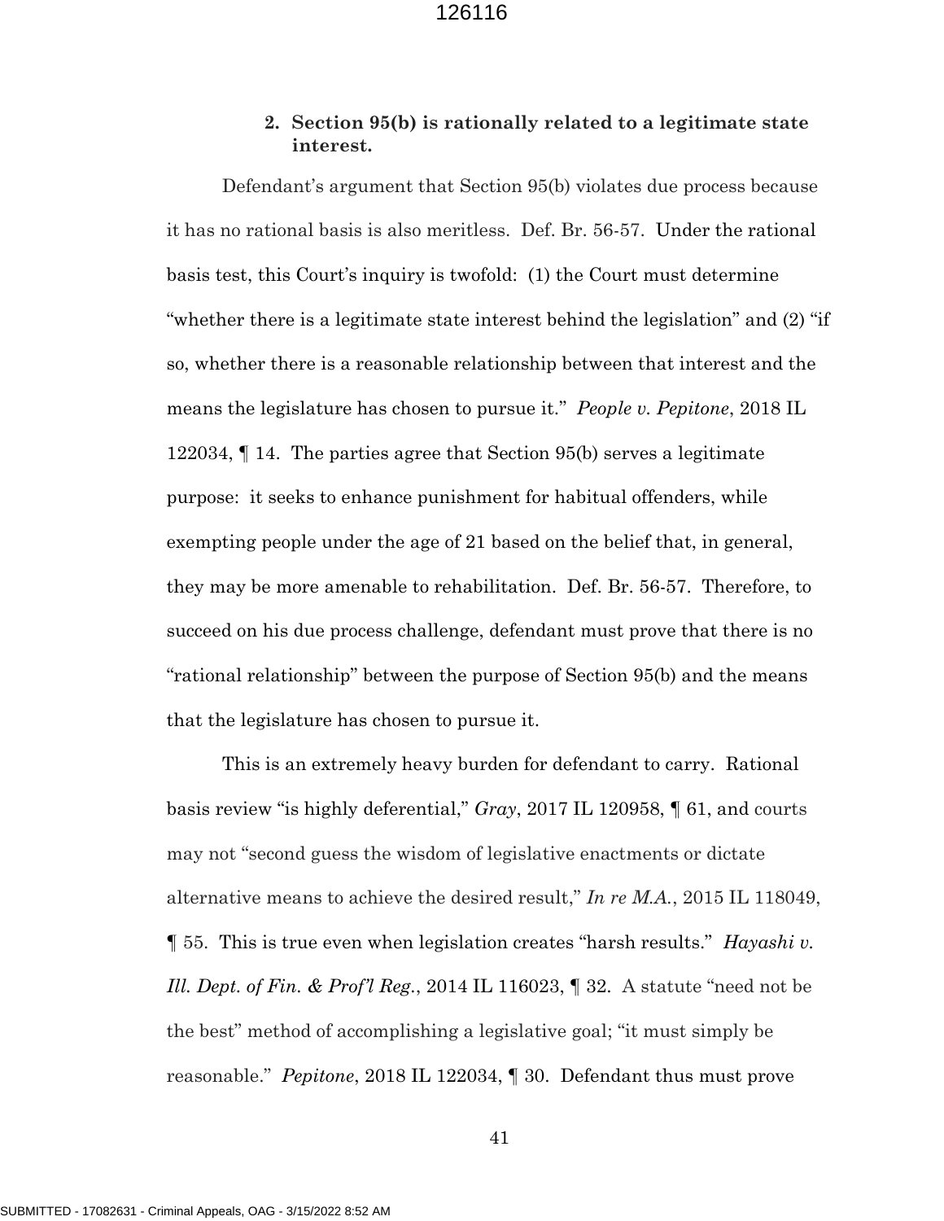### 2. Section 95(b) is rationally related to a legitimate state interest.

Defendant's argument that Section 95(b) violates due process because it has no rational basis is also meritless. Def. Br. 56-57. Under the rational basis test, this Court's inquiry is twofold: (1) the Court must determine "whether there is a legitimate state interest behind the legislation" and (2) "if so, whether there is a reasonable relationship between that interest and the means the legislature has chosen to pursue it." *People v. Pepitone*, 2018 IL 122034, ¶ 14. The parties agree that Section 95(b) serves a legitimate purpose: it seeks to enhance punishment for habitual offenders, while exempting people under the age of 21 based on the belief that, in general, they may be more amenable to rehabilitation. Def. Br. 56-57. Therefore, to succeed on his due process challenge, defendant must prove that there is no "rational relationship" between the purpose of Section 95(b) and the means that the legislature has chosen to pursue it.

This is an extremely heavy burden for defendant to carry. Rational basis review "is highly deferential," *Gray*, 2017 IL 120958, ¶ 61, and courts may not "second guess the wisdom of legislative enactments or dictate alternative means to achieve the desired result," *In re M.A.*, 2015 IL 118049, ¶ 55. This is true even when legislation creates "harsh results." *Hayashi v. Ill. Dept. of Fin. & Prof'l Reg.*, 2014 IL 116023, ¶ 32. A statute "need not be the best" method of accomplishing a legislative goal; "it must simply be reasonable." *Pepitone*, 2018 IL 122034, ¶ 30. Defendant thus must prove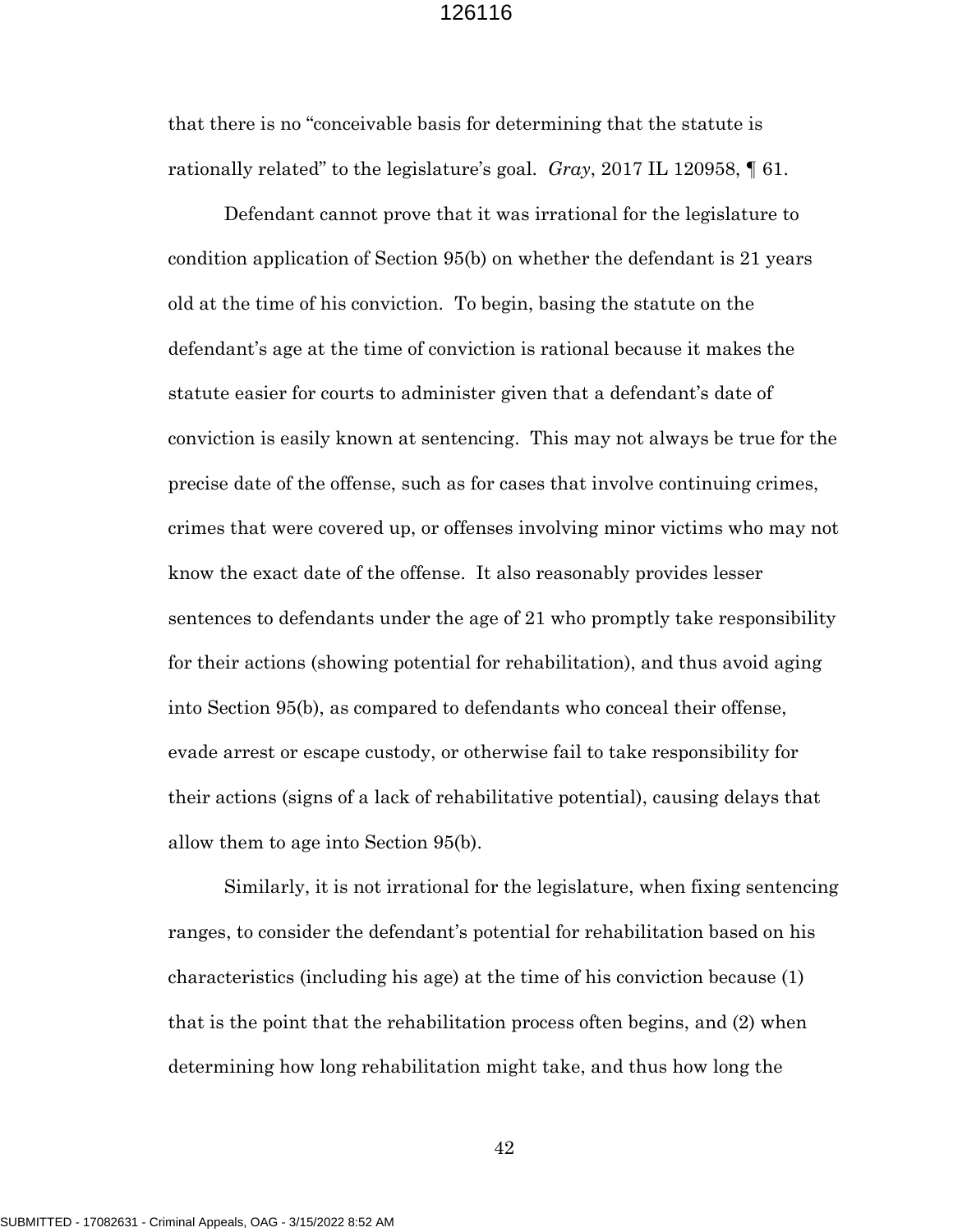that there is no "conceivable basis for determining that the statute is rationally related" to the legislature's goal. *Gray*, 2017 IL 120958, ¶ 61.

Defendant cannot prove that it was irrational for the legislature to condition application of Section 95(b) on whether the defendant is 21 years old at the time of his conviction. To begin, basing the statute on the defendant's age at the time of conviction is rational because it makes the statute easier for courts to administer given that a defendant's date of conviction is easily known at sentencing. This may not always be true for the precise date of the offense, such as for cases that involve continuing crimes, crimes that were covered up, or offenses involving minor victims who may not know the exact date of the offense. It also reasonably provides lesser sentences to defendants under the age of 21 who promptly take responsibility for their actions (showing potential for rehabilitation), and thus avoid aging into Section 95(b), as compared to defendants who conceal their offense, evade arrest or escape custody, or otherwise fail to take responsibility for their actions (signs of a lack of rehabilitative potential), causing delays that allow them to age into Section 95(b).

Similarly, it is not irrational for the legislature, when fixing sentencing ranges, to consider the defendant's potential for rehabilitation based on his characteristics (including his age) at the time of his conviction because (1) that is the point that the rehabilitation process often begins, and (2) when determining how long rehabilitation might take, and thus how long the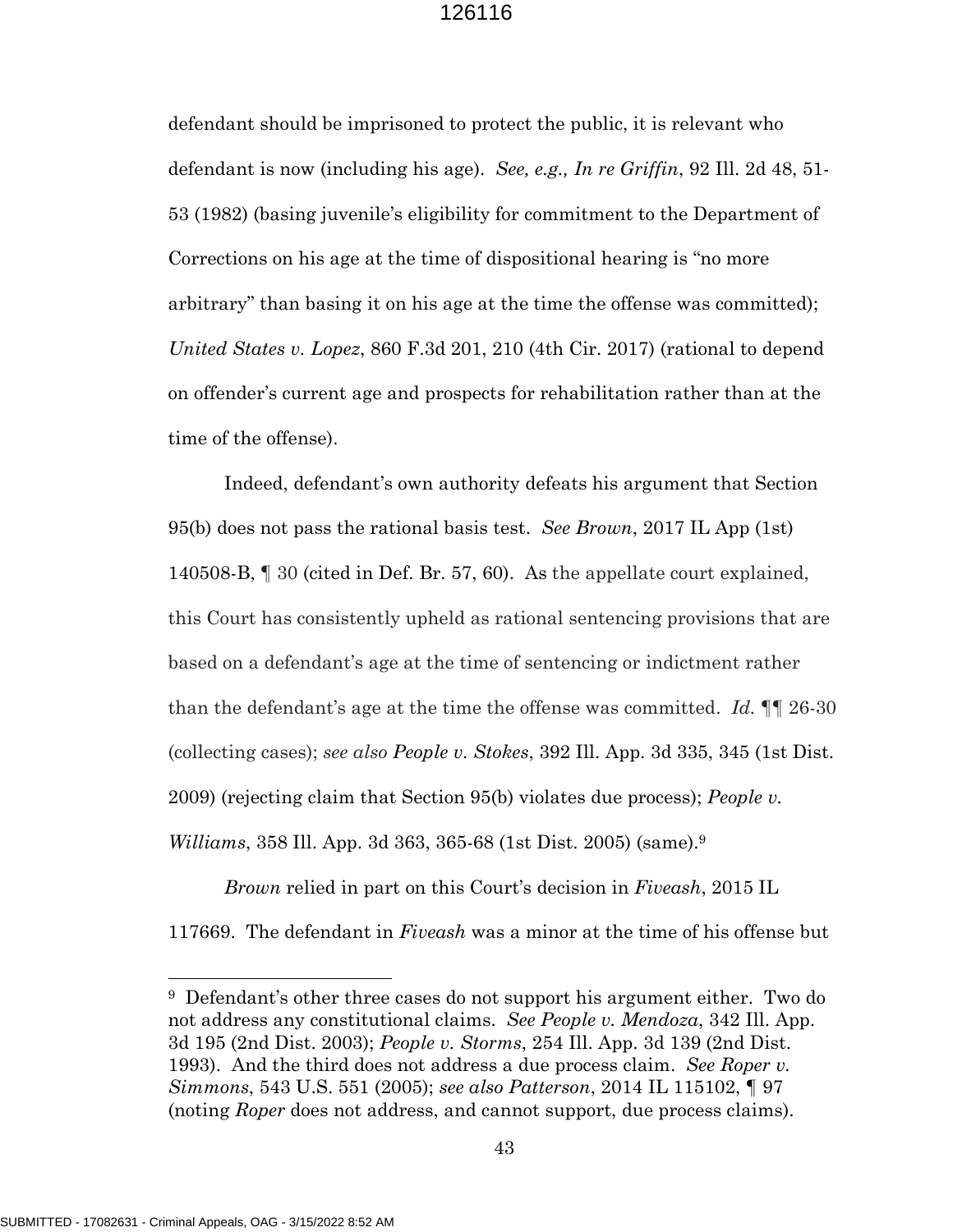defendant should be imprisoned to protect the public, it is relevant who defendant is now (including his age). *See, e.g., In re Griffin*, 92 Ill. 2d 48, 51-53 (1982) (basing juvenile's eligibility for commitment to the Department of Corrections on his age at the time of dispositional hearing is "no more arbitrary" than basing it on his age at the time the offense was committed); *United States v. Lopez*, 860 F.3d 201, 210 (4th Cir. 2017) (rational to depend on offender's current age and prospects for rehabilitation rather than at the time of the offense).

Indeed, defendant's own authority defeats his argument that Section 95(b) does not pass the rational basis test. *See Brown*, 2017 IL App (1st) 140508-B, ¶ 30 (cited in Def. Br. 57, 60). As the appellate court explained, this Court has consistently upheld as rational sentencing provisions that are based on a defendant's age at the time of sentencing or indictment rather than the defendant's age at the time the offense was committed. *Id.* ¶¶ 26-30 (collecting cases); *see also People v. Stokes*, 392 Ill. App. 3d 335, 345 (1st Dist. 2009) (rejecting claim that Section 95(b) violates due process); *People v. Williams*, 358 Ill. App. 3d 363, 365-68 (1st Dist. 2005) (same).[9]

*Brown* relied in part on this Court's decision in *Fiveash*, 2015 IL 117669. The defendant in *Fiveash* was a minor at the time of his offense but

---

[9] Defendant's other three cases do not support his argument either. Two do not address any constitutional claims. *See People v. Mendoza*, 342 Ill. App. 3d 195 (2nd Dist. 2003); *People v. Storms*, 254 Ill. App. 3d 139 (2nd Dist. 1993). And the third does not address a due process claim. *See Roper v. Simmons*, 543 U.S. 551 (2005); *see also Patterson*, 2014 IL 115102, ¶ 97 (noting *Roper* does not address, and cannot support, due process claims).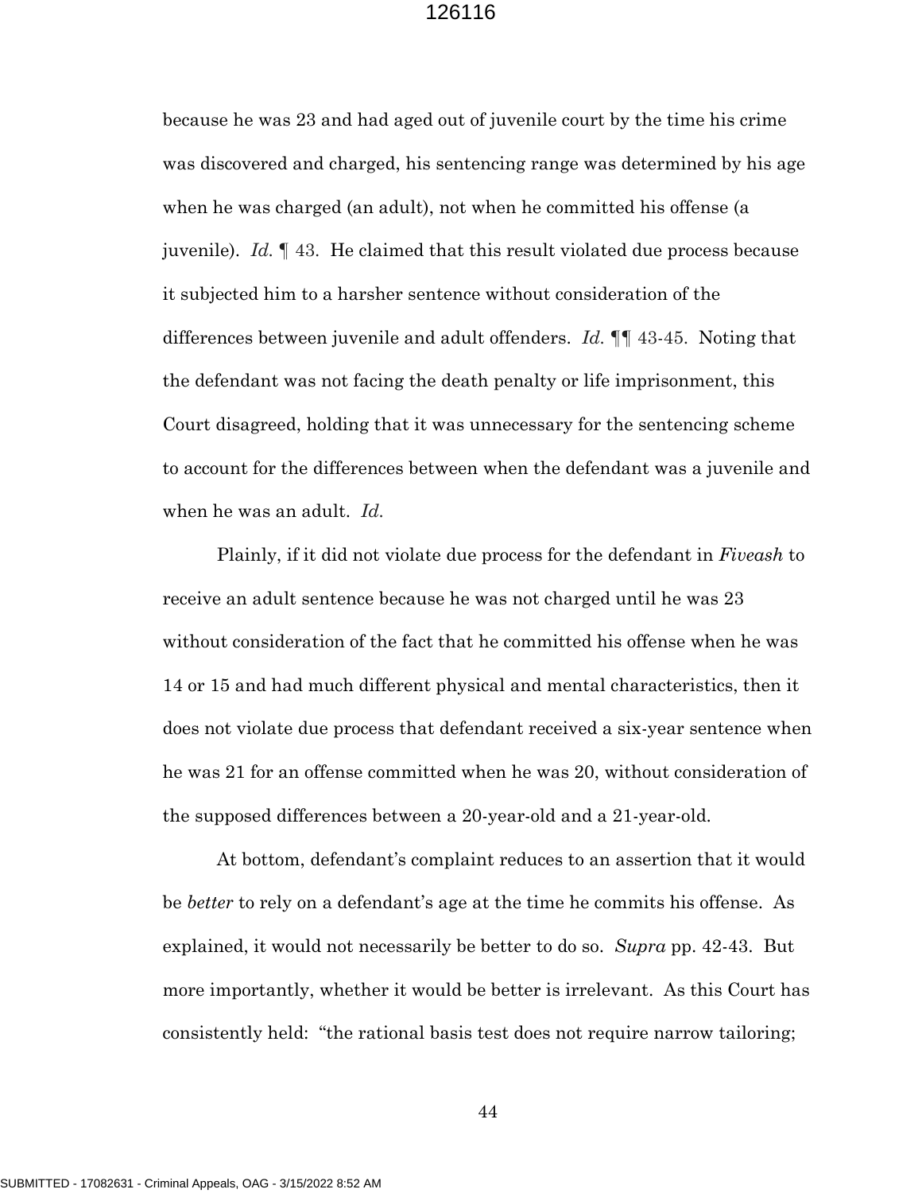because he was 23 and had aged out of juvenile court by the time his crime was discovered and charged, his sentencing range was determined by his age when he was charged (an adult), not when he committed his offense (a juvenile). *Id.* ¶ 43. He claimed that this result violated due process because it subjected him to a harsher sentence without consideration of the differences between juvenile and adult offenders. *Id.* ¶¶ 43-45. Noting that the defendant was not facing the death penalty or life imprisonment, this Court disagreed, holding that it was unnecessary for the sentencing scheme to account for the differences between when the defendant was a juvenile and when he was an adult. *Id.*

Plainly, if it did not violate due process for the defendant in *Fiveash* to receive an adult sentence because he was not charged until he was 23 without consideration of the fact that he committed his offense when he was 14 or 15 and had much different physical and mental characteristics, then it does not violate due process that defendant received a six-year sentence when he was 21 for an offense committed when he was 20, without consideration of the supposed differences between a 20-year-old and a 21-year-old.

At bottom, defendant's complaint reduces to an assertion that it would be *better* to rely on a defendant's age at the time he commits his offense. As explained, it would not necessarily be better to do so. *Supra* pp. 42-43. But more importantly, whether it would be better is irrelevant. As this Court has consistently held: "the rational basis test does not require narrow tailoring;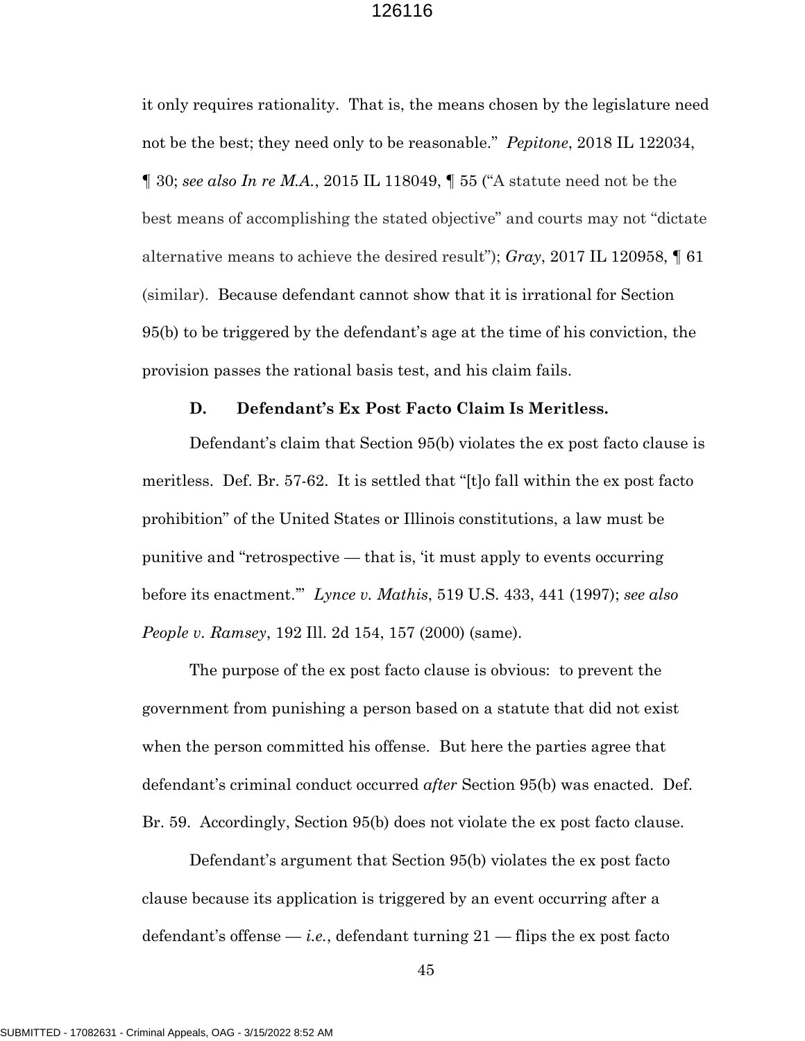it only requires rationality. That is, the means chosen by the legislature need not be the best; they need only to be reasonable." *Pepitone*, 2018 IL 122034, ¶ 30; *see also In re M.A.*, 2015 IL 118049, ¶ 55 ("A statute need not be the best means of accomplishing the stated objective" and courts may not "dictate alternative means to achieve the desired result"); *Gray*, 2017 IL 120958, ¶ 61 (similar). Because defendant cannot show that it is irrational for Section 95(b) to be triggered by the defendant's age at the time of his conviction, the provision passes the rational basis test, and his claim fails.

### D. Defendant's Ex Post Facto Claim Is Meritless.

Defendant's claim that Section 95(b) violates the ex post facto clause is meritless. Def. Br. 57-62. It is settled that "[t]o fall within the ex post facto prohibition" of the United States or Illinois constitutions, a law must be punitive and "retrospective — that is, 'it must apply to events occurring before its enactment.'" *Lynce v. Mathis*, 519 U.S. 433, 441 (1997); *see also People v. Ramsey*, 192 Ill. 2d 154, 157 (2000) (same).

The purpose of the ex post facto clause is obvious: to prevent the government from punishing a person based on a statute that did not exist when the person committed his offense. But here the parties agree that defendant's criminal conduct occurred *after* Section 95(b) was enacted. Def. Br. 59. Accordingly, Section 95(b) does not violate the ex post facto clause.

Defendant's argument that Section 95(b) violates the ex post facto clause because its application is triggered by an event occurring after a defendant's offense — *i.e.*, defendant turning 21 — flips the ex post facto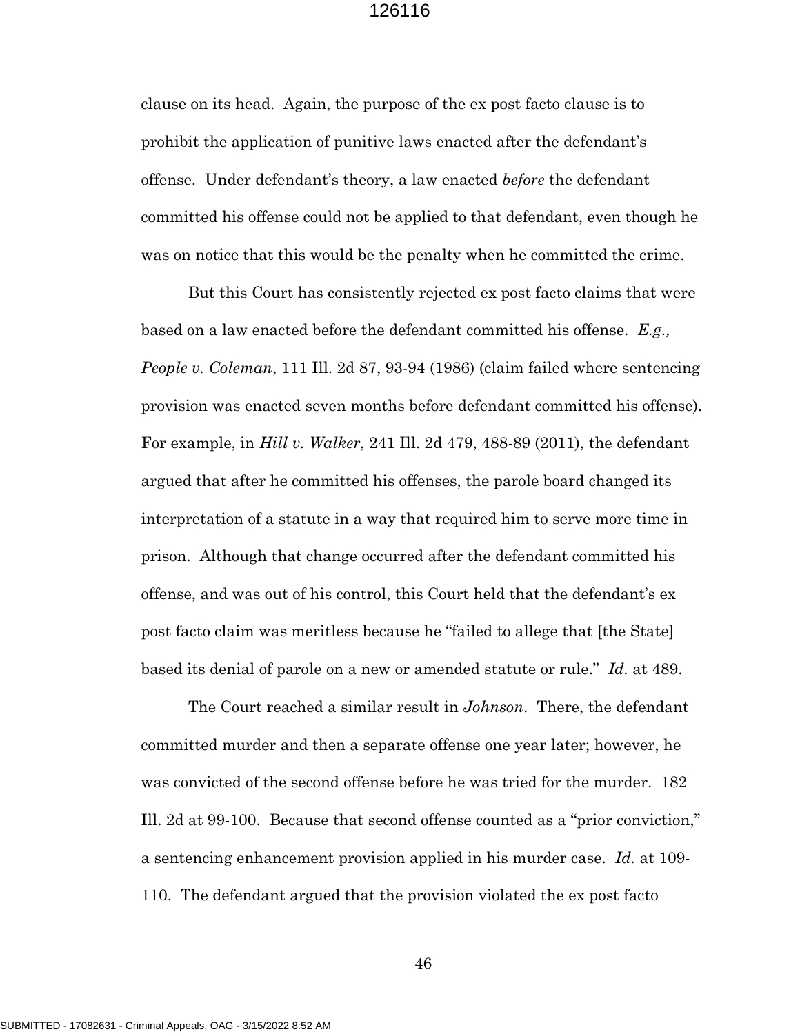clause on its head. Again, the purpose of the ex post facto clause is to prohibit the application of punitive laws enacted after the defendant's offense. Under defendant's theory, a law enacted *before* the defendant committed his offense could not be applied to that defendant, even though he was on notice that this would be the penalty when he committed the crime.

But this Court has consistently rejected ex post facto claims that were based on a law enacted before the defendant committed his offense. *E.g., People v. Coleman*, 111 Ill. 2d 87, 93-94 (1986) (claim failed where sentencing provision was enacted seven months before defendant committed his offense). For example, in *Hill v. Walker*, 241 Ill. 2d 479, 488-89 (2011), the defendant argued that after he committed his offenses, the parole board changed its interpretation of a statute in a way that required him to serve more time in prison. Although that change occurred after the defendant committed his offense, and was out of his control, this Court held that the defendant's ex post facto claim was meritless because he "failed to allege that [the State] based its denial of parole on a new or amended statute or rule." *Id.* at 489.

The Court reached a similar result in *Johnson*. There, the defendant committed murder and then a separate offense one year later; however, he was convicted of the second offense before he was tried for the murder. 182 Ill. 2d at 99-100. Because that second offense counted as a "prior conviction," a sentencing enhancement provision applied in his murder case. *Id.* at 109-110. The defendant argued that the provision violated the ex post facto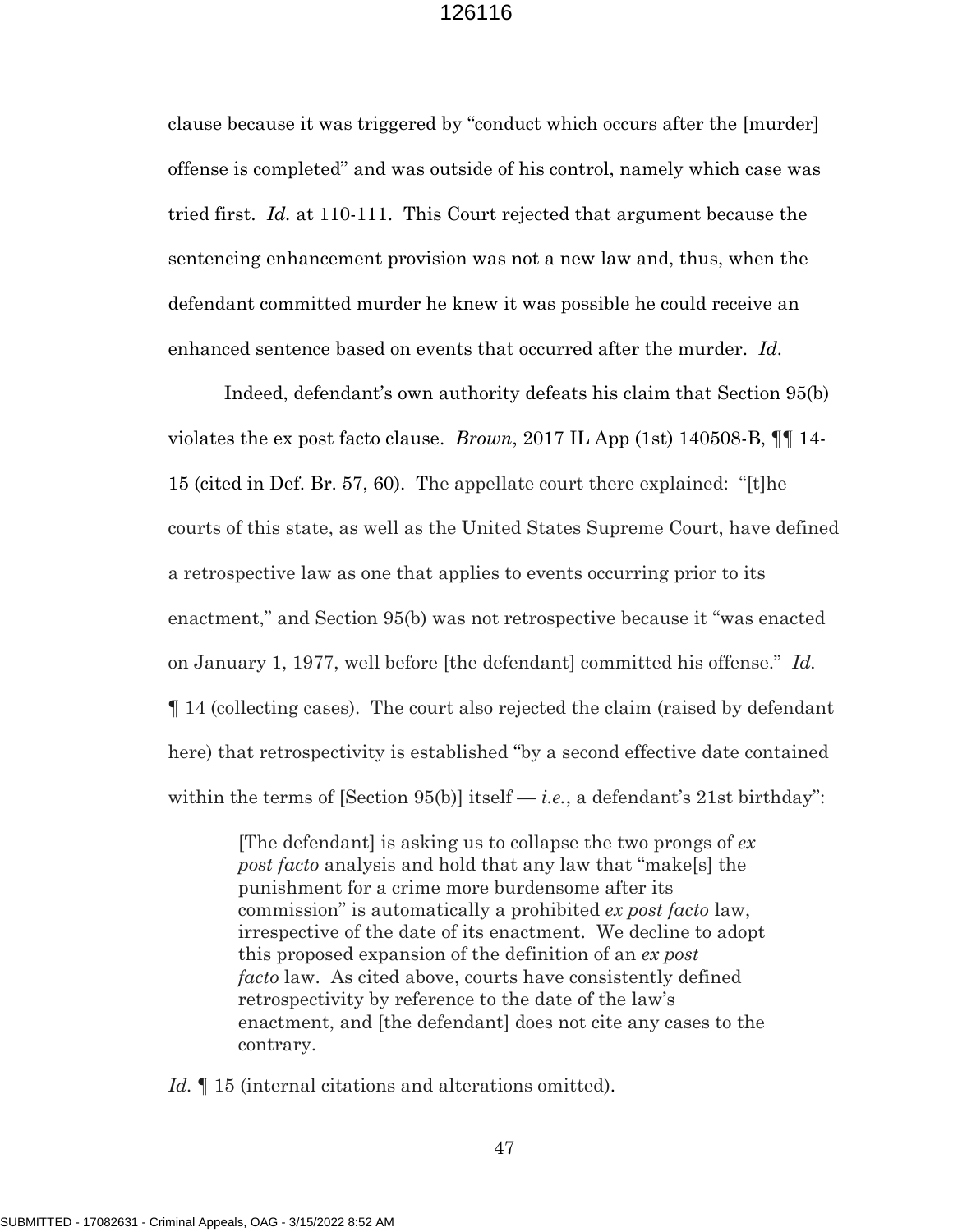clause because it was triggered by "conduct which occurs after the [murder] offense is completed" and was outside of his control, namely which case was tried first. *Id.* at 110-111. This Court rejected that argument because the sentencing enhancement provision was not a new law and, thus, when the defendant committed murder he knew it was possible he could receive an enhanced sentence based on events that occurred after the murder. *Id.*

Indeed, defendant's own authority defeats his claim that Section 95(b) violates the ex post facto clause. *Brown*, 2017 IL App (1st) 140508-B, ¶¶ 14-15 (cited in Def. Br. 57, 60). The appellate court there explained: "[t]he courts of this state, as well as the United States Supreme Court, have defined a retrospective law as one that applies to events occurring prior to its enactment," and Section 95(b) was not retrospective because it "was enacted on January 1, 1977, well before [the defendant] committed his offense." *Id.* ¶ 14 (collecting cases). The court also rejected the claim (raised by defendant here) that retrospectivity is established "by a second effective date contained within the terms of [Section 95(b)] itself — *i.e.*, a defendant's 21st birthday":

> [The defendant] is asking us to collapse the two prongs of *ex post facto* analysis and hold that any law that "make[s] the punishment for a crime more burdensome after its commission" is automatically a prohibited *ex post facto* law, irrespective of the date of its enactment. We decline to adopt this proposed expansion of the definition of an *ex post facto* law. As cited above, courts have consistently defined retrospectivity by reference to the date of the law's enactment, and [the defendant] does not cite any cases to the contrary.

*Id.* ¶ 15 (internal citations and alterations omitted).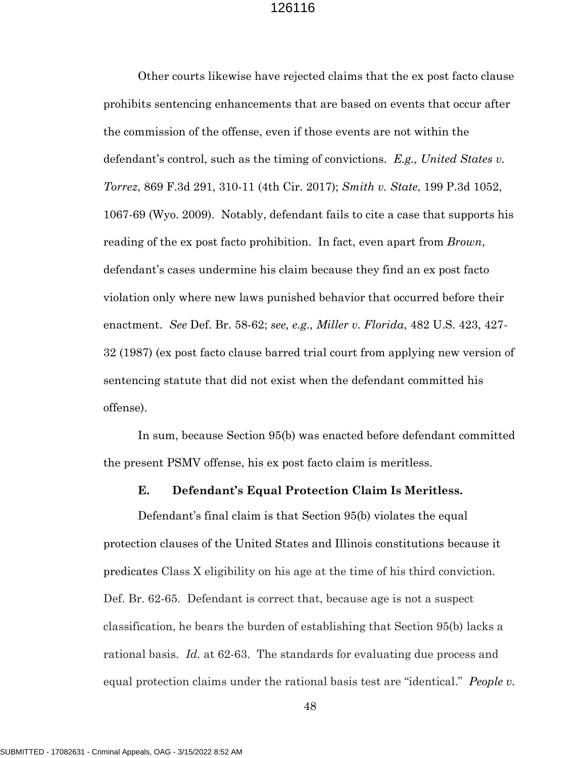Other courts likewise have rejected claims that the ex post facto clause prohibits sentencing enhancements that are based on events that occur after the commission of the offense, even if those events are not within the defendant's control, such as the timing of convictions. *E.g., United States v. Torrez*, 869 F.3d 291, 310-11 (4th Cir. 2017); *Smith v. State*, 199 P.3d 1052, 1067-69 (Wyo. 2009). Notably, defendant fails to cite a case that supports his reading of the ex post facto prohibition. In fact, even apart from *Brown*, defendant's cases undermine his claim because they find an ex post facto violation only where new laws punished behavior that occurred before their enactment. *See* Def. Br. 58-62; *see, e.g., Miller v. Florida*, 482 U.S. 423, 427-32 (1987) (ex post facto clause barred trial court from applying new version of sentencing statute that did not exist when the defendant committed his offense).

In sum, because Section 95(b) was enacted before defendant committed the present PSMV offense, his ex post facto claim is meritless.

### E. Defendant's Equal Protection Claim Is Meritless.

Defendant's final claim is that Section 95(b) violates the equal protection clauses of the United States and Illinois constitutions because it predicates Class X eligibility on his age at the time of his third conviction. Def. Br. 62-65. Defendant is correct that, because age is not a suspect classification, he bears the burden of establishing that Section 95(b) lacks a rational basis. *Id.* at 62-63. The standards for evaluating due process and equal protection claims under the rational basis test are "identical." *People v.*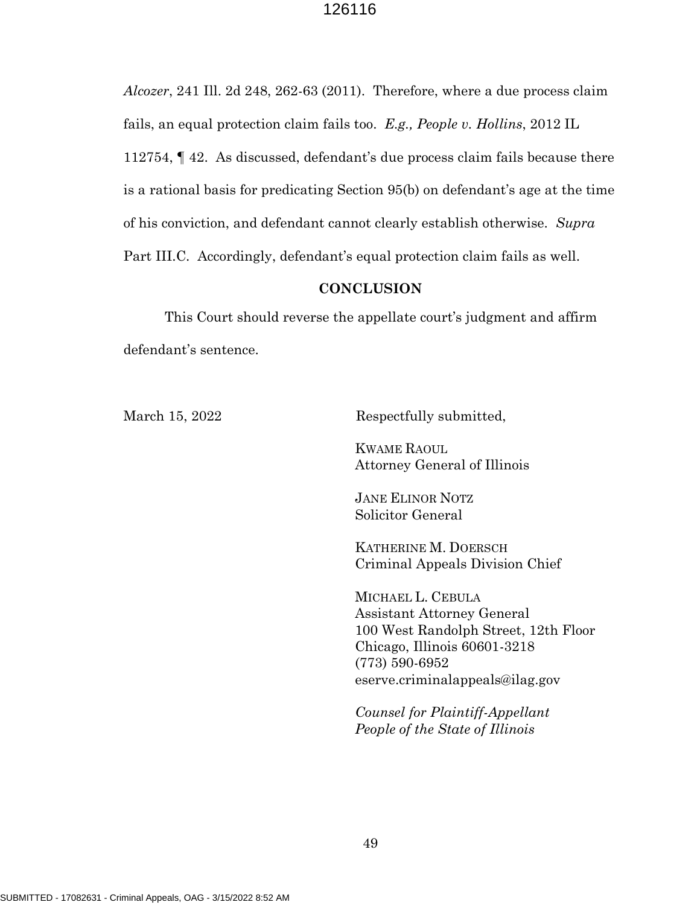*Alcozer*, 241 Ill. 2d 248, 262-63 (2011). Therefore, where a due process claim fails, an equal protection claim fails too. *E.g., People v. Hollins*, 2012 IL 112754, ¶ 42. As discussed, defendant's due process claim fails because there is a rational basis for predicating Section 95(b) on defendant's age at the time of his conviction, and defendant cannot clearly establish otherwise. *Supra* Part III.C. Accordingly, defendant's equal protection claim fails as well.

## CONCLUSION

This Court should reverse the appellate court's judgment and affirm defendant's sentence.

March 15, 2022

Respectfully submitted,

KWAME RAOUL
Attorney General of Illinois

JANE ELINOR NOTZ
Solicitor General

KATHERINE M. DOERSCH
Criminal Appeals Division Chief

MICHAEL L. CEBULA
Assistant Attorney General
100 West Randolph Street, 12th Floor
Chicago, Illinois 60601-3218
(773) 590-6952
eserve.criminalappeals@ilag.gov

*Counsel for Plaintiff-Appellant*
*People of the State of Illinois*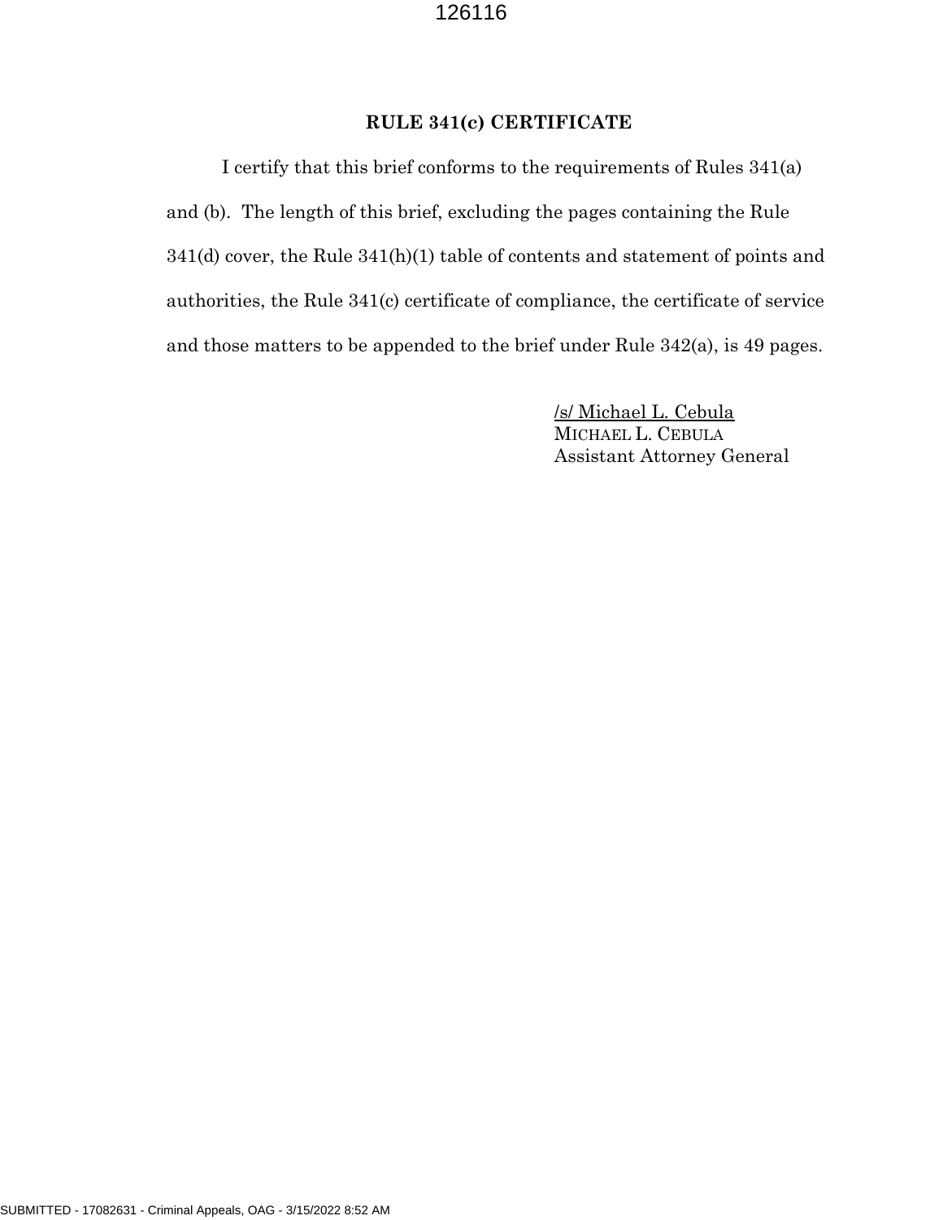**RULE 341(c) CERTIFICATE**

I certify that this brief conforms to the requirements of Rules 341(a) and (b). The length of this brief, excluding the pages containing the Rule 341(d) cover, the Rule 341(h)(1) table of contents and statement of points and authorities, the Rule 341(c) certificate of compliance, the certificate of service and those matters to be appended to the brief under Rule 342(a), is 49 pages.

/s/ Michael L. Cebula
MICHAEL L. CEBULA
Assistant Attorney General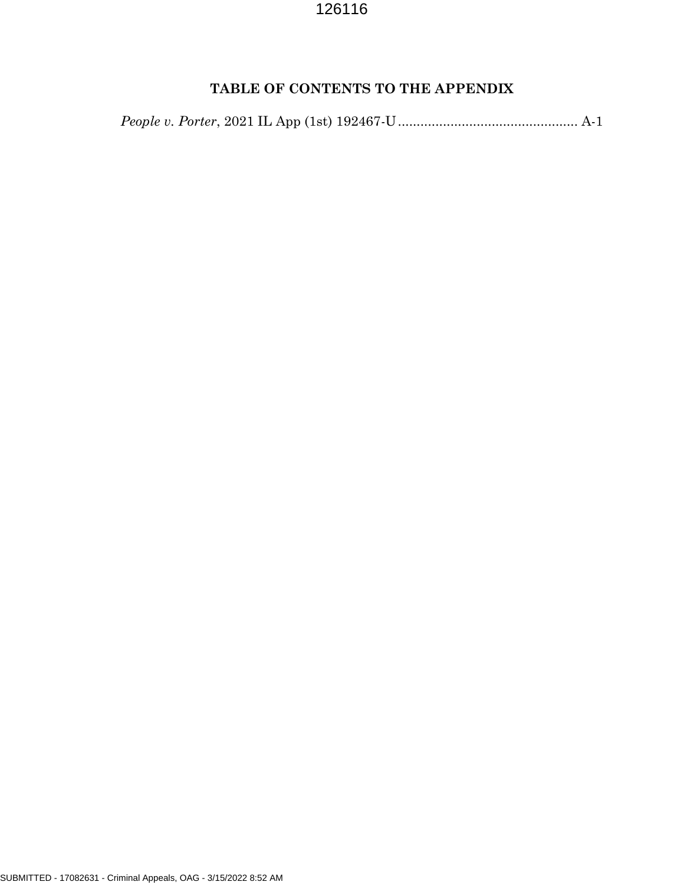## TABLE OF CONTENTS TO THE APPENDIX

*People v. Porter*, 2021 IL App (1st) 192467-U ................................................ A-1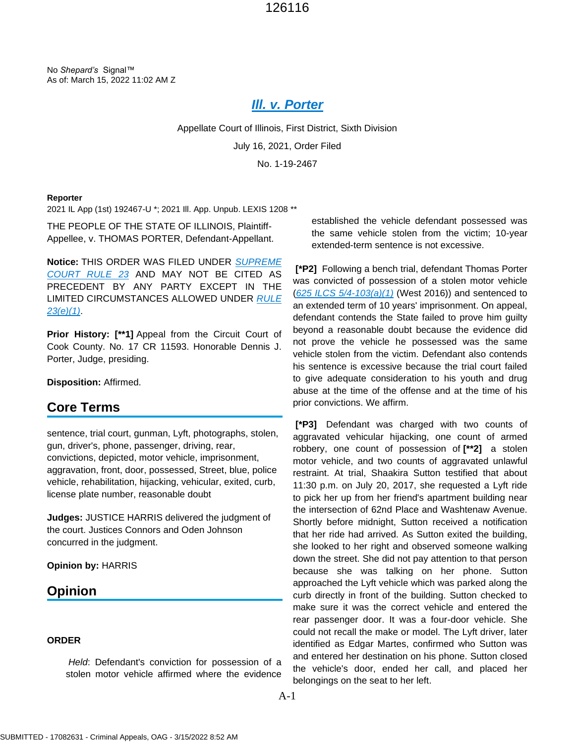No *Shepard's* Signal™
As of: March 15, 2022 11:02 AM Z

# Ill. v. Porter

Appellate Court of Illinois, First District, Sixth Division

July 16, 2021, Order Filed

No. 1-19-2467

**Reporter**

2021 IL App (1st) 192467-U *; 2021 Ill. App. Unpub. LEXIS 1208 **

THE PEOPLE OF THE STATE OF ILLINOIS, Plaintiff-Appellee, v. THOMAS PORTER, Defendant-Appellant.

**Notice:** THIS ORDER WAS FILED UNDER SUPREME COURT RULE 23 AND MAY NOT BE CITED AS PRECEDENT BY ANY PARTY EXCEPT IN THE LIMITED CIRCUMSTANCES ALLOWED UNDER RULE 23(e)(1).

**Prior History: [**1]** Appeal from the Circuit Court of Cook County. No. 17 CR 11593. Honorable Dennis J. Porter, Judge, presiding.

**Disposition:** Affirmed.

## Core Terms

sentence, trial court, gunman, Lyft, photographs, stolen, gun, driver's, phone, passenger, driving, rear, convictions, depicted, motor vehicle, imprisonment, aggravation, front, door, possessed, Street, blue, police vehicle, rehabilitation, hijacking, vehicular, exited, curb, license plate number, reasonable doubt

**Judges:** JUSTICE HARRIS delivered the judgment of the court. Justices Connors and Oden Johnson concurred in the judgment.

**Opinion by:** HARRIS

## Opinion

**ORDER**

*Held*: Defendant's conviction for possession of a stolen motor vehicle affirmed where the evidence established the vehicle defendant possessed was the same vehicle stolen from the victim; 10-year extended-term sentence is not excessive.

**[*P2]** Following a bench trial, defendant Thomas Porter was convicted of possession of a stolen motor vehicle (625 ILCS 5/4-103(a)(1) (West 2016)) and sentenced to an extended term of 10 years' imprisonment. On appeal, defendant contends the State failed to prove him guilty beyond a reasonable doubt because the evidence did not prove the vehicle he possessed was the same vehicle stolen from the victim. Defendant also contends his sentence is excessive because the trial court failed to give adequate consideration to his youth and drug abuse at the time of the offense and at the time of his prior convictions. We affirm.

**[*P3]** Defendant was charged with two counts of aggravated vehicular hijacking, one count of armed robbery, one count of possession of **[**2]** a stolen motor vehicle, and two counts of aggravated unlawful restraint. At trial, Shaakira Sutton testified that about 11:30 p.m. on July 20, 2017, she requested a Lyft ride to pick her up from her friend's apartment building near the intersection of 62nd Place and Washtenaw Avenue. Shortly before midnight, Sutton received a notification that her ride had arrived. As Sutton exited the building, she looked to her right and observed someone walking down the street. She did not pay attention to that person because she was talking on her phone. Sutton approached the Lyft vehicle which was parked along the curb directly in front of the building. Sutton checked to make sure it was the correct vehicle and entered the rear passenger door. It was a four-door vehicle. She could not recall the make or model. The Lyft driver, later identified as Edgar Martes, confirmed who Sutton was and entered her destination on his phone. Sutton closed the vehicle's door, ended her call, and placed her belongings on the seat to her left.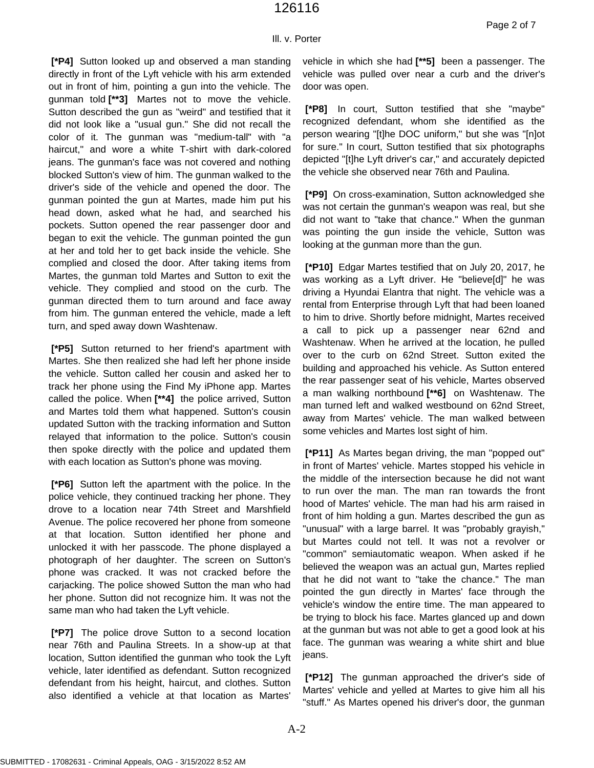**[\*P4]** Sutton looked up and observed a man standing directly in front of the Lyft vehicle with his arm extended out in front of him, pointing a gun into the vehicle. The gunman told **[\*\*3]** Martes not to move the vehicle. Sutton described the gun as "weird" and testified that it did not look like a "usual gun." She did not recall the color of it. The gunman was "medium-tall" with "a haircut," and wore a white T-shirt with dark-colored jeans. The gunman's face was not covered and nothing blocked Sutton's view of him. The gunman walked to the driver's side of the vehicle and opened the door. The gunman pointed the gun at Martes, made him put his head down, asked what he had, and searched his pockets. Sutton opened the rear passenger door and began to exit the vehicle. The gunman pointed the gun at her and told her to get back inside the vehicle. She complied and closed the door. After taking items from Martes, the gunman told Martes and Sutton to exit the vehicle. They complied and stood on the curb. The gunman directed them to turn around and face away from him. The gunman entered the vehicle, made a left turn, and sped away down Washtenaw.

**[\*P5]** Sutton returned to her friend's apartment with Martes. She then realized she had left her phone inside the vehicle. Sutton called her cousin and asked her to track her phone using the Find My iPhone app. Martes called the police. When **[\*\*4]** the police arrived, Sutton and Martes told them what happened. Sutton's cousin updated Sutton with the tracking information and Sutton relayed that information to the police. Sutton's cousin then spoke directly with the police and updated them with each location as Sutton's phone was moving.

**[\*P6]** Sutton left the apartment with the police. In the police vehicle, they continued tracking her phone. They drove to a location near 74th Street and Marshfield Avenue. The police recovered her phone from someone at that location. Sutton identified her phone and unlocked it with her passcode. The phone displayed a photograph of her daughter. The screen on Sutton's phone was cracked. It was not cracked before the carjacking. The police showed Sutton the man who had her phone. Sutton did not recognize him. It was not the same man who had taken the Lyft vehicle.

**[\*P7]** The police drove Sutton to a second location near 76th and Paulina Streets. In a show-up at that location, Sutton identified the gunman who took the Lyft vehicle, later identified as defendant. Sutton recognized defendant from his height, haircut, and clothes. Sutton also identified a vehicle at that location as Martes' vehicle in which she had **[\*\*5]** been a passenger. The vehicle was pulled over near a curb and the driver's door was open.

**[\*P8]** In court, Sutton testified that she "maybe" recognized defendant, whom she identified as the person wearing "[t]he DOC uniform," but she was "[n]ot for sure." In court, Sutton testified that six photographs depicted "[t]he Lyft driver's car," and accurately depicted the vehicle she observed near 76th and Paulina.

**[\*P9]** On cross-examination, Sutton acknowledged she was not certain the gunman's weapon was real, but she did not want to "take that chance." When the gunman was pointing the gun inside the vehicle, Sutton was looking at the gunman more than the gun.

**[\*P10]** Edgar Martes testified that on July 20, 2017, he was working as a Lyft driver. He "believe[d]" he was driving a Hyundai Elantra that night. The vehicle was a rental from Enterprise through Lyft that had been loaned to him to drive. Shortly before midnight, Martes received a call to pick up a passenger near 62nd and Washtenaw. When he arrived at the location, he pulled over to the curb on 62nd Street. Sutton exited the building and approached his vehicle. As Sutton entered the rear passenger seat of his vehicle, Martes observed a man walking northbound **[\*\*6]** on Washtenaw. The man turned left and walked westbound on 62nd Street, away from Martes' vehicle. The man walked between some vehicles and Martes lost sight of him.

**[\*P11]** As Martes began driving, the man "popped out" in front of Martes' vehicle. Martes stopped his vehicle in the middle of the intersection because he did not want to run over the man. The man ran towards the front hood of Martes' vehicle. The man had his arm raised in front of him holding a gun. Martes described the gun as "unusual" with a large barrel. It was "probably grayish," but Martes could not tell. It was not a revolver or "common" semiautomatic weapon. When asked if he believed the weapon was an actual gun, Martes replied that he did not want to "take the chance." The man pointed the gun directly in Martes' face through the vehicle's window the entire time. The man appeared to be trying to block his face. Martes glanced up and down at the gunman but was not able to get a good look at his face. The gunman was wearing a white shirt and blue jeans.

**[\*P12]** The gunman approached the driver's side of Martes' vehicle and yelled at Martes to give him all his "stuff." As Martes opened his driver's door, the gunman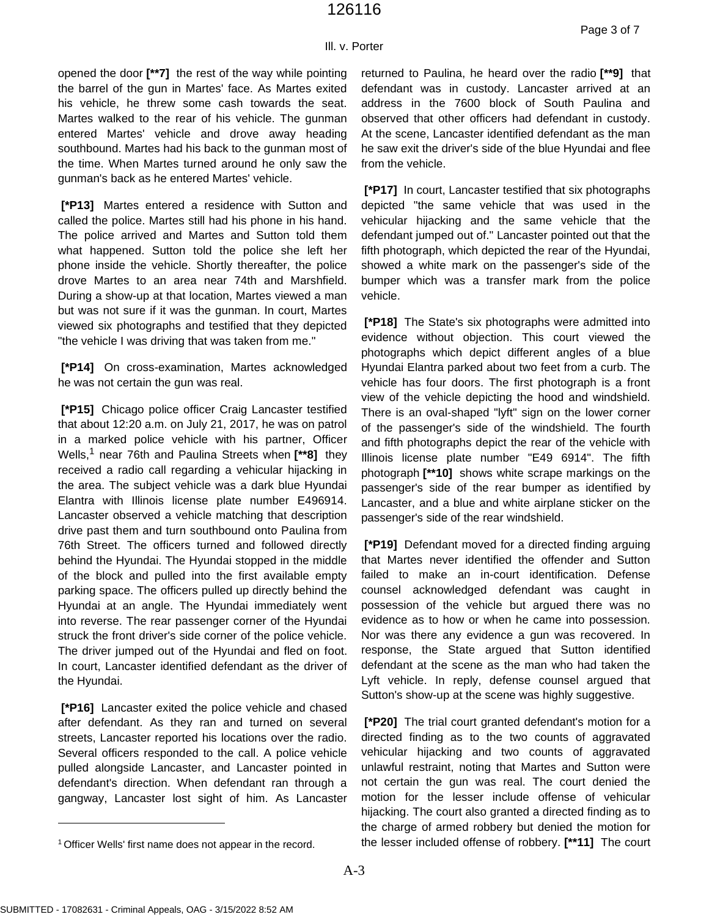opened the door **[\*\*7]** the rest of the way while pointing the barrel of the gun in Martes' face. As Martes exited his vehicle, he threw some cash towards the seat. Martes walked to the rear of his vehicle. The gunman entered Martes' vehicle and drove away heading southbound. Martes had his back to the gunman most of the time. When Martes turned around he only saw the gunman's back as he entered Martes' vehicle.

**[\*P13]** Martes entered a residence with Sutton and called the police. Martes still had his phone in his hand. The police arrived and Martes and Sutton told them what happened. Sutton told the police she left her phone inside the vehicle. Shortly thereafter, the police drove Martes to an area near 74th and Marshfield. During a show-up at that location, Martes viewed a man but was not sure if it was the gunman. In court, Martes viewed six photographs and testified that they depicted "the vehicle I was driving that was taken from me."

**[\*P14]** On cross-examination, Martes acknowledged he was not certain the gun was real.

**[\*P15]** Chicago police officer Craig Lancaster testified that about 12:20 a.m. on July 21, 2017, he was on patrol in a marked police vehicle with his partner, Officer Wells,[1] near 76th and Paulina Streets when **[\*\*8]** they received a radio call regarding a vehicular hijacking in the area. The subject vehicle was a dark blue Hyundai Elantra with Illinois license plate number E496914. Lancaster observed a vehicle matching that description drive past them and turn southbound onto Paulina from 76th Street. The officers turned and followed directly behind the Hyundai. The Hyundai stopped in the middle of the block and pulled into the first available empty parking space. The officers pulled up directly behind the Hyundai at an angle. The Hyundai immediately went into reverse. The rear passenger corner of the Hyundai struck the front driver's side corner of the police vehicle. The driver jumped out of the Hyundai and fled on foot. In court, Lancaster identified defendant as the driver of the Hyundai.

**[\*P16]** Lancaster exited the police vehicle and chased after defendant. As they ran and turned on several streets, Lancaster reported his locations over the radio. Several officers responded to the call. A police vehicle pulled alongside Lancaster, and Lancaster pointed in defendant's direction. When defendant ran through a gangway, Lancaster lost sight of him. As Lancaster returned to Paulina, he heard over the radio **[\*\*9]** that defendant was in custody. Lancaster arrived at an address in the 7600 block of South Paulina and observed that other officers had defendant in custody. At the scene, Lancaster identified defendant as the man he saw exit the driver's side of the blue Hyundai and flee from the vehicle.

**[\*P17]** In court, Lancaster testified that six photographs depicted "the same vehicle that was used in the vehicular hijacking and the same vehicle that the defendant jumped out of." Lancaster pointed out that the fifth photograph, which depicted the rear of the Hyundai, showed a white mark on the passenger's side of the bumper which was a transfer mark from the police vehicle.

**[\*P18]** The State's six photographs were admitted into evidence without objection. This court viewed the photographs which depict different angles of a blue Hyundai Elantra parked about two feet from a curb. The vehicle has four doors. The first photograph is a front view of the vehicle depicting the hood and windshield. There is an oval-shaped "lyft" sign on the lower corner of the passenger's side of the windshield. The fourth and fifth photographs depict the rear of the vehicle with Illinois license plate number "E49 6914". The fifth photograph **[\*\*10]** shows white scrape markings on the passenger's side of the rear bumper as identified by Lancaster, and a blue and white airplane sticker on the passenger's side of the rear windshield.

**[\*P19]** Defendant moved for a directed finding arguing that Martes never identified the offender and Sutton failed to make an in-court identification. Defense counsel acknowledged defendant was caught in possession of the vehicle but argued there was no evidence as to how or when he came into possession. Nor was there any evidence a gun was recovered. In response, the State argued that Sutton identified defendant at the scene as the man who had taken the Lyft vehicle. In reply, defense counsel argued that Sutton's show-up at the scene was highly suggestive.

**[\*P20]** The trial court granted defendant's motion for a directed finding as to the two counts of aggravated vehicular hijacking and two counts of aggravated unlawful restraint, noting that Martes and Sutton were not certain the gun was real. The court denied the motion for the lesser include offense of vehicular hijacking. The court also granted a directed finding as to the charge of armed robbery but denied the motion for the lesser included offense of robbery. **[\*\*11]** The court

[1] Officer Wells' first name does not appear in the record.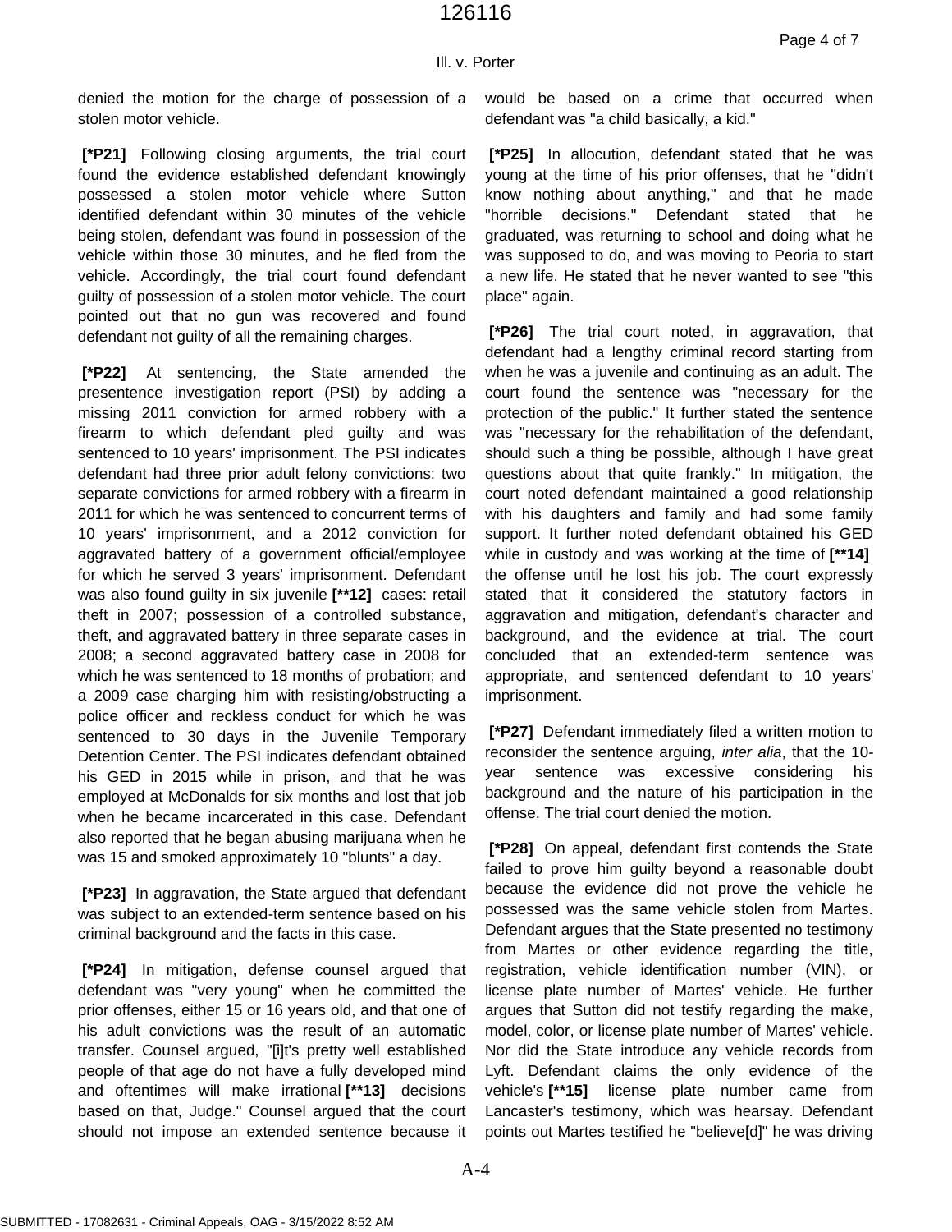denied the motion for the charge of possession of a stolen motor vehicle.

**[*P21]** Following closing arguments, the trial court found the evidence established defendant knowingly possessed a stolen motor vehicle where Sutton identified defendant within 30 minutes of the vehicle being stolen, defendant was found in possession of the vehicle within those 30 minutes, and he fled from the vehicle. Accordingly, the trial court found defendant guilty of possession of a stolen motor vehicle. The court pointed out that no gun was recovered and found defendant not guilty of all the remaining charges.

**[*P22]** At sentencing, the State amended the presentence investigation report (PSI) by adding a missing 2011 conviction for armed robbery with a firearm to which defendant pled guilty and was sentenced to 10 years' imprisonment. The PSI indicates defendant had three prior adult felony convictions: two separate convictions for armed robbery with a firearm in 2011 for which he was sentenced to concurrent terms of 10 years' imprisonment, and a 2012 conviction for aggravated battery of a government official/employee for which he served 3 years' imprisonment. Defendant was also found guilty in six juvenile **[**12]** cases: retail theft in 2007; possession of a controlled substance, theft, and aggravated battery in three separate cases in 2008; a second aggravated battery case in 2008 for which he was sentenced to 18 months of probation; and a 2009 case charging him with resisting/obstructing a police officer and reckless conduct for which he was sentenced to 30 days in the Juvenile Temporary Detention Center. The PSI indicates defendant obtained his GED in 2015 while in prison, and that he was employed at McDonalds for six months and lost that job when he became incarcerated in this case. Defendant also reported that he began abusing marijuana when he was 15 and smoked approximately 10 "blunts" a day.

**[*P23]** In aggravation, the State argued that defendant was subject to an extended-term sentence based on his criminal background and the facts in this case.

**[*P24]** In mitigation, defense counsel argued that defendant was "very young" when he committed the prior offenses, either 15 or 16 years old, and that one of his adult convictions was the result of an automatic transfer. Counsel argued, "[i]t's pretty well established people of that age do not have a fully developed mind and oftentimes will make irrational **[**13]** decisions based on that, Judge." Counsel argued that the court should not impose an extended sentence because it would be based on a crime that occurred when defendant was "a child basically, a kid."

**[*P25]** In allocution, defendant stated that he was young at the time of his prior offenses, that he "didn't know nothing about anything," and that he made "horrible decisions." Defendant stated that he graduated, was returning to school and doing what he was supposed to do, and was moving to Peoria to start a new life. He stated that he never wanted to see "this place" again.

**[*P26]** The trial court noted, in aggravation, that defendant had a lengthy criminal record starting from when he was a juvenile and continuing as an adult. The court found the sentence was "necessary for the protection of the public." It further stated the sentence was "necessary for the rehabilitation of the defendant, should such a thing be possible, although I have great questions about that quite frankly." In mitigation, the court noted defendant maintained a good relationship with his daughters and family and had some family support. It further noted defendant obtained his GED while in custody and was working at the time of **[**14]** the offense until he lost his job. The court expressly stated that it considered the statutory factors in aggravation and mitigation, defendant's character and background, and the evidence at trial. The court concluded that an extended-term sentence was appropriate, and sentenced defendant to 10 years' imprisonment.

**[*P27]** Defendant immediately filed a written motion to reconsider the sentence arguing, *inter alia*, that the 10-year sentence was excessive considering his background and the nature of his participation in the offense. The trial court denied the motion.

**[*P28]** On appeal, defendant first contends the State failed to prove him guilty beyond a reasonable doubt because the evidence did not prove the vehicle he possessed was the same vehicle stolen from Martes. Defendant argues that the State presented no testimony from Martes or other evidence regarding the title, registration, vehicle identification number (VIN), or license plate number of Martes' vehicle. He further argues that Sutton did not testify regarding the make, model, color, or license plate number of Martes' vehicle. Nor did the State introduce any vehicle records from Lyft. Defendant claims the only evidence of the vehicle's **[**15]** license plate number came from Lancaster's testimony, which was hearsay. Defendant points out Martes testified he "believe[d]" he was driving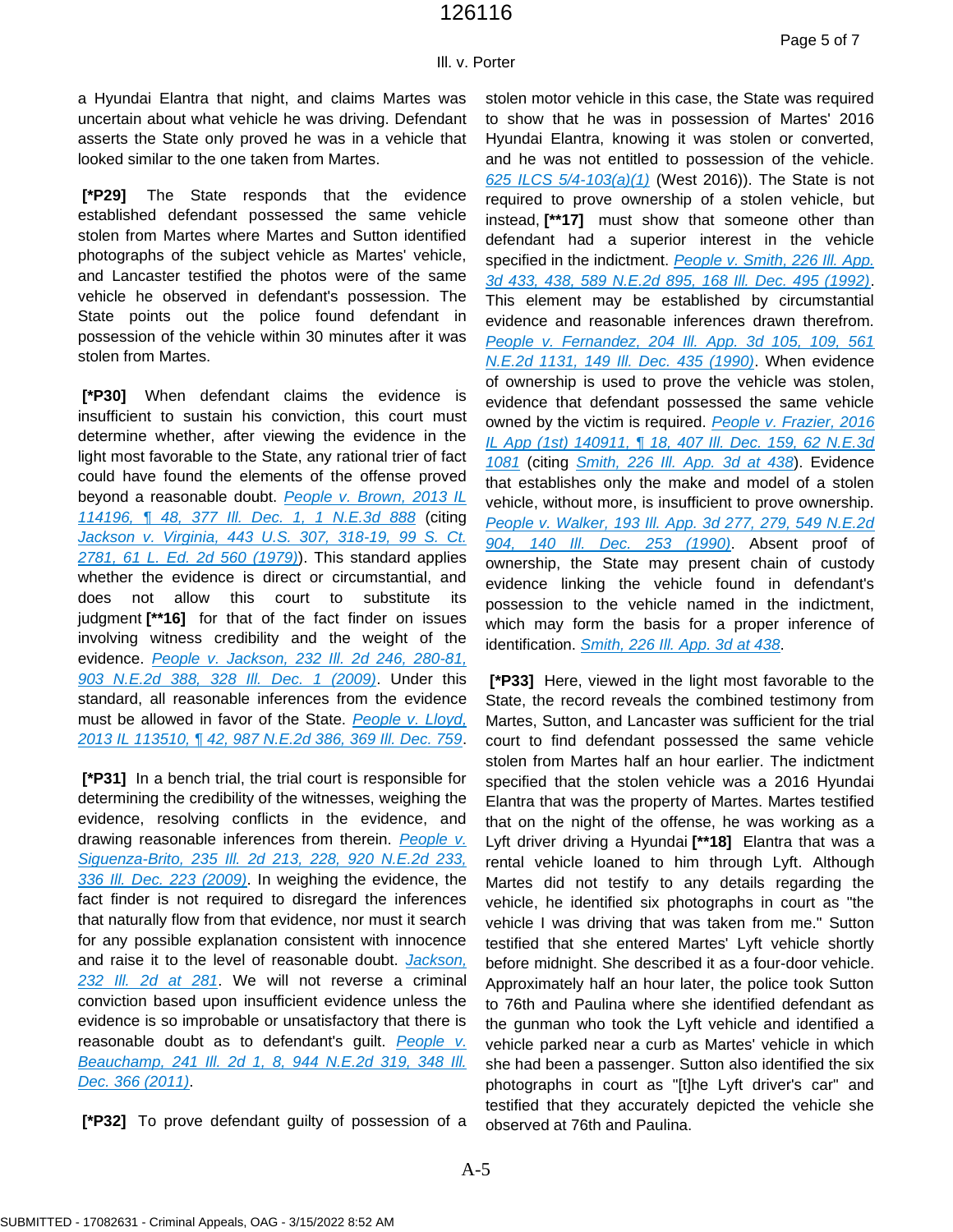a Hyundai Elantra that night, and claims Martes was uncertain about what vehicle he was driving. Defendant asserts the State only proved he was in a vehicle that looked similar to the one taken from Martes.

**[*P29]** The State responds that the evidence established defendant possessed the same vehicle stolen from Martes where Martes and Sutton identified photographs of the subject vehicle as Martes' vehicle, and Lancaster testified the photos were of the same vehicle he observed in defendant's possession. The State points out the police found defendant in possession of the vehicle within 30 minutes after it was stolen from Martes.

**[*P30]** When defendant claims the evidence is insufficient to sustain his conviction, this court must determine whether, after viewing the evidence in the light most favorable to the State, any rational trier of fact could have found the elements of the offense proved beyond a reasonable doubt. People v. Brown, 2013 IL 114196, ¶ 48, 377 Ill. Dec. 1, 1 N.E.3d 888 (citing Jackson v. Virginia, 443 U.S. 307, 318-19, 99 S. Ct. 2781, 61 L. Ed. 2d 560 (1979)). This standard applies whether the evidence is direct or circumstantial, and does not allow this court to substitute its judgment **[**16]** for that of the fact finder on issues involving witness credibility and the weight of the evidence. People v. Jackson, 232 Ill. 2d 246, 280-81, 903 N.E.2d 388, 328 Ill. Dec. 1 (2009). Under this standard, all reasonable inferences from the evidence must be allowed in favor of the State. People v. Lloyd, 2013 IL 113510, ¶ 42, 987 N.E.2d 386, 369 Ill. Dec. 759.

**[*P31]** In a bench trial, the trial court is responsible for determining the credibility of the witnesses, weighing the evidence, resolving conflicts in the evidence, and drawing reasonable inferences from therein. People v. Siguenza-Brito, 235 Ill. 2d 213, 228, 920 N.E.2d 233, 336 Ill. Dec. 223 (2009). In weighing the evidence, the fact finder is not required to disregard the inferences that naturally flow from that evidence, nor must it search for any possible explanation consistent with innocence and raise it to the level of reasonable doubt. Jackson, 232 Ill. 2d at 281. We will not reverse a criminal conviction based upon insufficient evidence unless the evidence is so improbable or unsatisfactory that there is reasonable doubt as to defendant's guilt. People v. Beauchamp, 241 Ill. 2d 1, 8, 944 N.E.2d 319, 348 Ill. Dec. 366 (2011).

**[*P32]** To prove defendant guilty of possession of a stolen motor vehicle in this case, the State was required to show that he was in possession of Martes' 2016 Hyundai Elantra, knowing it was stolen or converted, and he was not entitled to possession of the vehicle. 625 ILCS 5/4-103(a)(1) (West 2016)). The State is not required to prove ownership of a stolen vehicle, but instead, **[**17]** must show that someone other than defendant had a superior interest in the vehicle specified in the indictment. People v. Smith, 226 Ill. App. 3d 433, 438, 589 N.E.2d 895, 168 Ill. Dec. 495 (1992). This element may be established by circumstantial evidence and reasonable inferences drawn therefrom. People v. Fernandez, 204 Ill. App. 3d 105, 109, 561 N.E.2d 1131, 149 Ill. Dec. 435 (1990). When evidence of ownership is used to prove the vehicle was stolen, evidence that defendant possessed the same vehicle owned by the victim is required. People v. Frazier, 2016 IL App (1st) 140911, ¶ 18, 407 Ill. Dec. 159, 62 N.E.3d 1081 (citing Smith, 226 Ill. App. 3d at 438). Evidence that establishes only the make and model of a stolen vehicle, without more, is insufficient to prove ownership. People v. Walker, 193 Ill. App. 3d 277, 279, 549 N.E.2d 904, 140 Ill. Dec. 253 (1990). Absent proof of ownership, the State may present chain of custody evidence linking the vehicle found in defendant's possession to the vehicle named in the indictment, which may form the basis for a proper inference of identification. Smith, 226 Ill. App. 3d at 438.

**[*P33]** Here, viewed in the light most favorable to the State, the record reveals the combined testimony from Martes, Sutton, and Lancaster was sufficient for the trial court to find defendant possessed the same vehicle stolen from Martes half an hour earlier. The indictment specified that the stolen vehicle was a 2016 Hyundai Elantra that was the property of Martes. Martes testified that on the night of the offense, he was working as a Lyft driver driving a Hyundai **[**18]** Elantra that was a rental vehicle loaned to him through Lyft. Although Martes did not testify to any details regarding the vehicle, he identified six photographs in court as "the vehicle I was driving that was taken from me." Sutton testified that she entered Martes' Lyft vehicle shortly before midnight. She described it as a four-door vehicle. Approximately half an hour later, the police took Sutton to 76th and Paulina where she identified defendant as the gunman who took the Lyft vehicle and identified a vehicle parked near a curb as Martes' vehicle in which she had been a passenger. Sutton also identified the six photographs in court as "[t]he Lyft driver's car" and testified that they accurately depicted the vehicle she observed at 76th and Paulina.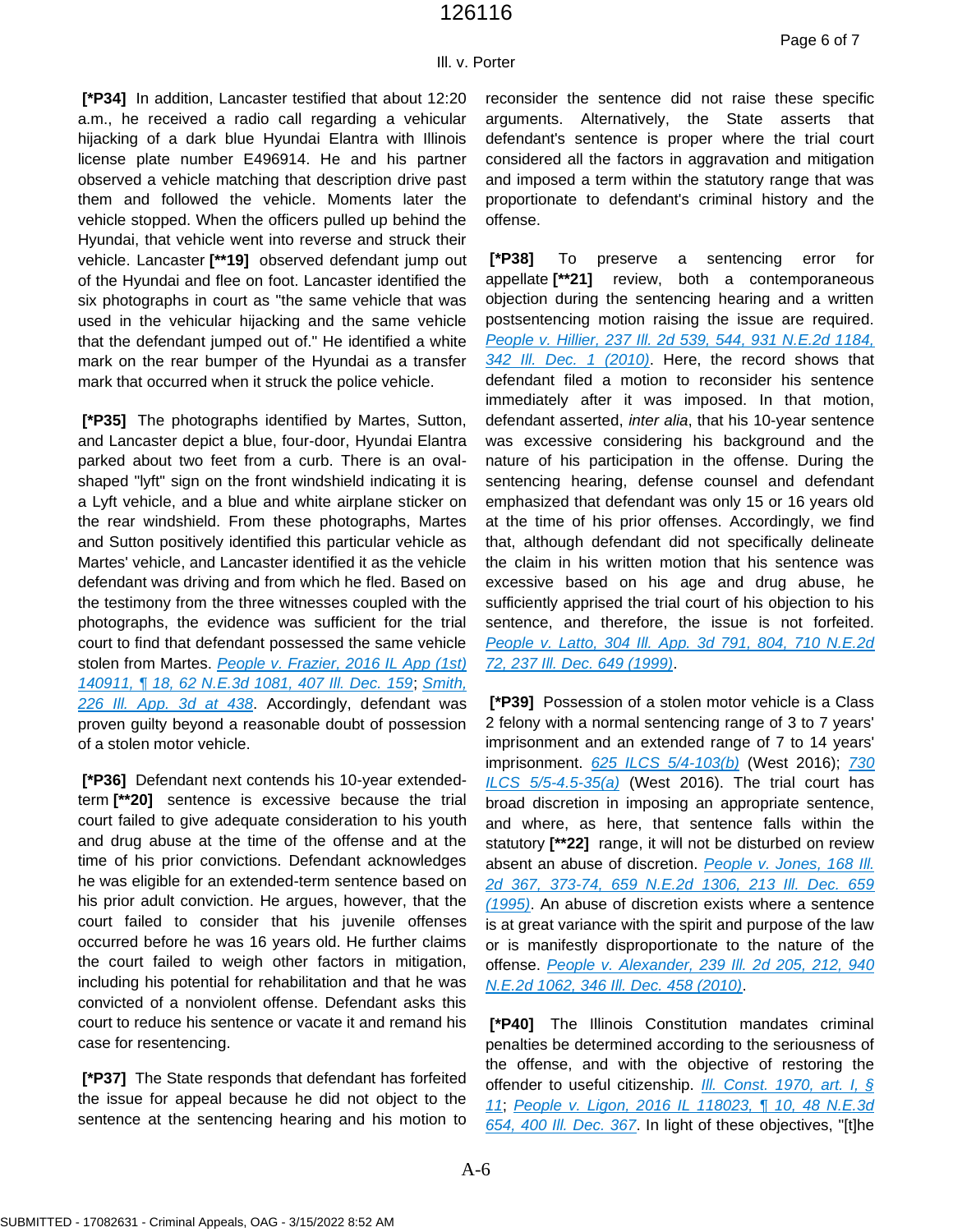**[*P34]** In addition, Lancaster testified that about 12:20 a.m., he received a radio call regarding a vehicular hijacking of a dark blue Hyundai Elantra with Illinois license plate number E496914. He and his partner observed a vehicle matching that description drive past them and followed the vehicle. Moments later the vehicle stopped. When the officers pulled up behind the Hyundai, that vehicle went into reverse and struck their vehicle. Lancaster **[**19]** observed defendant jump out of the Hyundai and flee on foot. Lancaster identified the six photographs in court as "the same vehicle that was used in the vehicular hijacking and the same vehicle that the defendant jumped out of." He identified a white mark on the rear bumper of the Hyundai as a transfer mark that occurred when it struck the police vehicle.

**[*P35]** The photographs identified by Martes, Sutton, and Lancaster depict a blue, four-door, Hyundai Elantra parked about two feet from a curb. There is an oval-shaped "lyft" sign on the front windshield indicating it is a Lyft vehicle, and a blue and white airplane sticker on the rear windshield. From these photographs, Martes and Sutton positively identified this particular vehicle as Martes' vehicle, and Lancaster identified it as the vehicle defendant was driving and from which he fled. Based on the testimony from the three witnesses coupled with the photographs, the evidence was sufficient for the trial court to find that defendant possessed the same vehicle stolen from Martes. People v. Frazier, 2016 IL App (1st) 140911, ¶ 18, 62 N.E.3d 1081, 407 Ill. Dec. 159; Smith, 226 Ill. App. 3d at 438. Accordingly, defendant was proven guilty beyond a reasonable doubt of possession of a stolen motor vehicle.

**[*P36]** Defendant next contends his 10-year extended-term **[**20]** sentence is excessive because the trial court failed to give adequate consideration to his youth and drug abuse at the time of the offense and at the time of his prior convictions. Defendant acknowledges he was eligible for an extended-term sentence based on his prior adult conviction. He argues, however, that the court failed to consider that his juvenile offenses occurred before he was 16 years old. He further claims the court failed to weigh other factors in mitigation, including his potential for rehabilitation and that he was convicted of a nonviolent offense. Defendant asks this court to reduce his sentence or vacate it and remand his case for resentencing.

**[*P37]** The State responds that defendant has forfeited the issue for appeal because he did not object to the sentence at the sentencing hearing and his motion to reconsider the sentence did not raise these specific arguments. Alternatively, the State asserts that defendant's sentence is proper where the trial court considered all the factors in aggravation and mitigation and imposed a term within the statutory range that was proportionate to defendant's criminal history and the offense.

**[*P38]** To preserve a sentencing error for appellate **[**21]** review, both a contemporaneous objection during the sentencing hearing and a written postsentencing motion raising the issue are required. People v. Hillier, 237 Ill. 2d 539, 544, 931 N.E.2d 1184, 342 Ill. Dec. 1 (2010). Here, the record shows that defendant filed a motion to reconsider his sentence immediately after it was imposed. In that motion, defendant asserted, *inter alia*, that his 10-year sentence was excessive considering his background and the nature of his participation in the offense. During the sentencing hearing, defense counsel and defendant emphasized that defendant was only 15 or 16 years old at the time of his prior offenses. Accordingly, we find that, although defendant did not specifically delineate the claim in his written motion that his sentence was excessive based on his age and drug abuse, he sufficiently apprised the trial court of his objection to his sentence, and therefore, the issue is not forfeited. People v. Latto, 304 Ill. App. 3d 791, 804, 710 N.E.2d 72, 237 Ill. Dec. 649 (1999).

**[*P39]** Possession of a stolen motor vehicle is a Class 2 felony with a normal sentencing range of 3 to 7 years' imprisonment and an extended range of 7 to 14 years' imprisonment. 625 ILCS 5/4-103(b) (West 2016); 730 ILCS 5/5-4.5-35(a) (West 2016). The trial court has broad discretion in imposing an appropriate sentence, and where, as here, that sentence falls within the statutory **[**22]** range, it will not be disturbed on review absent an abuse of discretion. People v. Jones, 168 Ill. 2d 367, 373-74, 659 N.E.2d 1306, 213 Ill. Dec. 659 (1995). An abuse of discretion exists where a sentence is at great variance with the spirit and purpose of the law or is manifestly disproportionate to the nature of the offense. People v. Alexander, 239 Ill. 2d 205, 212, 940 N.E.2d 1062, 346 Ill. Dec. 458 (2010).

**[*P40]** The Illinois Constitution mandates criminal penalties be determined according to the seriousness of the offense, and with the objective of restoring the offender to useful citizenship. Ill. Const. 1970, art. I, § 11; People v. Ligon, 2016 IL 118023, ¶ 10, 48 N.E.3d 654, 400 Ill. Dec. 367. In light of these objectives, "[t]he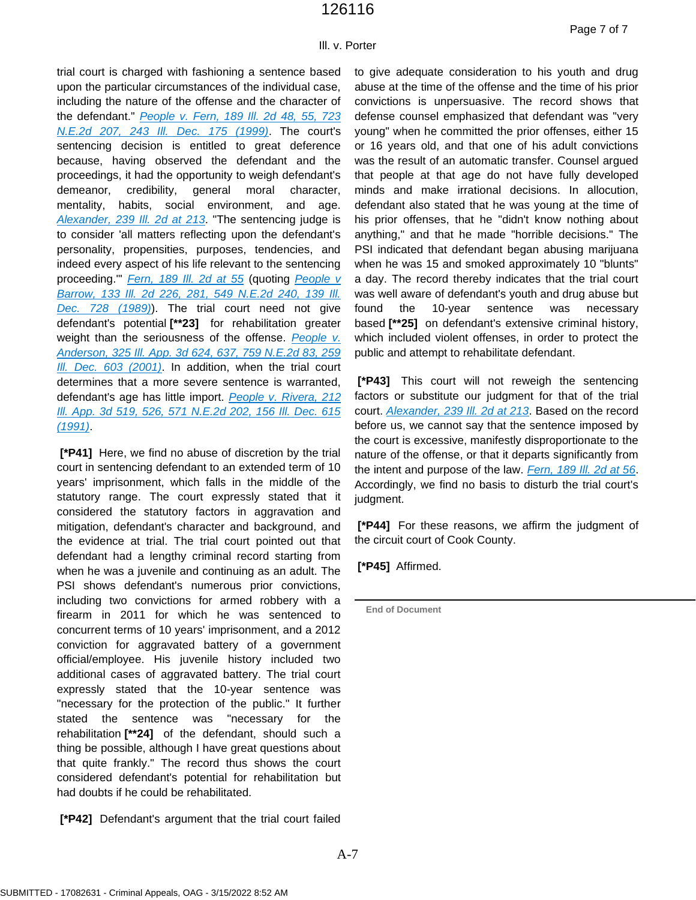trial court is charged with fashioning a sentence based upon the particular circumstances of the individual case, including the nature of the offense and the character of the defendant." People v. Fern, 189 Ill. 2d 48, 55, 723 N.E.2d 207, 243 Ill. Dec. 175 (1999). The court's sentencing decision is entitled to great deference because, having observed the defendant and the proceedings, it had the opportunity to weigh defendant's demeanor, credibility, general moral character, mentality, habits, social environment, and age. Alexander, 239 Ill. 2d at 213. "The sentencing judge is to consider 'all matters reflecting upon the defendant's personality, propensities, purposes, tendencies, and indeed every aspect of his life relevant to the sentencing proceeding.'" Fern, 189 Ill. 2d at 55 (quoting People v Barrow, 133 Ill. 2d 226, 281, 549 N.E.2d 240, 139 Ill. Dec. 728 (1989)). The trial court need not give defendant's potential **[\*\*23]** for rehabilitation greater weight than the seriousness of the offense. People v. Anderson, 325 Ill. App. 3d 624, 637, 759 N.E.2d 83, 259 Ill. Dec. 603 (2001). In addition, when the trial court determines that a more severe sentence is warranted, defendant's age has little import. People v. Rivera, 212 Ill. App. 3d 519, 526, 571 N.E.2d 202, 156 Ill. Dec. 615 (1991).

**[\*P41]** Here, we find no abuse of discretion by the trial court in sentencing defendant to an extended term of 10 years' imprisonment, which falls in the middle of the statutory range. The court expressly stated that it considered the statutory factors in aggravation and mitigation, defendant's character and background, and the evidence at trial. The trial court pointed out that defendant had a lengthy criminal record starting from when he was a juvenile and continuing as an adult. The PSI shows defendant's numerous prior convictions, including two convictions for armed robbery with a firearm in 2011 for which he was sentenced to concurrent terms of 10 years' imprisonment, and a 2012 conviction for aggravated battery of a government official/employee. His juvenile history included two additional cases of aggravated battery. The trial court expressly stated that the 10-year sentence was "necessary for the protection of the public." It further stated the sentence was "necessary for the rehabilitation **[\*\*24]** of the defendant, should such a thing be possible, although I have great questions about that quite frankly." The record thus shows the court considered defendant's potential for rehabilitation but had doubts if he could be rehabilitated.

**[\*P42]** Defendant's argument that the trial court failed to give adequate consideration to his youth and drug abuse at the time of the offense and the time of his prior convictions is unpersuasive. The record shows that defense counsel emphasized that defendant was "very young" when he committed the prior offenses, either 15 or 16 years old, and that one of his adult convictions was the result of an automatic transfer. Counsel argued that people at that age do not have fully developed minds and make irrational decisions. In allocution, defendant also stated that he was young at the time of his prior offenses, that he "didn't know nothing about anything," and that he made "horrible decisions." The PSI indicated that defendant began abusing marijuana when he was 15 and smoked approximately 10 "blunts" a day. The record thereby indicates that the trial court was well aware of defendant's youth and drug abuse but found the 10-year sentence was necessary based **[\*\*25]** on defendant's extensive criminal history, which included violent offenses, in order to protect the public and attempt to rehabilitate defendant.

**[\*P43]** This court will not reweigh the sentencing factors or substitute our judgment for that of the trial court. Alexander, 239 Ill. 2d at 213. Based on the record before us, we cannot say that the sentence imposed by the court is excessive, manifestly disproportionate to the nature of the offense, or that it departs significantly from the intent and purpose of the law. Fern, 189 Ill. 2d at 56. Accordingly, we find no basis to disturb the trial court's judgment.

**[\*P44]** For these reasons, we affirm the judgment of the circuit court of Cook County.

**[\*P45]** Affirmed.

---

End of Document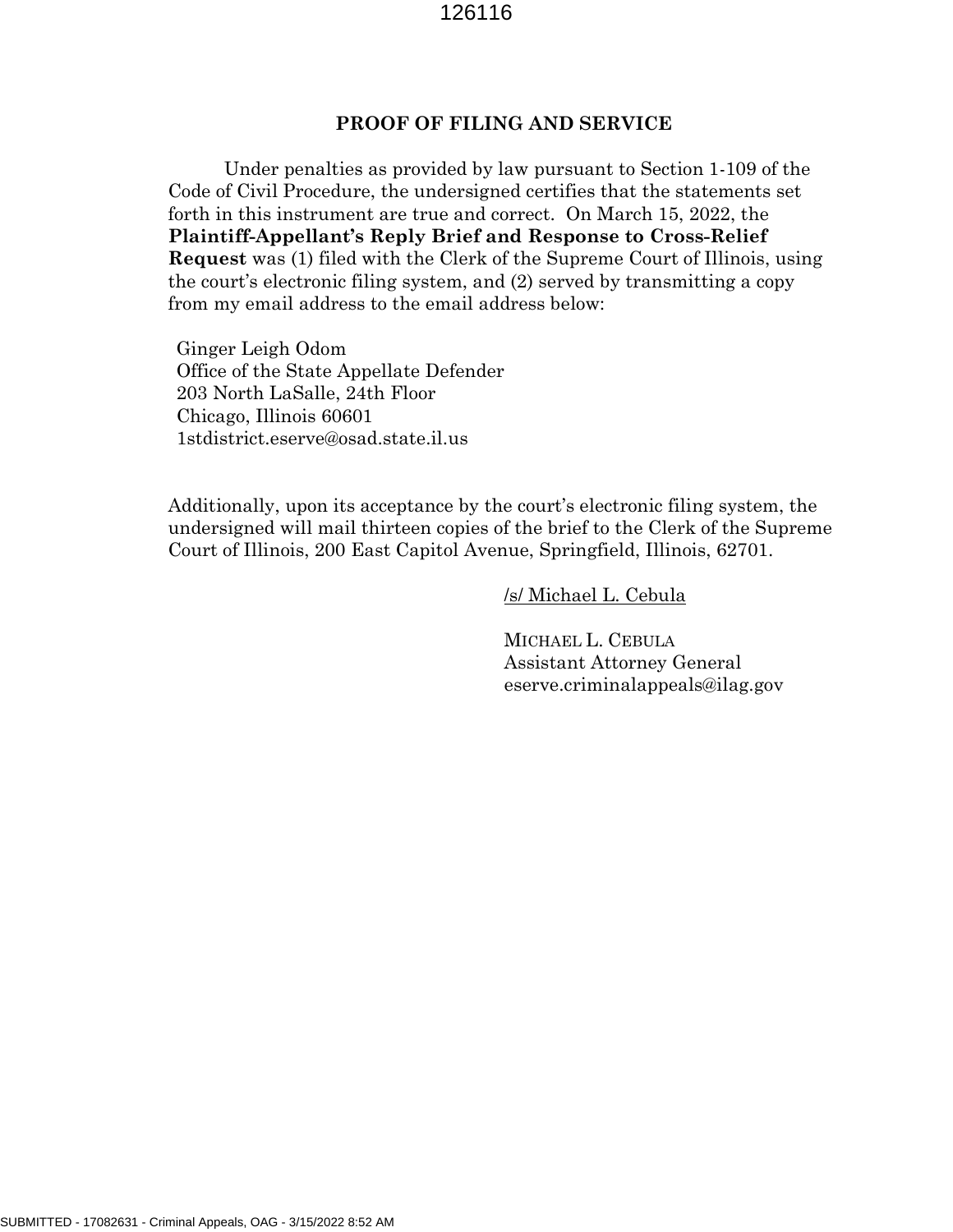## PROOF OF FILING AND SERVICE

Under penalties as provided by law pursuant to Section 1-109 of the Code of Civil Procedure, the undersigned certifies that the statements set forth in this instrument are true and correct. On March 15, 2022, the **Plaintiff-Appellant's Reply Brief and Response to Cross-Relief Request** was (1) filed with the Clerk of the Supreme Court of Illinois, using the court's electronic filing system, and (2) served by transmitting a copy from my email address to the email address below:

Ginger Leigh Odom
Office of the State Appellate Defender
203 North LaSalle, 24th Floor
Chicago, Illinois 60601
1stdistrict.eserve@osad.state.il.us

Additionally, upon its acceptance by the court's electronic filing system, the undersigned will mail thirteen copies of the brief to the Clerk of the Supreme Court of Illinois, 200 East Capitol Avenue, Springfield, Illinois, 62701.

/s/ Michael L. Cebula

MICHAEL L. CEBULA
Assistant Attorney General
eserve.criminalappeals@ilag.gov